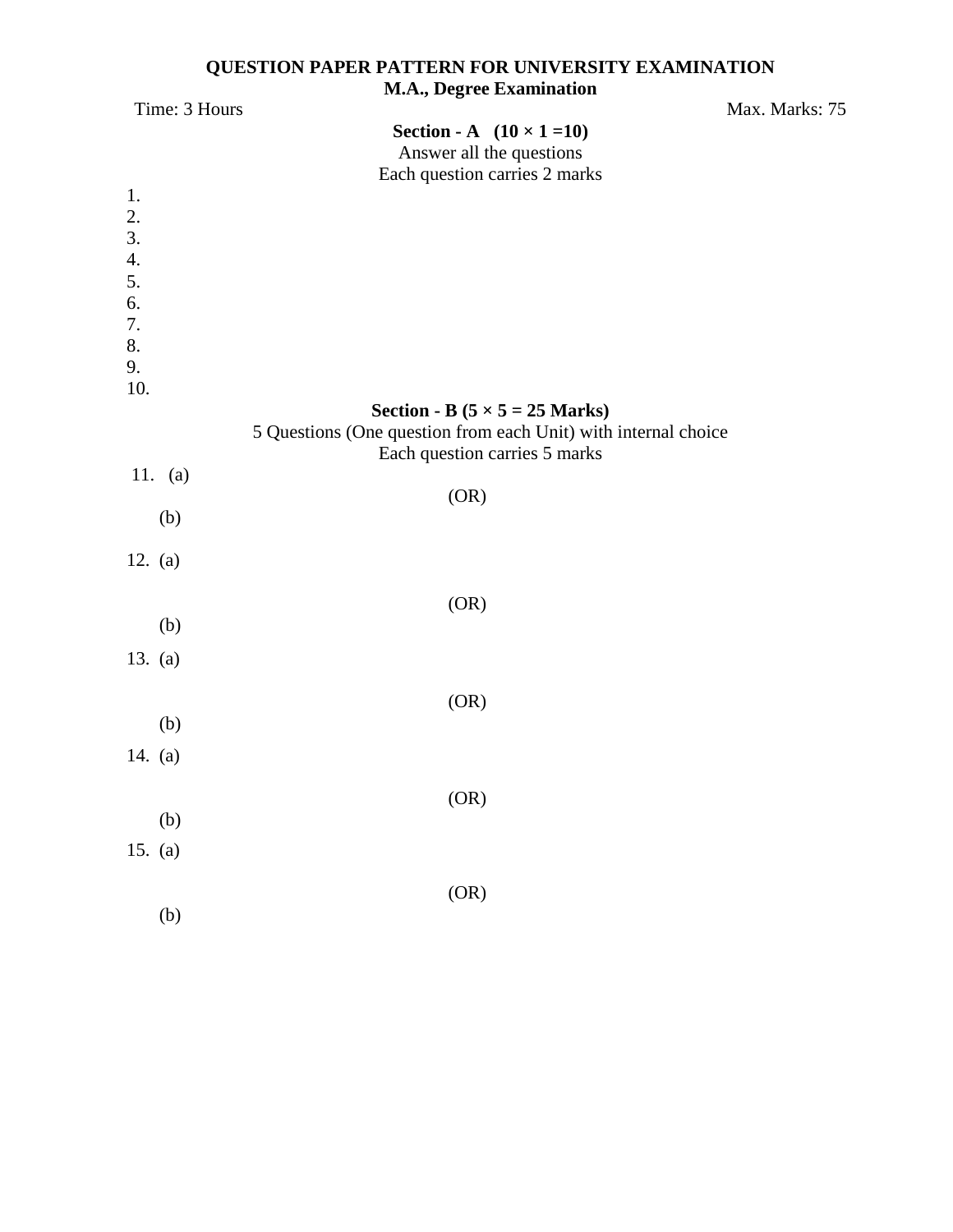**QUESTION PAPER PATTERN FOR UNIVERSITY EXAMINATION**

**M.A., Degree Examination**

Time: 3 Hours Max. Marks: 75

**Section - A (10 × 1 =10)**

Answer all the questions

Each question carries 2 marks

1.
2.
3.
4.
5.
6.
7.
8.
9.
10.

**Section - B (5 × 5 = 25 Marks)**

5 Questions (One question from each Unit) with internal choice

Each question carries 5 marks

11. (a)

(OR)

(b)

12. (a)

(OR)

(b)

13. (a)

(OR)

(b)

14. (a)

(OR)

(b)

15. (a)

(OR)

(b)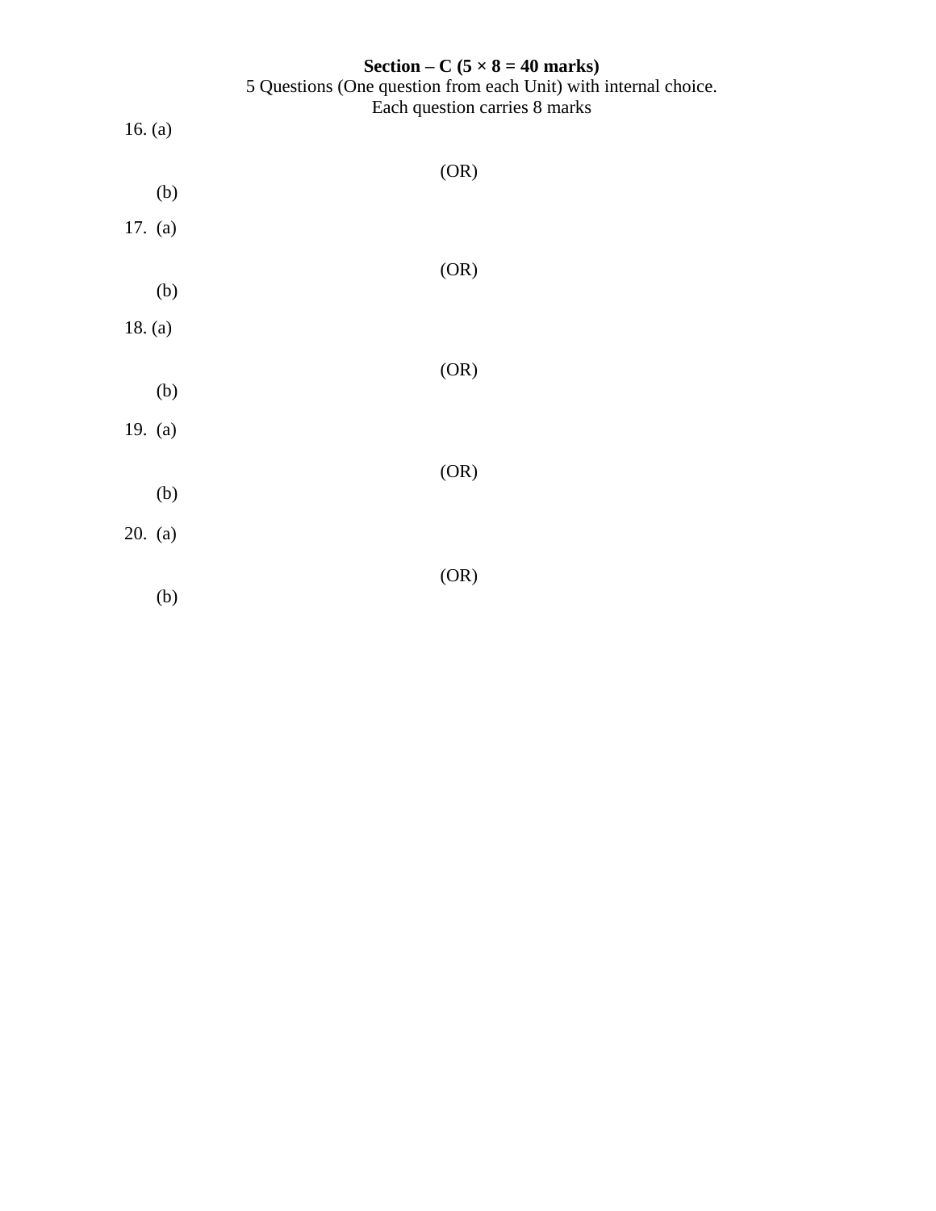**Section – C (5 × 8 = 40 marks)**

5 Questions (One question from each Unit) with internal choice.

Each question carries 8 marks

16. (a)

(OR)

(b)

17. (a)

(OR)

(b)

18. (a)

(OR)

(b)

19. (a)

(OR)

(b)

20. (a)

(OR)

(b)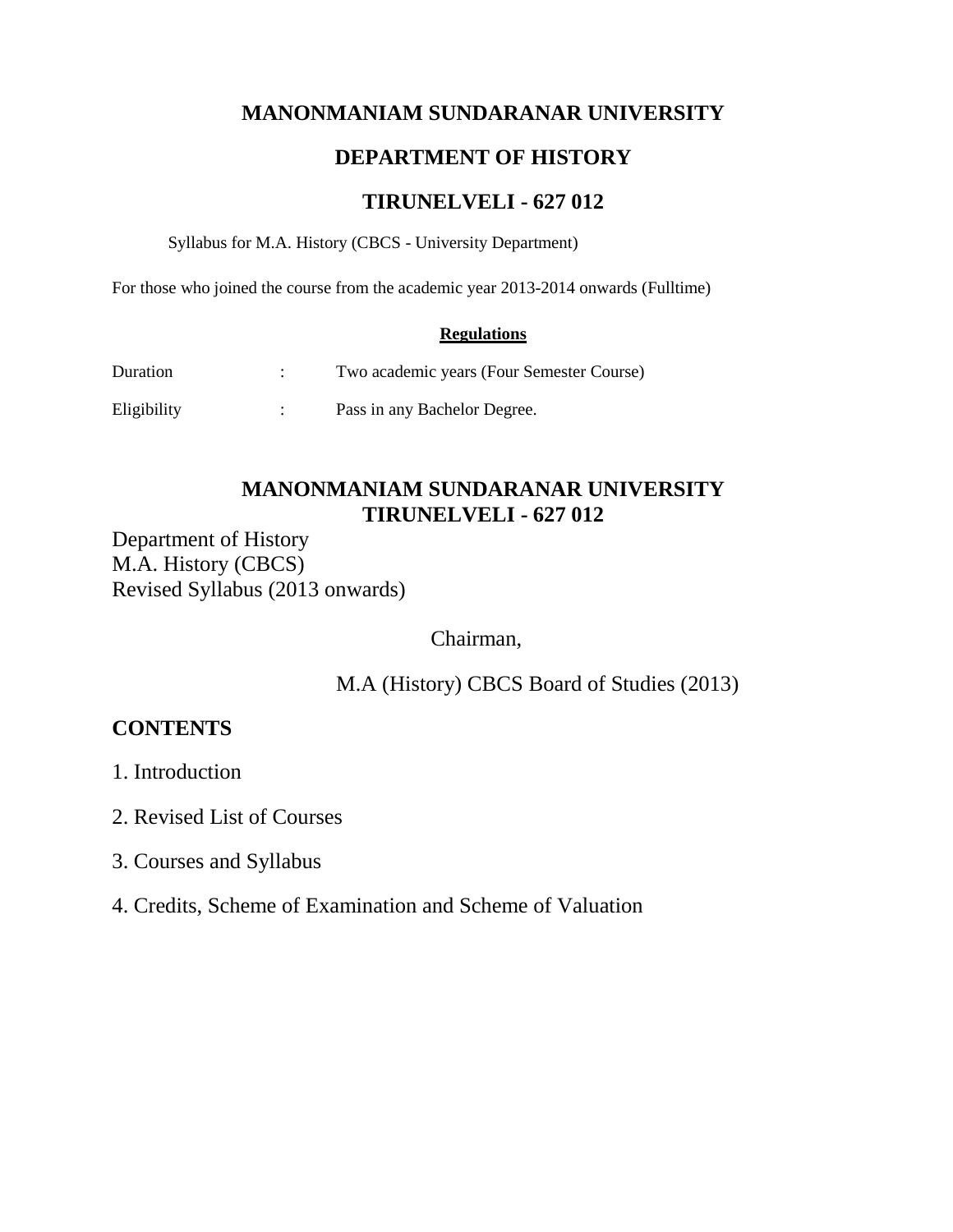# MANONMANIAM SUNDARANAR UNIVERSITY

## DEPARTMENT OF HISTORY

## TIRUNELVELI - 627 012

Syllabus for M.A. History (CBCS - University Department)

For those who joined the course from the academic year 2013-2014 onwards (Fulltime)

**Regulations**

| | | |
|---|---|---|
| Duration | : | Two academic years (Four Semester Course) |
| Eligibility | : | Pass in any Bachelor Degree. |

## MANONMANIAM SUNDARANAR UNIVERSITY
## TIRUNELVELI - 627 012

Department of History
M.A. History (CBCS)
Revised Syllabus (2013 onwards)

Chairman,

M.A (History) CBCS Board of Studies (2013)

## CONTENTS

1. Introduction
2. Revised List of Courses
3. Courses and Syllabus
4. Credits, Scheme of Examination and Scheme of Valuation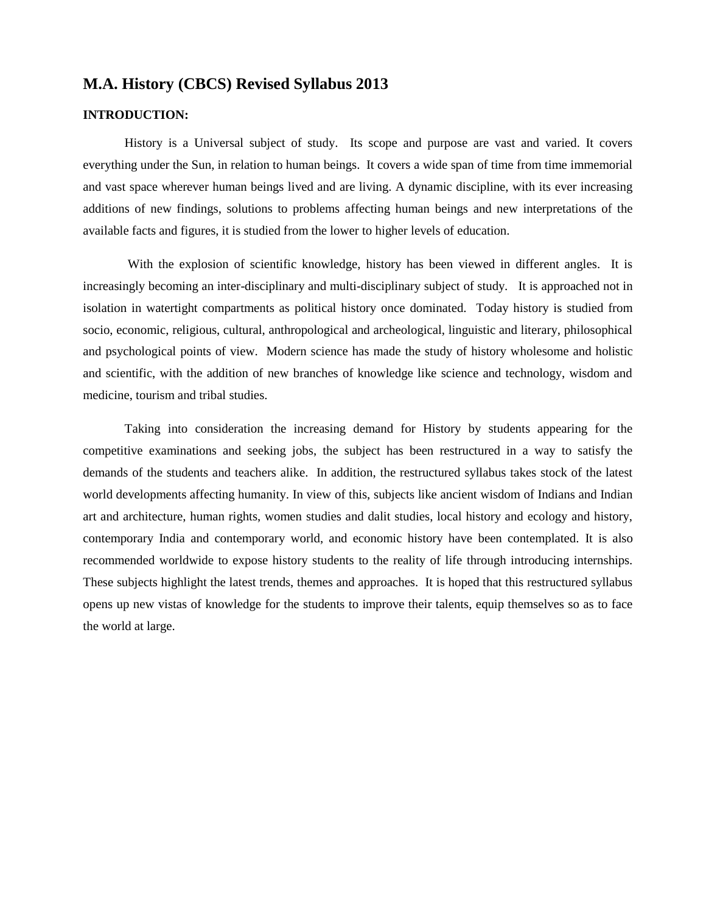# M.A. History (CBCS) Revised Syllabus 2013

**INTRODUCTION:**

History is a Universal subject of study. Its scope and purpose are vast and varied. It covers everything under the Sun, in relation to human beings. It covers a wide span of time from time immemorial and vast space wherever human beings lived and are living. A dynamic discipline, with its ever increasing additions of new findings, solutions to problems affecting human beings and new interpretations of the available facts and figures, it is studied from the lower to higher levels of education.

With the explosion of scientific knowledge, history has been viewed in different angles. It is increasingly becoming an inter-disciplinary and multi-disciplinary subject of study. It is approached not in isolation in watertight compartments as political history once dominated. Today history is studied from socio, economic, religious, cultural, anthropological and archeological, linguistic and literary, philosophical and psychological points of view. Modern science has made the study of history wholesome and holistic and scientific, with the addition of new branches of knowledge like science and technology, wisdom and medicine, tourism and tribal studies.

Taking into consideration the increasing demand for History by students appearing for the competitive examinations and seeking jobs, the subject has been restructured in a way to satisfy the demands of the students and teachers alike. In addition, the restructured syllabus takes stock of the latest world developments affecting humanity. In view of this, subjects like ancient wisdom of Indians and Indian art and architecture, human rights, women studies and dalit studies, local history and ecology and history, contemporary India and contemporary world, and economic history have been contemplated. It is also recommended worldwide to expose history students to the reality of life through introducing internships. These subjects highlight the latest trends, themes and approaches. It is hoped that this restructured syllabus opens up new vistas of knowledge for the students to improve their talents, equip themselves so as to face the world at large.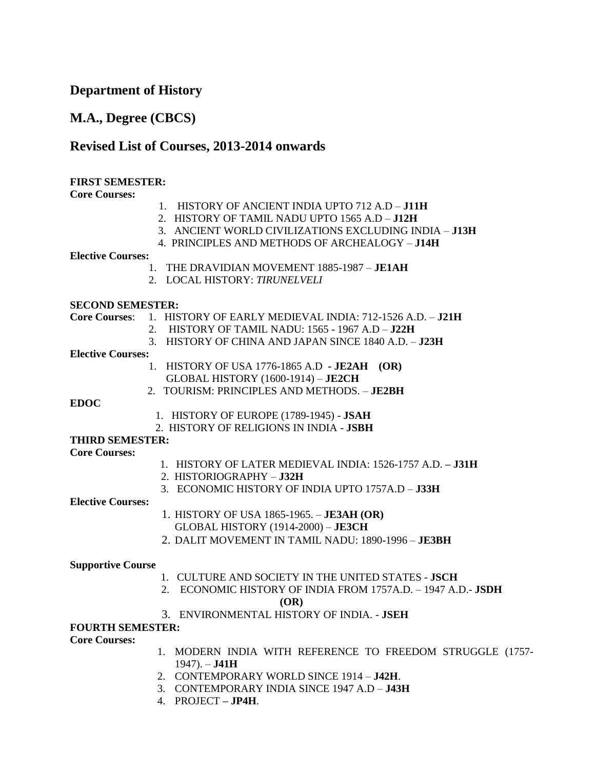## Department of History

## M.A., Degree (CBCS)

## Revised List of Courses, 2013-2014 onwards

**FIRST SEMESTER:**

**Core Courses:**

1. HISTORY OF ANCIENT INDIA UPTO 712 A.D – **J11H**
2. HISTORY OF TAMIL NADU UPTO 1565 A.D – **J12H**
3. ANCIENT WORLD CIVILIZATIONS EXCLUDING INDIA – **J13H**
4. PRINCIPLES AND METHODS OF ARCHEALOGY – **J14H**

**Elective Courses:**

1. THE DRAVIDIAN MOVEMENT 1885-1987 – **JE1AH**
2. LOCAL HISTORY: *TIRUNELVELI*

**SECOND SEMESTER:**

**Core Courses**:

1. HISTORY OF EARLY MEDIEVAL INDIA: 712-1526 A.D. – **J21H**
2. HISTORY OF TAMIL NADU: 1565 - 1967 A.D – **J22H**
3. HISTORY OF CHINA AND JAPAN SINCE 1840 A.D. – **J23H**

**Elective Courses:**

1. HISTORY OF USA 1776-1865 A.D - **JE2AH** **(OR)**
   GLOBAL HISTORY (1600-1914) – **JE2CH**
2. TOURISM: PRINCIPLES AND METHODS. – **JE2BH**

**EDOC**

1. HISTORY OF EUROPE (1789-1945) - **JSAH**
2. HISTORY OF RELIGIONS IN INDIA - **JSBH**

**THIRD SEMESTER:**

**Core Courses:**

1. HISTORY OF LATER MEDIEVAL INDIA: 1526-1757 A.D. **– J31H**
2. HISTORIOGRAPHY – **J32H**
3. ECONOMIC HISTORY OF INDIA UPTO 1757A.D – **J33H**

**Elective Courses:**

1. HISTORY OF USA 1865-1965. – **JE3AH (OR)**
   GLOBAL HISTORY (1914-2000) – **JE3CH**
2. DALIT MOVEMENT IN TAMIL NADU: 1890-1996 – **JE3BH**

**Supportive Course**

1. CULTURE AND SOCIETY IN THE UNITED STATES - **JSCH**
2. ECONOMIC HISTORY OF INDIA FROM 1757A.D. – 1947 A.D.- **JSDH**
   **(OR)**
3. ENVIRONMENTAL HISTORY OF INDIA. - **JSEH**

**FOURTH SEMESTER:**

**Core Courses:**

1. MODERN INDIA WITH REFERENCE TO FREEDOM STRUGGLE (1757-1947). – **J41H**
2. CONTEMPORARY WORLD SINCE 1914 – **J42H**.
3. CONTEMPORARY INDIA SINCE 1947 A.D – **J43H**
4. PROJECT **– JP4H**.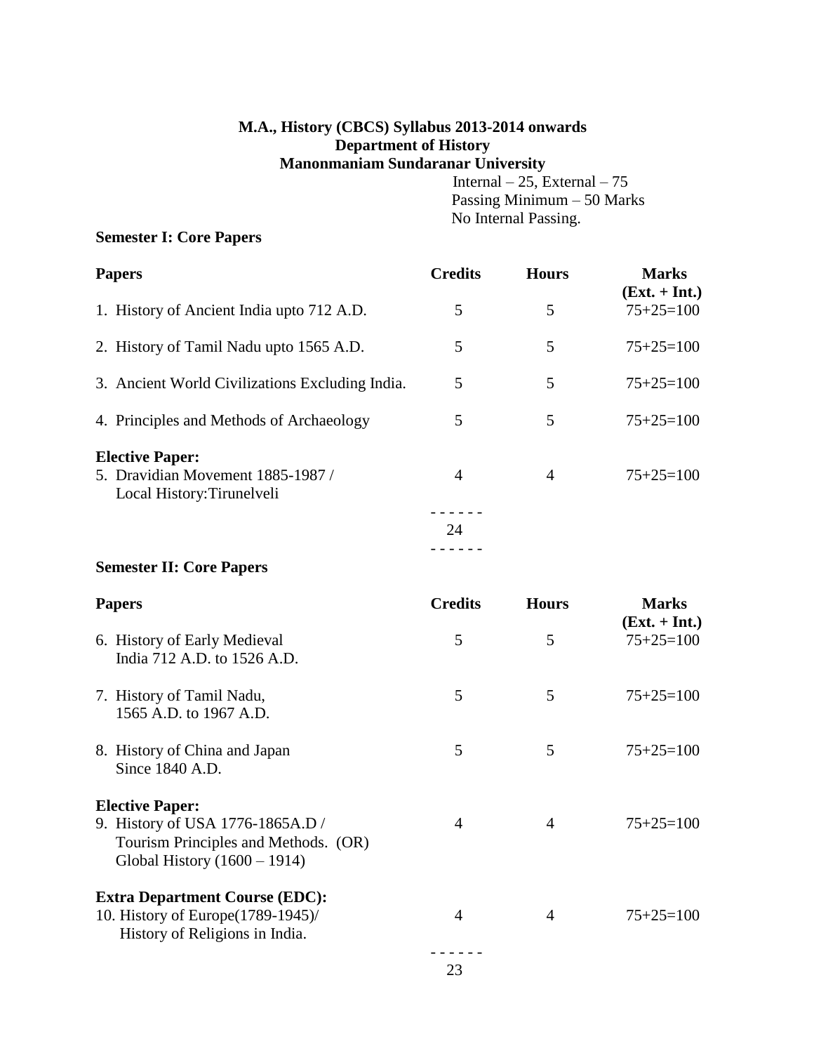**M.A., History (CBCS) Syllabus 2013-2014 onwards**
**Department of History**
**Manonmaniam Sundaranar University**

Internal – 25, External – 75
Passing Minimum – 50 Marks
No Internal Passing.

**Semester I: Core Papers**

| Papers | Credits | Hours | Marks (Ext. + Int.) |
|---|---|---|---|
| 1. History of Ancient India upto 712 A.D. | 5 | 5 | 75+25=100 |
| 2. History of Tamil Nadu upto 1565 A.D. | 5 | 5 | 75+25=100 |
| 3. Ancient World Civilizations Excluding India. | 5 | 5 | 75+25=100 |
| 4. Principles and Methods of Archaeology | 5 | 5 | 75+25=100 |
| **Elective Paper:** | | | |
| 5. Dravidian Movement 1885-1987 / Local History:Tirunelveli | 4 | 4 | 75+25=100 |
| | 24 | | |

**Semester II: Core Papers**

| Papers | Credits | Hours | Marks (Ext. + Int.) |
|---|---|---|---|
| 6. History of Early Medieval India 712 A.D. to 1526 A.D. | 5 | 5 | 75+25=100 |
| 7. History of Tamil Nadu, 1565 A.D. to 1967 A.D. | 5 | 5 | 75+25=100 |
| 8. History of China and Japan Since 1840 A.D. | 5 | 5 | 75+25=100 |
| **Elective Paper:** | | | |
| 9. History of USA 1776-1865A.D / Tourism Principles and Methods. (OR) Global History (1600 – 1914) | 4 | 4 | 75+25=100 |
| **Extra Department Course (EDC):** | | | |
| 10. History of Europe(1789-1945)/ History of Religions in India. | 4 | 4 | 75+25=100 |
| | 23 | | |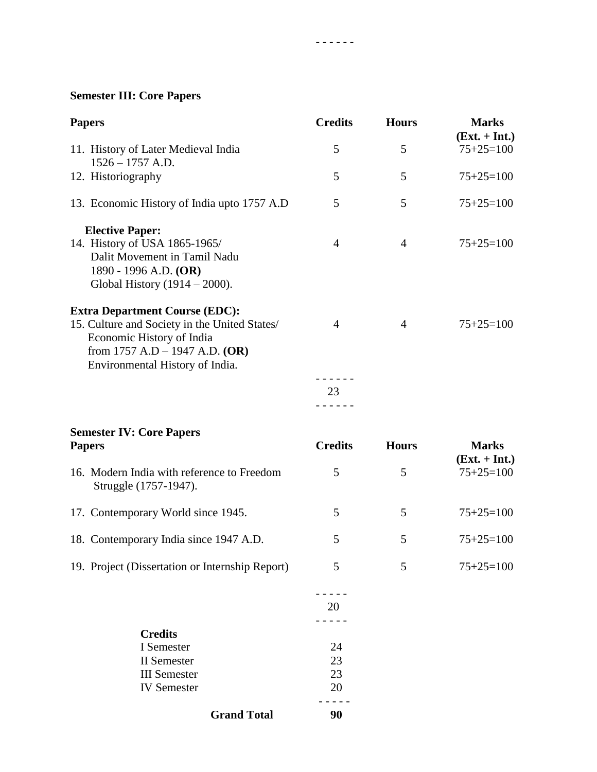- - - - - -

**Semester III: Core Papers**

| Papers | Credits | Hours | Marks (Ext. + Int.) |
|---|---|---|---|
| 11. History of Later Medieval India 1526 – 1757 A.D. | 5 | 5 | 75+25=100 |
| 12. Historiography | 5 | 5 | 75+25=100 |
| 13. Economic History of India upto 1757 A.D | 5 | 5 | 75+25=100 |
| **Elective Paper:** | | | |
| 14. History of USA 1865-1965/ Dalit Movement in Tamil Nadu 1890 - 1996 A.D. **(OR)** Global History (1914 – 2000). | 4 | 4 | 75+25=100 |
| **Extra Department Course (EDC):** | | | |
| 15. Culture and Society in the United States/ Economic History of India from 1757 A.D – 1947 A.D. **(OR)** Environmental History of India. | 4 | 4 | 75+25=100 |
| | 23 | | |

**Semester IV: Core Papers**

| Papers | Credits | Hours | Marks (Ext. + Int.) |
|---|---|---|---|
| 16. Modern India with reference to Freedom Struggle (1757-1947). | 5 | 5 | 75+25=100 |
| 17. Contemporary World since 1945. | 5 | 5 | 75+25=100 |
| 18. Contemporary India since 1947 A.D. | 5 | 5 | 75+25=100 |
| 19. Project (Dissertation or Internship Report) | 5 | 5 | 75+25=100 |
| | 20 | | |

| **Credits** | |
|---|---|
| I Semester | 24 |
| II Semester | 23 |
| III Semester | 23 |
| IV Semester | 20 |
| **Grand Total** | **90** |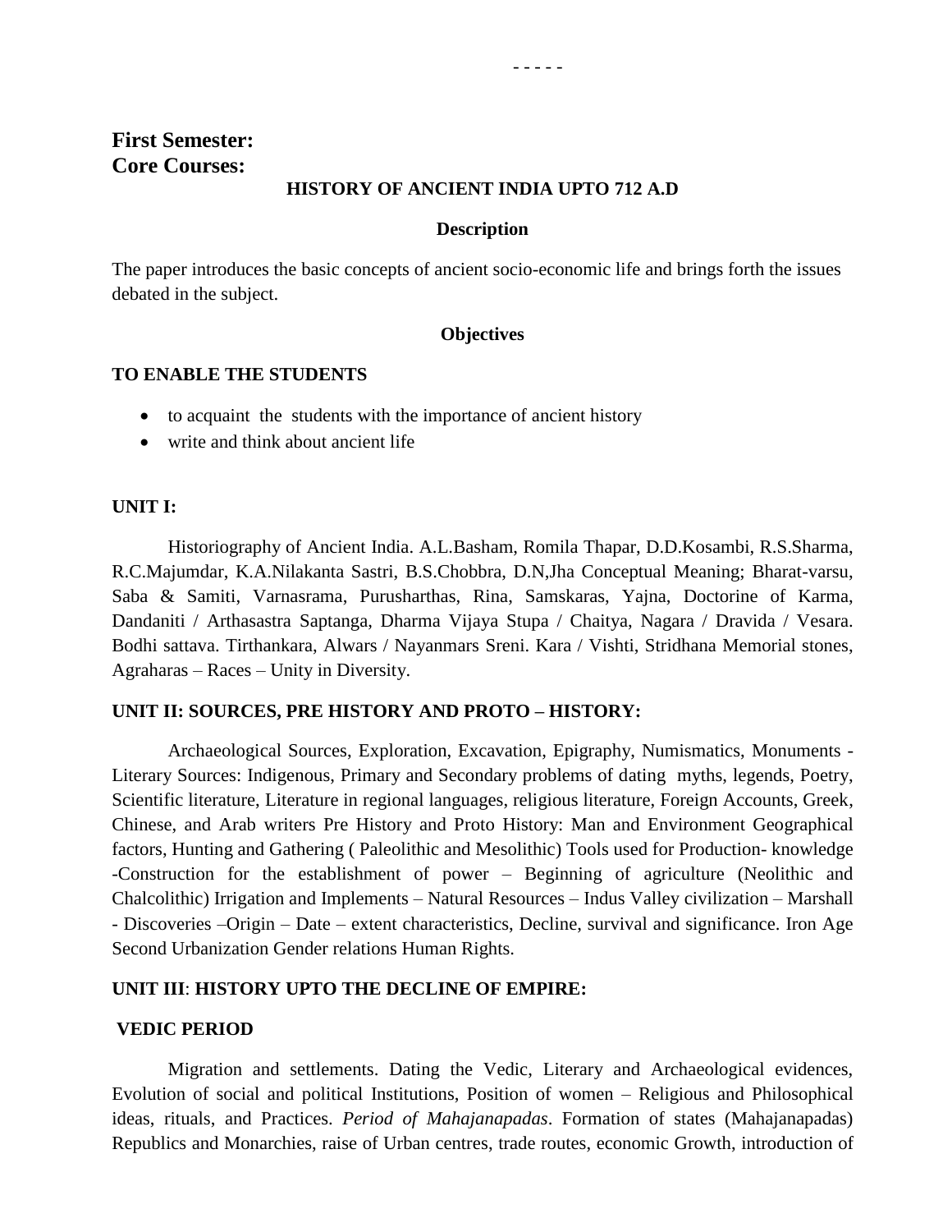- - - - -

## First Semester:
## Core Courses:

### HISTORY OF ANCIENT INDIA UPTO 712 A.D

**Description**

The paper introduces the basic concepts of ancient socio-economic life and brings forth the issues debated in the subject.

**Objectives**

**TO ENABLE THE STUDENTS**

- to acquaint the students with the importance of ancient history
- write and think about ancient life

**UNIT I:**

Historiography of Ancient India. A.L.Basham, Romila Thapar, D.D.Kosambi, R.S.Sharma, R.C.Majumdar, K.A.Nilakanta Sastri, B.S.Chobbra, D.N,Jha Conceptual Meaning; Bharat-varsu, Saba & Samiti, Varnasrama, Purusharthas, Rina, Samskaras, Yajna, Doctorine of Karma, Dandaniti / Arthasastra Saptanga, Dharma Vijaya Stupa / Chaitya, Nagara / Dravida / Vesara. Bodhi sattava. Tirthankara, Alwars / Nayanmars Sreni. Kara / Vishti, Stridhana Memorial stones, Agraharas – Races – Unity in Diversity.

**UNIT II: SOURCES, PRE HISTORY AND PROTO – HISTORY:**

Archaeological Sources, Exploration, Excavation, Epigraphy, Numismatics, Monuments - Literary Sources: Indigenous, Primary and Secondary problems of dating myths, legends, Poetry, Scientific literature, Literature in regional languages, religious literature, Foreign Accounts, Greek, Chinese, and Arab writers Pre History and Proto History: Man and Environment Geographical factors, Hunting and Gathering ( Paleolithic and Mesolithic) Tools used for Production- knowledge -Construction for the establishment of power – Beginning of agriculture (Neolithic and Chalcolithic) Irrigation and Implements – Natural Resources – Indus Valley civilization – Marshall - Discoveries –Origin – Date – extent characteristics, Decline, survival and significance. Iron Age Second Urbanization Gender relations Human Rights.

**UNIT III**: **HISTORY UPTO THE DECLINE OF EMPIRE:**

**VEDIC PERIOD**

Migration and settlements. Dating the Vedic, Literary and Archaeological evidences, Evolution of social and political Institutions, Position of women – Religious and Philosophical ideas, rituals, and Practices. *Period of Mahajanapadas*. Formation of states (Mahajanapadas) Republics and Monarchies, raise of Urban centres, trade routes, economic Growth, introduction of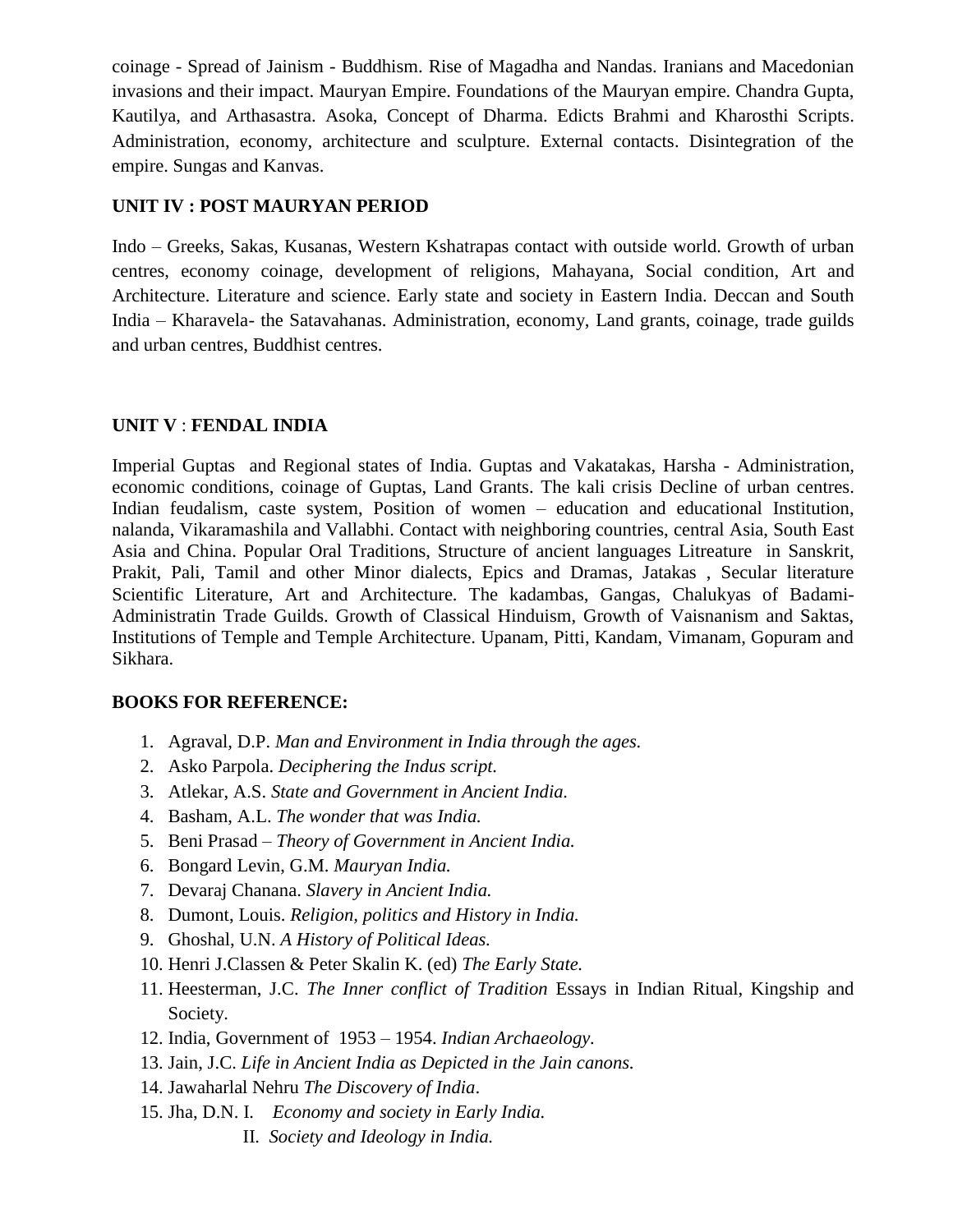coinage - Spread of Jainism - Buddhism. Rise of Magadha and Nandas. Iranians and Macedonian invasions and their impact. Mauryan Empire. Foundations of the Mauryan empire. Chandra Gupta, Kautilya, and Arthasastra. Asoka, Concept of Dharma. Edicts Brahmi and Kharosthi Scripts. Administration, economy, architecture and sculpture. External contacts. Disintegration of the empire. Sungas and Kanvas.

**UNIT IV : POST MAURYAN PERIOD**

Indo – Greeks, Sakas, Kusanas, Western Kshatrapas contact with outside world. Growth of urban centres, economy coinage, development of religions, Mahayana, Social condition, Art and Architecture. Literature and science. Early state and society in Eastern India. Deccan and South India – Kharavela- the Satavahanas. Administration, economy, Land grants, coinage, trade guilds and urban centres, Buddhist centres.

**UNIT V** : **FENDAL INDIA**

Imperial Guptas and Regional states of India. Guptas and Vakatakas, Harsha - Administration, economic conditions, coinage of Guptas, Land Grants. The kali crisis Decline of urban centres. Indian feudalism, caste system, Position of women – education and educational Institution, nalanda, Vikaramashila and Vallabhi. Contact with neighboring countries, central Asia, South East Asia and China. Popular Oral Traditions, Structure of ancient languages Litreature in Sanskrit, Prakit, Pali, Tamil and other Minor dialects, Epics and Dramas, Jatakas , Secular literature Scientific Literature, Art and Architecture. The kadambas, Gangas, Chalukyas of Badami-Administratin Trade Guilds. Growth of Classical Hinduism, Growth of Vaisnanism and Saktas, Institutions of Temple and Temple Architecture. Upanam, Pitti, Kandam, Vimanam, Gopuram and Sikhara.

**BOOKS FOR REFERENCE:**

1. Agraval, D.P. *Man and Environment in India through the ages.*
2. Asko Parpola. *Deciphering the Indus script.*
3. Atlekar, A.S. *State and Government in Ancient India.*
4. Basham, A.L. *The wonder that was India.*
5. Beni Prasad – *Theory of Government in Ancient India.*
6. Bongard Levin, G.M. *Mauryan India.*
7. Devaraj Chanana. *Slavery in Ancient India.*
8. Dumont, Louis. *Religion, politics and History in India.*
9. Ghoshal, U.N. *A History of Political Ideas.*
10. Henri J.Classen & Peter Skalin K. (ed) *The Early State.*
11. Heesterman, J.C. *The Inner conflict of Tradition* Essays in Indian Ritual, Kingship and Society.
12. India, Government of 1953 – 1954. *Indian Archaeology.*
13. Jain, J.C. *Life in Ancient India as Depicted in the Jain canons.*
14. Jawaharlal Nehru *The Discovery of India*.
15. Jha, D.N. I. *Economy and society in Early India.*
    II. *Society and Ideology in India.*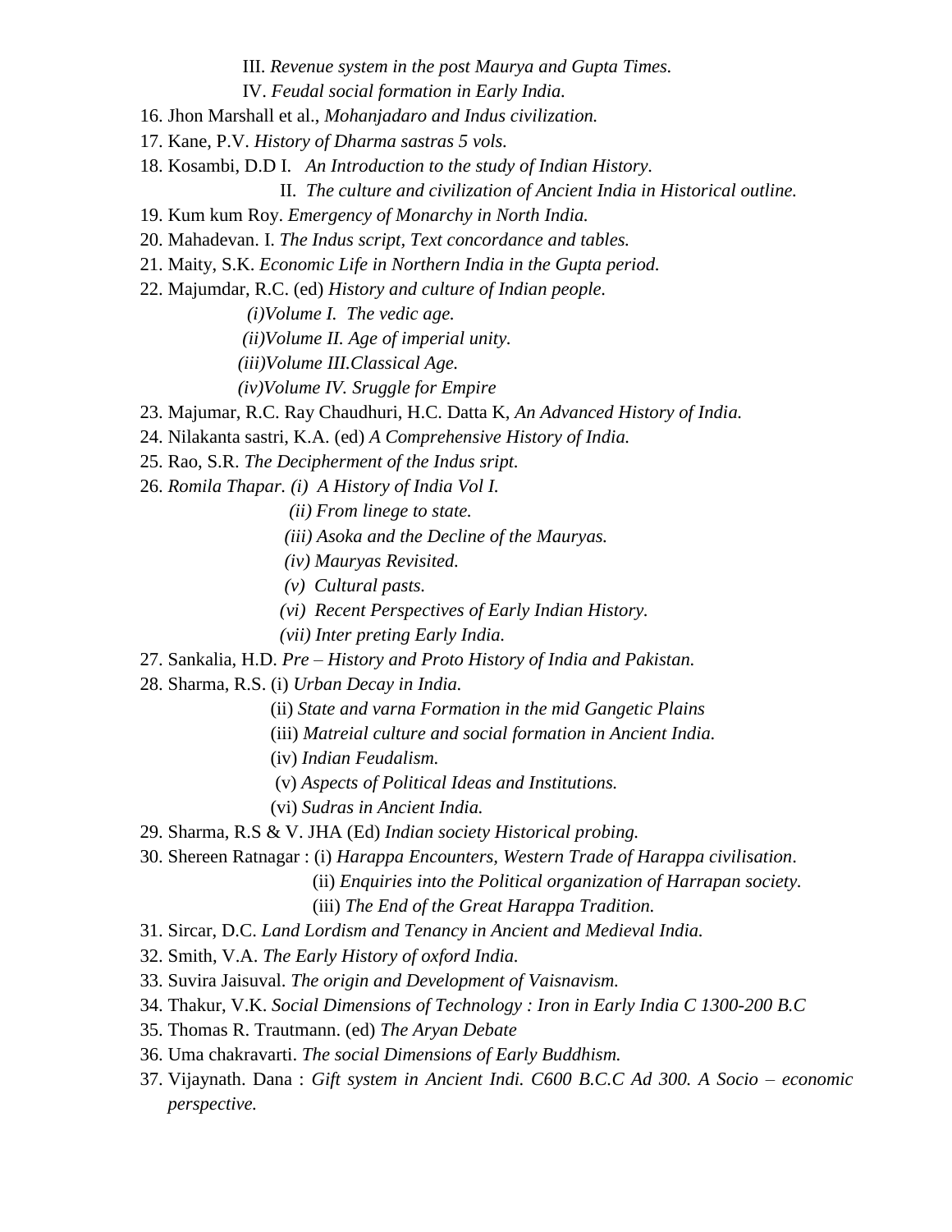III. *Revenue system in the post Maurya and Gupta Times.*
IV. *Feudal social formation in Early India.*

16. Jhon Marshall et al., *Mohanjadaro and Indus civilization.*
17. Kane, P.V. *History of Dharma sastras 5 vols.*
18. Kosambi, D.D I. *An Introduction to the study of Indian History.*
    II. *The culture and civilization of Ancient India in Historical outline.*
19. Kum kum Roy. *Emergency of Monarchy in North India.*
20. Mahadevan. I. *The Indus script, Text concordance and tables.*
21. Maity, S.K. *Economic Life in Northern India in the Gupta period.*
22. Majumdar, R.C. (ed) *History and culture of Indian people.*
    *(i)Volume I. The vedic age.*
    *(ii)Volume II. Age of imperial unity.*
    *(iii)Volume III.Classical Age.*
    *(iv)Volume IV. Sruggle for Empire*
23. Majumar, R.C. Ray Chaudhuri, H.C. Datta K, *An Advanced History of India.*
24. Nilakanta sastri, K.A. (ed) *A Comprehensive History of India.*
25. Rao, S.R. *The Decipherment of the Indus sript.*
26. *Romila Thapar. (i) A History of India Vol I.*
    *(ii) From linege to state.*
    *(iii) Asoka and the Decline of the Mauryas.*
    *(iv) Mauryas Revisited.*
    *(v) Cultural pasts.*
    *(vi) Recent Perspectives of Early Indian History.*
    *(vii) Inter preting Early India.*
27. Sankalia, H.D. *Pre – History and Proto History of India and Pakistan.*
28. Sharma, R.S. (i) *Urban Decay in India.*
    (ii) *State and varna Formation in the mid Gangetic Plains*
    (iii) *Matreial culture and social formation in Ancient India.*
    (iv) *Indian Feudalism.*
    (v) *Aspects of Political Ideas and Institutions.*
    (vi) *Sudras in Ancient India.*
29. Sharma, R.S & V. JHA (Ed) *Indian society Historical probing.*
30. Shereen Ratnagar : (i) *Harappa Encounters, Western Trade of Harappa civilisation*.
    (ii) *Enquiries into the Political organization of Harrapan society.*
    (iii) *The End of the Great Harappa Tradition.*
31. Sircar, D.C. *Land Lordism and Tenancy in Ancient and Medieval India.*
32. Smith, V.A. *The Early History of oxford India.*
33. Suvira Jaisuval. *The origin and Development of Vaisnavism.*
34. Thakur, V.K. *Social Dimensions of Technology : Iron in Early India C 1300-200 B.C*
35. Thomas R. Trautmann. (ed) *The Aryan Debate*
36. Uma chakravarti. *The social Dimensions of Early Buddhism.*
37. Vijaynath. Dana : *Gift system in Ancient Indi. C600 B.C.C Ad 300. A Socio – economic perspective.*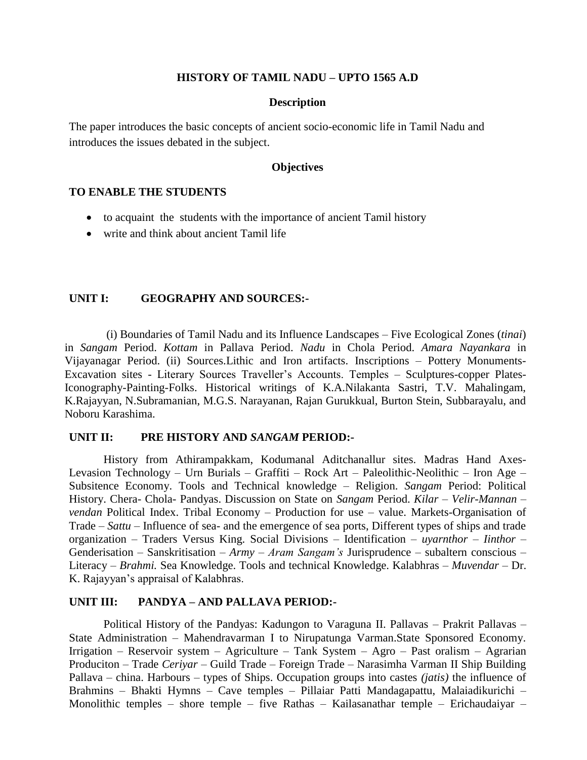# HISTORY OF TAMIL NADU – UPTO 1565 A.D

## Description

The paper introduces the basic concepts of ancient socio-economic life in Tamil Nadu and introduces the issues debated in the subject.

## Objectives

**TO ENABLE THE STUDENTS**

- to acquaint the students with the importance of ancient Tamil history
- write and think about ancient Tamil life

### UNIT I: GEOGRAPHY AND SOURCES:-

(i) Boundaries of Tamil Nadu and its Influence Landscapes – Five Ecological Zones (*tinai*) in *Sangam* Period. *Kottam* in Pallava Period. *Nadu* in Chola Period. *Amara Nayankara* in Vijayanagar Period. (ii) Sources.Lithic and Iron artifacts. Inscriptions – Pottery Monuments-Excavation sites - Literary Sources Traveller's Accounts. Temples – Sculptures-copper Plates-Iconography-Painting-Folks. Historical writings of K.A.Nilakanta Sastri, T.V. Mahalingam, K.Rajayyan, N.Subramanian, M.G.S. Narayanan, Rajan Gurukkual, Burton Stein, Subbarayalu, and Noboru Karashima.

### UNIT II: PRE HISTORY AND *SANGAM* PERIOD:-

History from Athirampakkam, Kodumanal Aditchanallur sites. Madras Hand Axes-Levasion Technology – Urn Burials – Graffiti – Rock Art – Paleolithic-Neolithic – Iron Age – Subsitence Economy. Tools and Technical knowledge – Religion. *Sangam* Period: Political History. Chera- Chola- Pandyas. Discussion on State on *Sangam* Period. *Kilar* – *Velir-Mannan* – *vendan* Political Index. Tribal Economy – Production for use – value. Markets-Organisation of Trade – *Sattu* – Influence of sea- and the emergence of sea ports, Different types of ships and trade organization – Traders Versus King. Social Divisions – Identification – *uyarnthor* – *Iinthor* – Genderisation – Sanskritisation – *Army* – *Aram Sangam's* Jurisprudence – subaltern conscious – Literacy – *Brahmi.* Sea Knowledge. Tools and technical Knowledge. Kalabhras – *Muvendar* – Dr. K. Rajayyan's appraisal of Kalabhras.

### UNIT III: PANDYA – AND PALLAVA PERIOD:-

Political History of the Pandyas: Kadungon to Varaguna II. Pallavas – Prakrit Pallavas – State Administration – Mahendravarman I to Nirupatunga Varman.State Sponsored Economy. Irrigation – Reservoir system – Agriculture – Tank System – Agro – Past oralism – Agrarian Produciton – Trade *Ceriyar* – Guild Trade – Foreign Trade – Narasimha Varman II Ship Building Pallava – china. Harbours – types of Ships. Occupation groups into castes *(jatis)* the influence of Brahmins – Bhakti Hymns – Cave temples – Pillaiar Patti Mandagapattu, Malaiadikurichi – Monolithic temples – shore temple – five Rathas – Kailasanathar temple – Erichaudaiyar –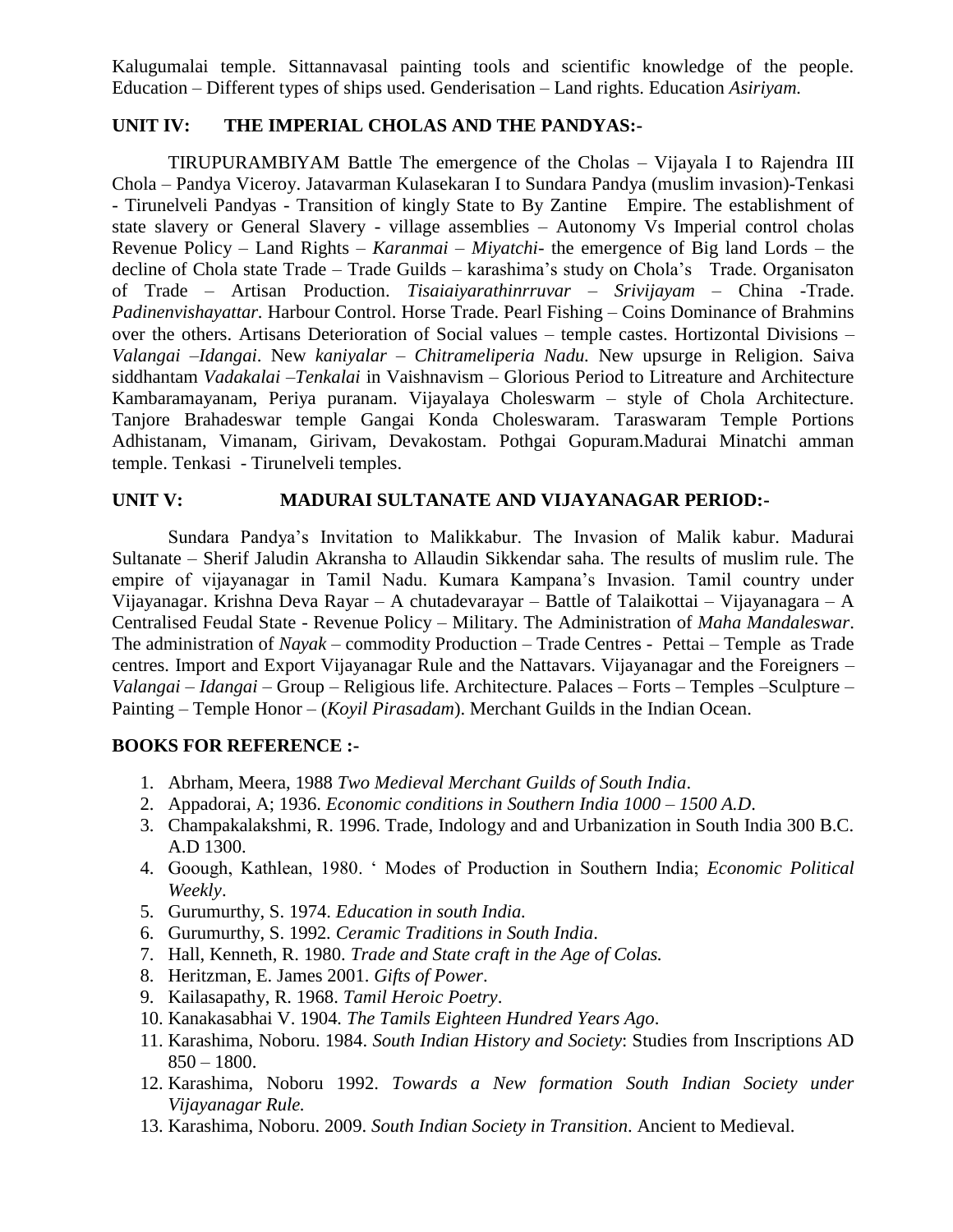Kalugumalai temple. Sittannavasal painting tools and scientific knowledge of the people. Education – Different types of ships used. Genderisation – Land rights. Education *Asiriyam.*

### UNIT IV: THE IMPERIAL CHOLAS AND THE PANDYAS:-

TIRUPURAMBIYAM Battle The emergence of the Cholas – Vijayala I to Rajendra III Chola – Pandya Viceroy. Jatavarman Kulasekaran I to Sundara Pandya (muslim invasion)-Tenkasi - Tirunelveli Pandyas - Transition of kingly State to By Zantine Empire. The establishment of state slavery or General Slavery - village assemblies – Autonomy Vs Imperial control cholas Revenue Policy – Land Rights – *Karanmai* – *Miyatchi*- the emergence of Big land Lords – the decline of Chola state Trade – Trade Guilds – karashima's study on Chola's Trade. Organisaton of Trade – Artisan Production. *Tisaiaiyarathinrruvar* – *Srivijayam* – China -Trade. *Padinenvishayattar*. Harbour Control. Horse Trade. Pearl Fishing – Coins Dominance of Brahmins over the others. Artisans Deterioration of Social values – temple castes. Hortizontal Divisions – *Valangai* –*Idangai*. New *kaniyalar* – *Chitrameliperia Nadu.* New upsurge in Religion. Saiva siddhantam *Vadakalai* –*Tenkalai* in Vaishnavism – Glorious Period to Litreature and Architecture Kambaramayanam, Periya puranam. Vijayalaya Choleswarm – style of Chola Architecture. Tanjore Brahadeswar temple Gangai Konda Choleswaram. Taraswaram Temple Portions Adhistanam, Vimanam, Girivam, Devakostam. Pothgai Gopuram.Madurai Minatchi amman temple. Tenkasi - Tirunelveli temples.

### UNIT V: MADURAI SULTANATE AND VIJAYANAGAR PERIOD:-

Sundara Pandya's Invitation to Malikkabur. The Invasion of Malik kabur. Madurai Sultanate – Sherif Jaludin Akransha to Allaudin Sikkendar saha. The results of muslim rule. The empire of vijayanagar in Tamil Nadu. Kumara Kampana's Invasion. Tamil country under Vijayanagar. Krishna Deva Rayar – A chutadevarayar – Battle of Talaikottai – Vijayanagara – A Centralised Feudal State - Revenue Policy – Military. The Administration of *Maha Mandaleswar*. The administration of *Nayak* – commodity Production – Trade Centres - Pettai – Temple as Trade centres. Import and Export Vijayanagar Rule and the Nattavars. Vijayanagar and the Foreigners – *Valangai* – *Idangai* – Group – Religious life. Architecture. Palaces – Forts – Temples –Sculpture – Painting – Temple Honor – (*Koyil Pirasadam*). Merchant Guilds in the Indian Ocean.

### BOOKS FOR REFERENCE :-

1. Abrham, Meera, 1988 *Two Medieval Merchant Guilds of South India*.
2. Appadorai, A; 1936. *Economic conditions in Southern India 1000 – 1500 A.D*.
3. Champakalakshmi, R. 1996. Trade, Indology and and Urbanization in South India 300 B.C. A.D 1300.
4. Goough, Kathlean, 1980. ' Modes of Production in Southern India; *Economic Political Weekly*.
5. Gurumurthy, S. 1974. *Education in south India.*
6. Gurumurthy, S. 1992. *Ceramic Traditions in South India*.
7. Hall, Kenneth, R. 1980. *Trade and State craft in the Age of Colas.*
8. Heritzman, E. James 2001. *Gifts of Power*.
9. Kailasapathy, R. 1968. *Tamil Heroic Poetry*.
10. Kanakasabhai V. 1904. *The Tamils Eighteen Hundred Years Ago*.
11. Karashima, Noboru. 1984. *South Indian History and Society*: Studies from Inscriptions AD 850 – 1800.
12. Karashima, Noboru 1992. *Towards a New formation South Indian Society under Vijayanagar Rule.*
13. Karashima, Noboru. 2009. *South Indian Society in Transition*. Ancient to Medieval.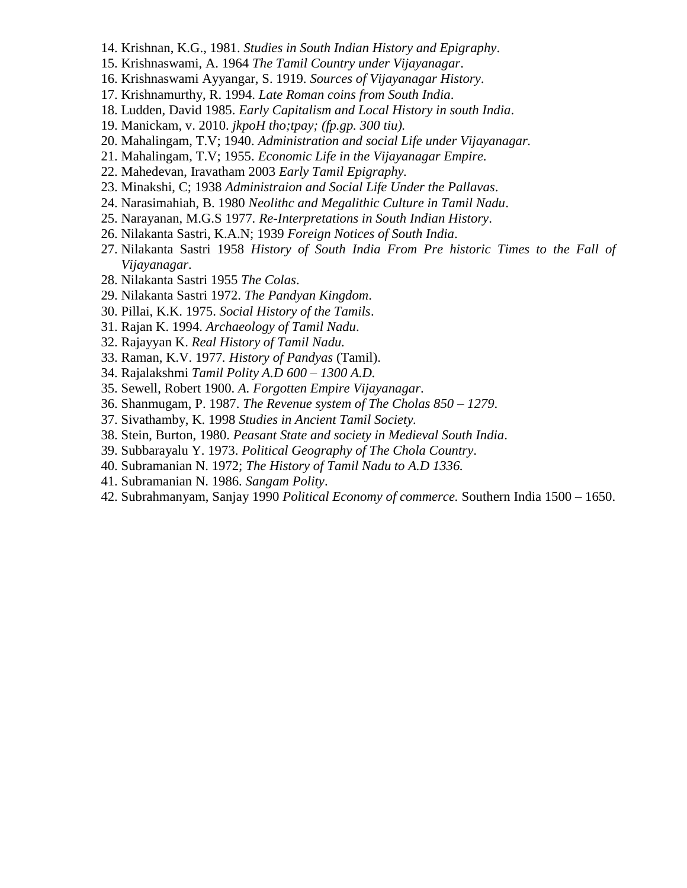14. Krishnan, K.G., 1981. *Studies in South Indian History and Epigraphy*.
15. Krishnaswami, A. 1964 *The Tamil Country under Vijayanagar*.
16. Krishnaswami Ayyangar, S. 1919. *Sources of Vijayanagar History*.
17. Krishnamurthy, R. 1994. *Late Roman coins from South India*.
18. Ludden, David 1985. *Early Capitalism and Local History in south India*.
19. Manickam, v. 2010. *jkpoH tho;tpay; (fp.gp. 300 tiu).*
20. Mahalingam, T.V; 1940. *Administration and social Life under Vijayanagar.*
21. Mahalingam, T.V; 1955. *Economic Life in the Vijayanagar Empire.*
22. Mahedevan, Iravatham 2003 *Early Tamil Epigraphy.*
23. Minakshi, C; 1938 *Administraion and Social Life Under the Pallavas*.
24. Narasimahiah, B. 1980 *Neolithc and Megalithic Culture in Tamil Nadu*.
25. Narayanan, M.G.S 1977. *Re-Interpretations in South Indian History*.
26. Nilakanta Sastri, K.A.N; 1939 *Foreign Notices of South India*.
27. Nilakanta Sastri 1958 *History of South India From Pre historic Times to the Fall of Vijayanagar*.
28. Nilakanta Sastri 1955 *The Colas*.
29. Nilakanta Sastri 1972. *The Pandyan Kingdom*.
30. Pillai, K.K. 1975. *Social History of the Tamils*.
31. Rajan K. 1994. *Archaeology of Tamil Nadu*.
32. Rajayyan K. *Real History of Tamil Nadu.*
33. Raman, K.V. 1977. *History of Pandyas* (Tamil).
34. Rajalakshmi *Tamil Polity A.D 600 – 1300 A.D.*
35. Sewell, Robert 1900. *A. Forgotten Empire Vijayanagar*.
36. Shanmugam, P. 1987. *The Revenue system of The Cholas 850 – 1279*.
37. Sivathamby, K. 1998 *Studies in Ancient Tamil Society.*
38. Stein, Burton, 1980. *Peasant State and society in Medieval South India*.
39. Subbarayalu Y. 1973. *Political Geography of The Chola Country*.
40. Subramanian N. 1972; *The History of Tamil Nadu to A.D 1336.*
41. Subramanian N. 1986. *Sangam Polity*.
42. Subrahmanyam, Sanjay 1990 *Political Economy of commerce.* Southern India 1500 – 1650.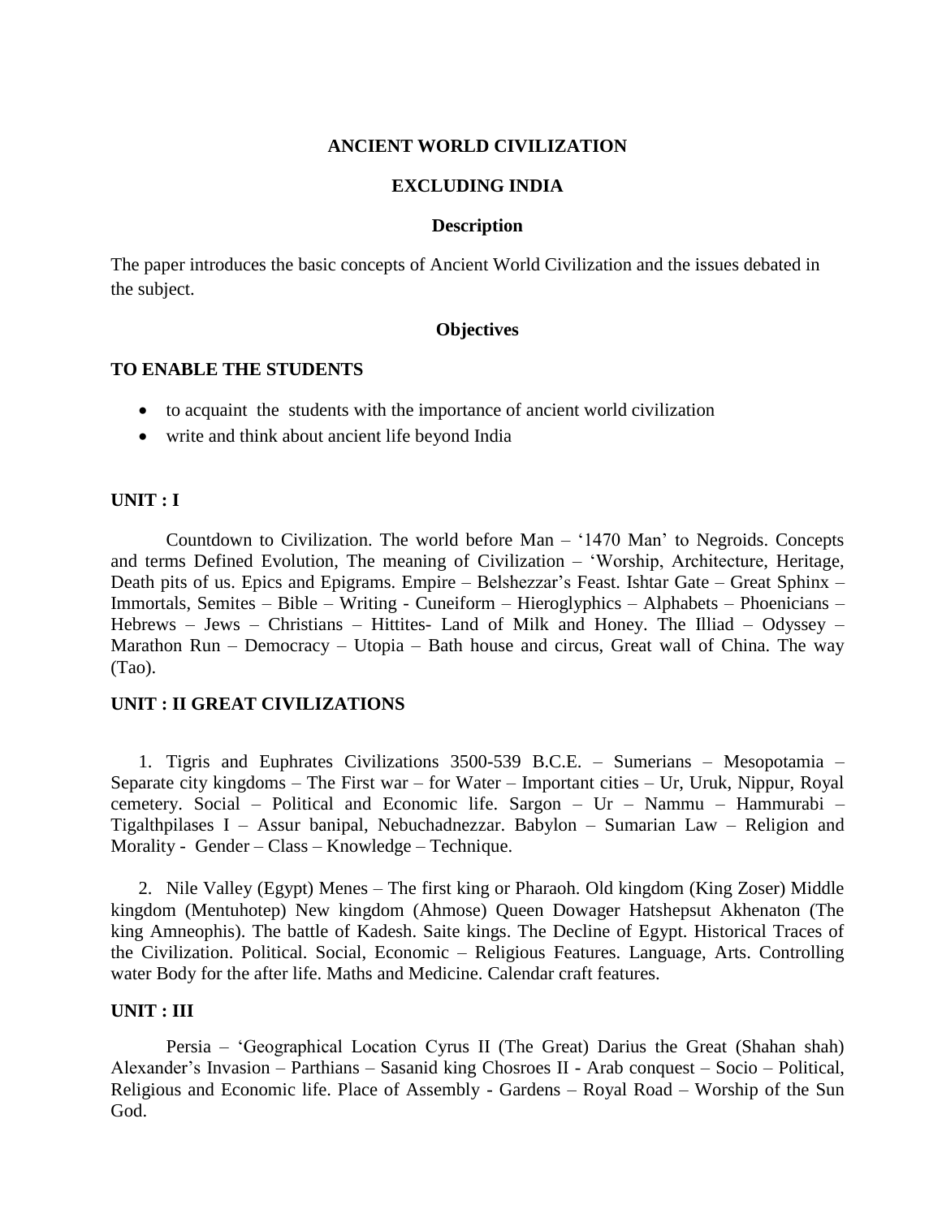## ANCIENT WORLD CIVILIZATION

## EXCLUDING INDIA

### Description

The paper introduces the basic concepts of Ancient World Civilization and the issues debated in the subject.

### Objectives

**TO ENABLE THE STUDENTS**

- to acquaint the students with the importance of ancient world civilization
- write and think about ancient life beyond India

**UNIT : I**

Countdown to Civilization. The world before Man – '1470 Man' to Negroids. Concepts and terms Defined Evolution, The meaning of Civilization – 'Worship, Architecture, Heritage, Death pits of us. Epics and Epigrams. Empire – Belshezzar's Feast. Ishtar Gate – Great Sphinx – Immortals, Semites – Bible – Writing - Cuneiform – Hieroglyphics – Alphabets – Phoenicians – Hebrews – Jews – Christians – Hittites- Land of Milk and Honey. The Illiad – Odyssey – Marathon Run – Democracy – Utopia – Bath house and circus, Great wall of China. The way (Tao).

**UNIT : II GREAT CIVILIZATIONS**

1. Tigris and Euphrates Civilizations 3500-539 B.C.E. – Sumerians – Mesopotamia – Separate city kingdoms – The First war – for Water – Important cities – Ur, Uruk, Nippur, Royal cemetery. Social – Political and Economic life. Sargon – Ur – Nammu – Hammurabi – Tigalthpilases I – Assur banipal, Nebuchadnezzar. Babylon – Sumarian Law – Religion and Morality - Gender – Class – Knowledge – Technique.

2. Nile Valley (Egypt) Menes – The first king or Pharaoh. Old kingdom (King Zoser) Middle kingdom (Mentuhotep) New kingdom (Ahmose) Queen Dowager Hatshepsut Akhenaton (The king Amneophis). The battle of Kadesh. Saite kings. The Decline of Egypt. Historical Traces of the Civilization. Political. Social, Economic – Religious Features. Language, Arts. Controlling water Body for the after life. Maths and Medicine. Calendar craft features.

**UNIT : III**

Persia – 'Geographical Location Cyrus II (The Great) Darius the Great (Shahan shah) Alexander's Invasion – Parthians – Sasanid king Chosroes II - Arab conquest – Socio – Political, Religious and Economic life. Place of Assembly - Gardens – Royal Road – Worship of the Sun God.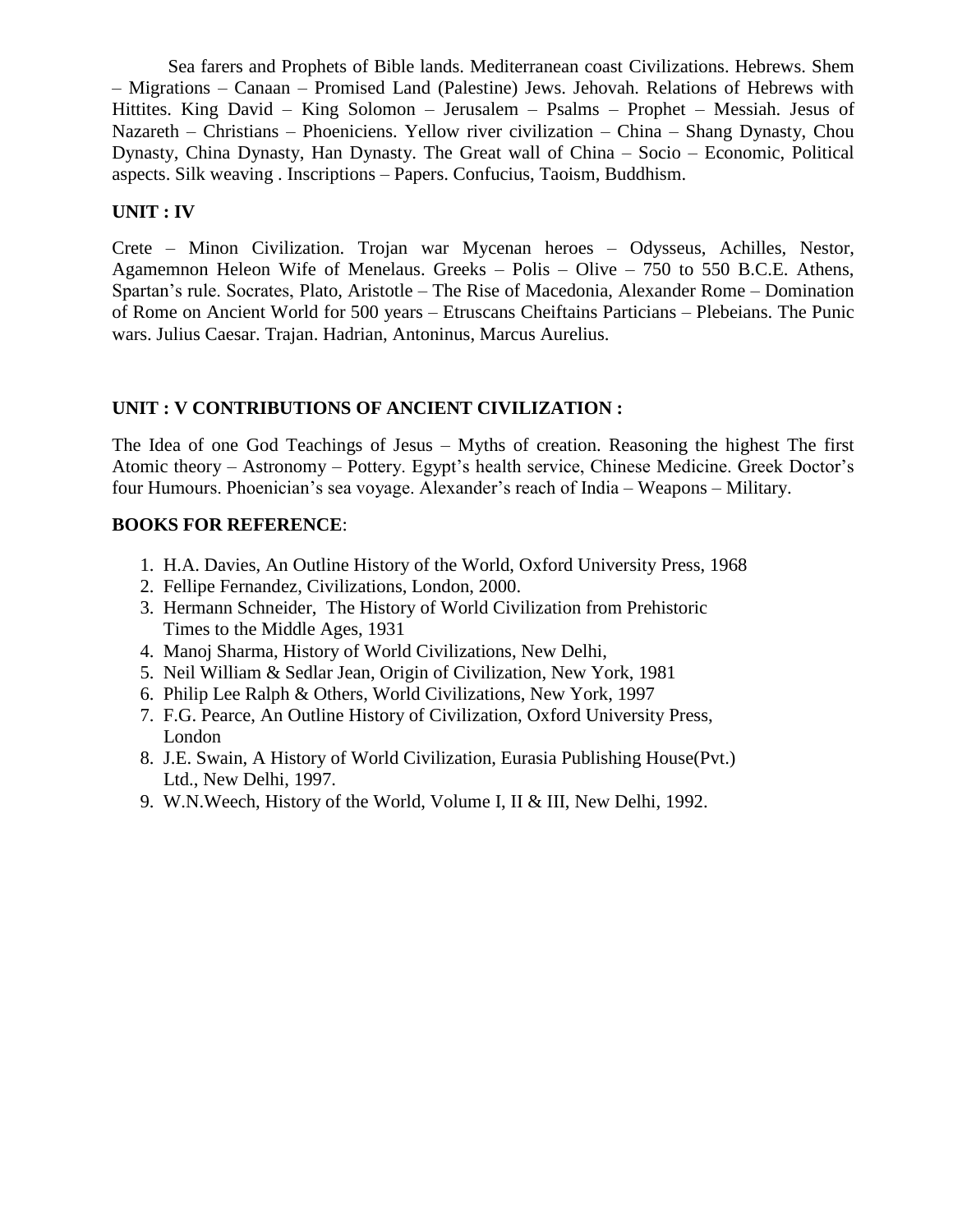Sea farers and Prophets of Bible lands. Mediterranean coast Civilizations. Hebrews. Shem – Migrations – Canaan – Promised Land (Palestine) Jews. Jehovah. Relations of Hebrews with Hittites. King David – King Solomon – Jerusalem – Psalms – Prophet – Messiah. Jesus of Nazareth – Christians – Phoeniciens. Yellow river civilization – China – Shang Dynasty, Chou Dynasty, China Dynasty, Han Dynasty. The Great wall of China – Socio – Economic, Political aspects. Silk weaving . Inscriptions – Papers. Confucius, Taoism, Buddhism.

**UNIT : IV**

Crete – Minon Civilization. Trojan war Mycenan heroes – Odysseus, Achilles, Nestor, Agamemnon Heleon Wife of Menelaus. Greeks – Polis – Olive – 750 to 550 B.C.E. Athens, Spartan's rule. Socrates, Plato, Aristotle – The Rise of Macedonia, Alexander Rome – Domination of Rome on Ancient World for 500 years – Etruscans Cheiftains Particians – Plebeians. The Punic wars. Julius Caesar. Trajan. Hadrian, Antoninus, Marcus Aurelius.

**UNIT : V CONTRIBUTIONS OF ANCIENT CIVILIZATION :**

The Idea of one God Teachings of Jesus – Myths of creation. Reasoning the highest The first Atomic theory – Astronomy – Pottery. Egypt's health service, Chinese Medicine. Greek Doctor's four Humours. Phoenician's sea voyage. Alexander's reach of India – Weapons – Military.

**BOOKS FOR REFERENCE**:

1. H.A. Davies, An Outline History of the World, Oxford University Press, 1968
2. Fellipe Fernandez, Civilizations, London, 2000.
3. Hermann Schneider, The History of World Civilization from Prehistoric Times to the Middle Ages, 1931
4. Manoj Sharma, History of World Civilizations, New Delhi,
5. Neil William & Sedlar Jean, Origin of Civilization, New York, 1981
6. Philip Lee Ralph & Others, World Civilizations, New York, 1997
7. F.G. Pearce, An Outline History of Civilization, Oxford University Press, London
8. J.E. Swain, A History of World Civilization, Eurasia Publishing House(Pvt.) Ltd., New Delhi, 1997.
9. W.N.Weech, History of the World, Volume I, II & III, New Delhi, 1992.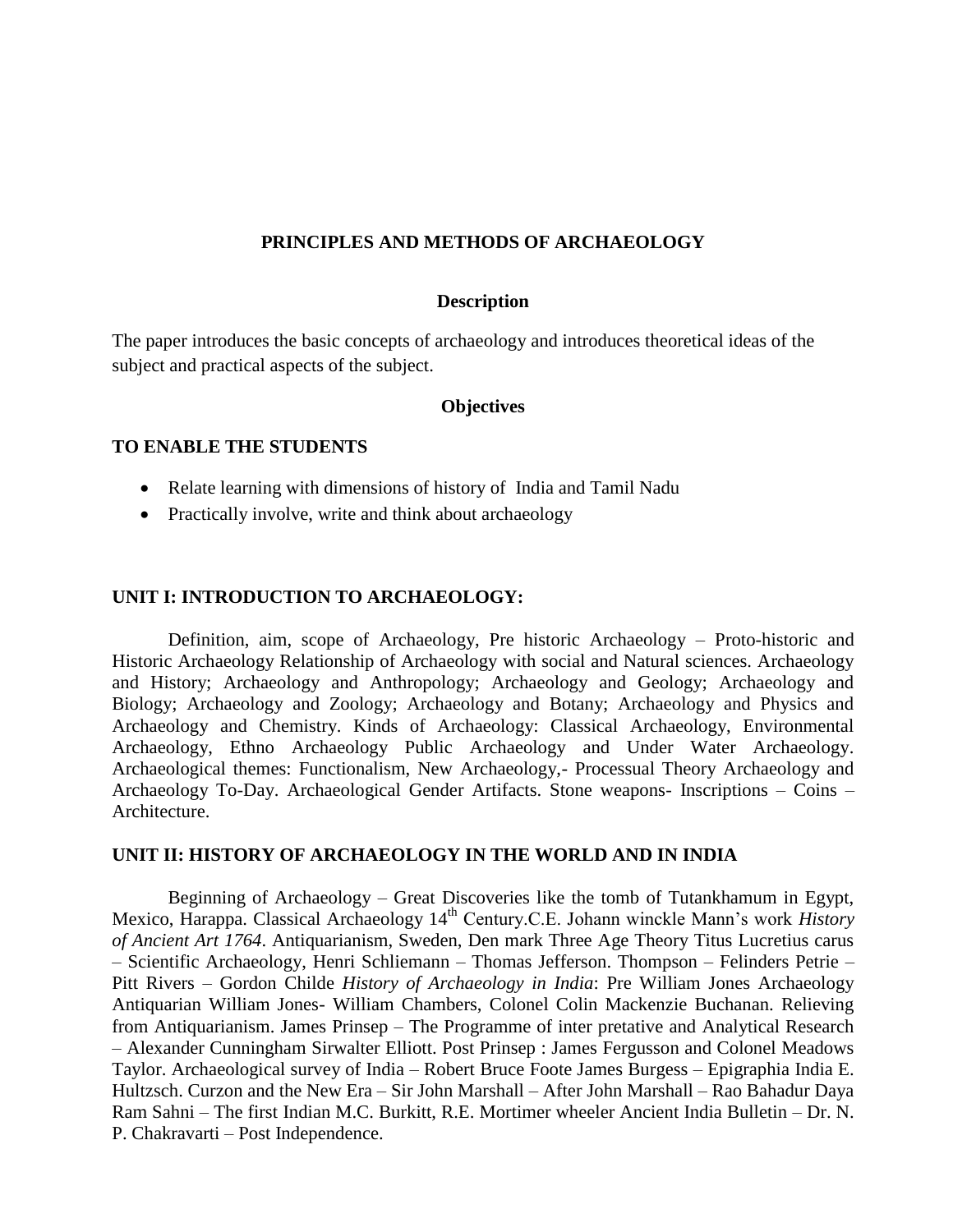# PRINCIPLES AND METHODS OF ARCHAEOLOGY

## Description

The paper introduces the basic concepts of archaeology and introduces theoretical ideas of the subject and practical aspects of the subject.

## Objectives

**TO ENABLE THE STUDENTS**

- Relate learning with dimensions of history of India and Tamil Nadu
- Practically involve, write and think about archaeology

### UNIT I: INTRODUCTION TO ARCHAEOLOGY:

Definition, aim, scope of Archaeology, Pre historic Archaeology – Proto-historic and Historic Archaeology Relationship of Archaeology with social and Natural sciences. Archaeology and History; Archaeology and Anthropology; Archaeology and Geology; Archaeology and Biology; Archaeology and Zoology; Archaeology and Botany; Archaeology and Physics and Archaeology and Chemistry. Kinds of Archaeology: Classical Archaeology, Environmental Archaeology, Ethno Archaeology Public Archaeology and Under Water Archaeology. Archaeological themes: Functionalism, New Archaeology,- Processual Theory Archaeology and Archaeology To-Day. Archaeological Gender Artifacts. Stone weapons- Inscriptions – Coins – Architecture.

### UNIT II: HISTORY OF ARCHAEOLOGY IN THE WORLD AND IN INDIA

Beginning of Archaeology – Great Discoveries like the tomb of Tutankhamum in Egypt, Mexico, Harappa. Classical Archaeology 14th Century.C.E. Johann winckle Mann's work *History of Ancient Art 1764*. Antiquarianism, Sweden, Den mark Three Age Theory Titus Lucretius carus – Scientific Archaeology, Henri Schliemann – Thomas Jefferson. Thompson – Felinders Petrie – Pitt Rivers – Gordon Childe *History of Archaeology in India*: Pre William Jones Archaeology Antiquarian William Jones- William Chambers, Colonel Colin Mackenzie Buchanan. Relieving from Antiquarianism. James Prinsep – The Programme of inter pretative and Analytical Research – Alexander Cunningham Sirwalter Elliott. Post Prinsep : James Fergusson and Colonel Meadows Taylor. Archaeological survey of India – Robert Bruce Foote James Burgess – Epigraphia India E. Hultzsch. Curzon and the New Era – Sir John Marshall – After John Marshall – Rao Bahadur Daya Ram Sahni – The first Indian M.C. Burkitt, R.E. Mortimer wheeler Ancient India Bulletin – Dr. N. P. Chakravarti – Post Independence.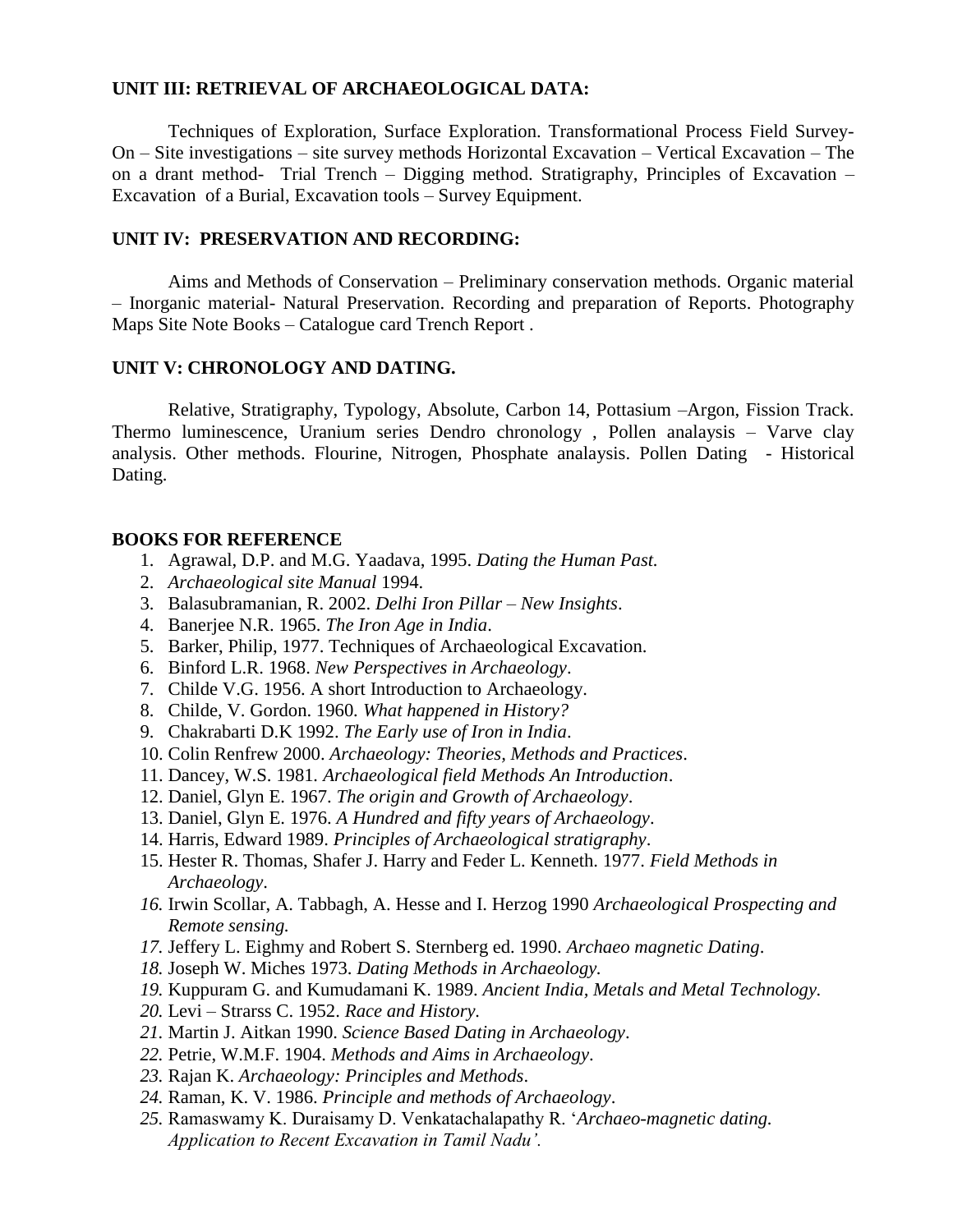## UNIT III: RETRIEVAL OF ARCHAEOLOGICAL DATA:

Techniques of Exploration, Surface Exploration. Transformational Process Field Survey-On – Site investigations – site survey methods Horizontal Excavation – Vertical Excavation – The on a drant method- Trial Trench – Digging method. Stratigraphy, Principles of Excavation – Excavation of a Burial, Excavation tools – Survey Equipment.

## UNIT IV: PRESERVATION AND RECORDING:

Aims and Methods of Conservation – Preliminary conservation methods. Organic material – Inorganic material- Natural Preservation. Recording and preparation of Reports. Photography Maps Site Note Books – Catalogue card Trench Report .

## UNIT V: CHRONOLOGY AND DATING.

Relative, Stratigraphy, Typology, Absolute, Carbon 14, Pottasium –Argon, Fission Track. Thermo luminescence, Uranium series Dendro chronology , Pollen analaysis – Varve clay analysis. Other methods. Flourine, Nitrogen, Phosphate analaysis. Pollen Dating - Historical Dating.

## BOOKS FOR REFERENCE

1. Agrawal, D.P. and M.G. Yaadava, 1995. *Dating the Human Past.*
2. *Archaeological site Manual* 1994.
3. Balasubramanian, R. 2002. *Delhi Iron Pillar – New Insights*.
4. Banerjee N.R. 1965. *The Iron Age in India*.
5. Barker, Philip, 1977. Techniques of Archaeological Excavation.
6. Binford L.R. 1968. *New Perspectives in Archaeology*.
7. Childe V.G. 1956. A short Introduction to Archaeology.
8. Childe, V. Gordon. 1960. *What happened in History?*
9. Chakrabarti D.K 1992. *The Early use of Iron in India*.
10. Colin Renfrew 2000. *Archaeology: Theories, Methods and Practices*.
11. Dancey, W.S. 1981. *Archaeological field Methods An Introduction*.
12. Daniel, Glyn E. 1967. *The origin and Growth of Archaeology*.
13. Daniel, Glyn E. 1976. *A Hundred and fifty years of Archaeology*.
14. Harris, Edward 1989. *Principles of Archaeological stratigraphy*.
15. Hester R. Thomas, Shafer J. Harry and Feder L. Kenneth. 1977. *Field Methods in Archaeology*.
16. Irwin Scollar, A. Tabbagh, A. Hesse and I. Herzog 1990 *Archaeological Prospecting and Remote sensing.*
17. Jeffery L. Eighmy and Robert S. Sternberg ed. 1990. *Archaeo magnetic Dating*.
18. Joseph W. Miches 1973. *Dating Methods in Archaeology.*
19. Kuppuram G. and Kumudamani K. 1989. *Ancient India, Metals and Metal Technology.*
20. Levi – Strarss C. 1952. *Race and History.*
21. Martin J. Aitkan 1990. *Science Based Dating in Archaeology*.
22. Petrie, W.M.F. 1904. *Methods and Aims in Archaeology*.
23. Rajan K. *Archaeology: Principles and Methods*.
24. Raman, K. V. 1986. *Principle and methods of Archaeology*.
25. Ramaswamy K. Duraisamy D. Venkatachalapathy R. '*Archaeo-magnetic dating. Application to Recent Excavation in Tamil Nadu'.*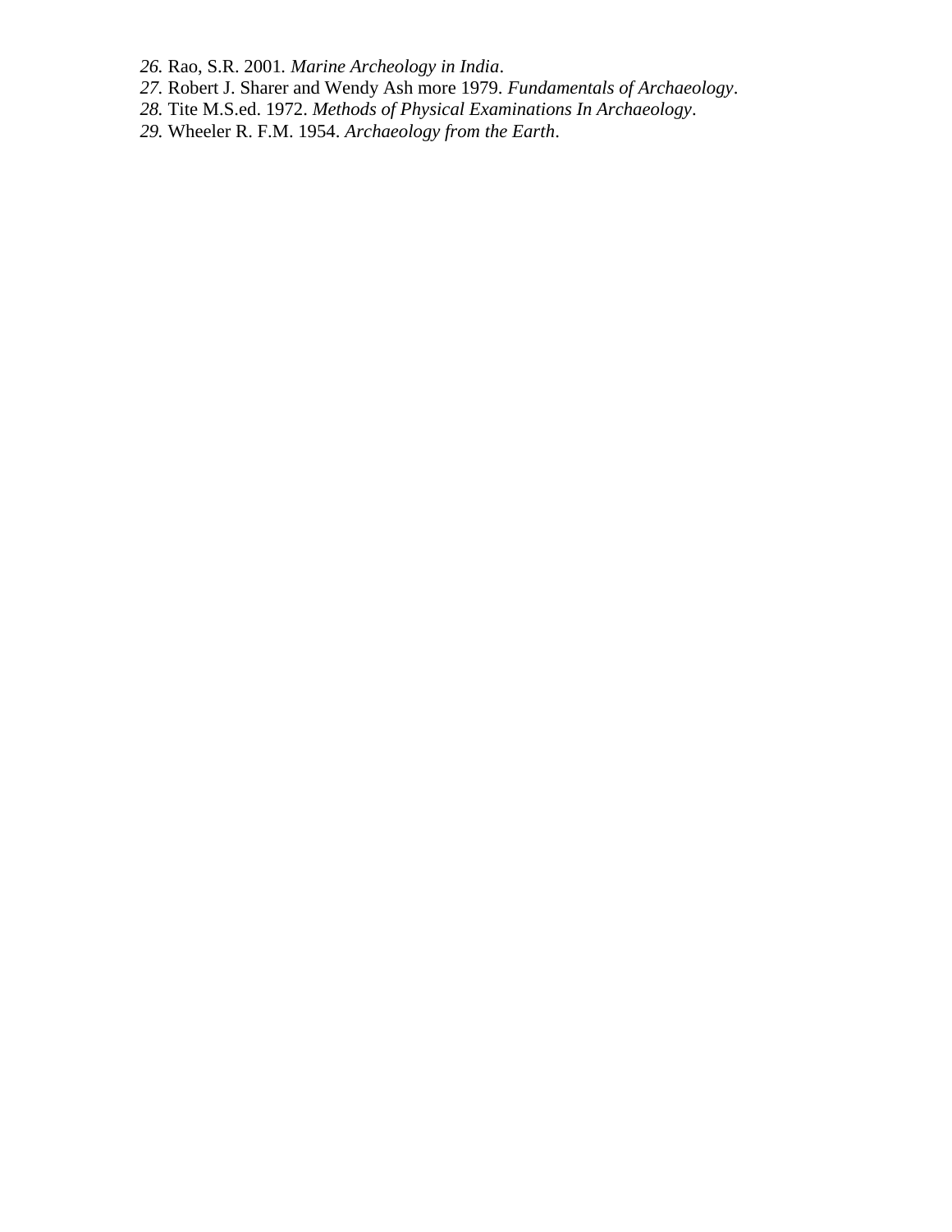26. Rao, S.R. 2001. *Marine Archeology in India*.
27. Robert J. Sharer and Wendy Ash more 1979. *Fundamentals of Archaeology*.
28. Tite M.S.ed. 1972. *Methods of Physical Examinations In Archaeology*.
29. Wheeler R. F.M. 1954. *Archaeology from the Earth*.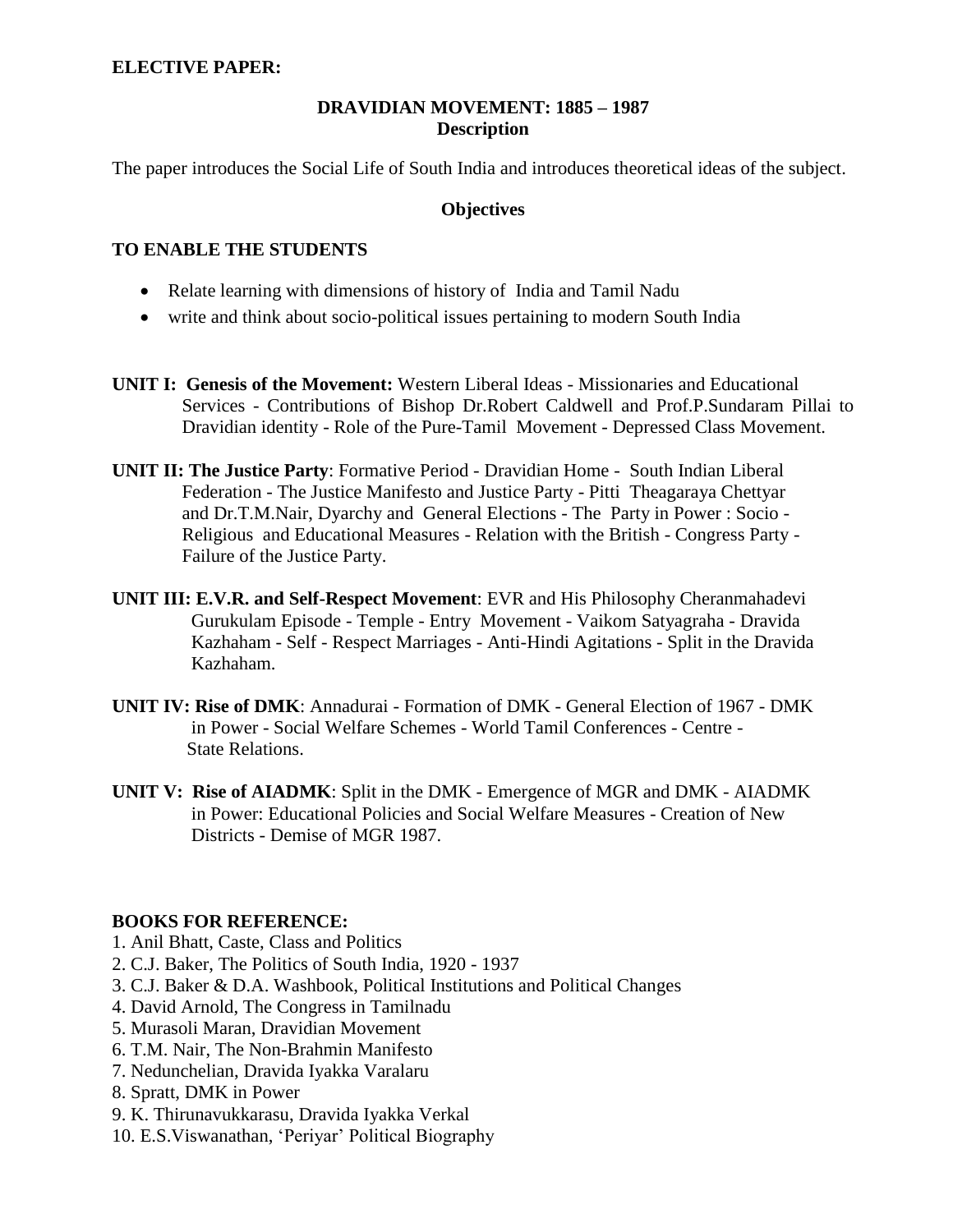**ELECTIVE PAPER:**

## DRAVIDIAN MOVEMENT: 1885 – 1987

### Description

The paper introduces the Social Life of South India and introduces theoretical ideas of the subject.

### Objectives

**TO ENABLE THE STUDENTS**

- Relate learning with dimensions of history of India and Tamil Nadu
- write and think about socio-political issues pertaining to modern South India

**UNIT I: Genesis of the Movement:** Western Liberal Ideas - Missionaries and Educational Services - Contributions of Bishop Dr.Robert Caldwell and Prof.P.Sundaram Pillai to Dravidian identity - Role of the Pure-Tamil Movement - Depressed Class Movement.

**UNIT II: The Justice Party**: Formative Period - Dravidian Home - South Indian Liberal Federation - The Justice Manifesto and Justice Party - Pitti Theagaraya Chettyar and Dr.T.M.Nair, Dyarchy and General Elections - The Party in Power : Socio - Religious and Educational Measures - Relation with the British - Congress Party - Failure of the Justice Party.

**UNIT III: E.V.R. and Self-Respect Movement**: EVR and His Philosophy Cheranmahadevi Gurukulam Episode - Temple - Entry Movement - Vaikom Satyagraha - Dravida Kazhaham - Self - Respect Marriages - Anti-Hindi Agitations - Split in the Dravida Kazhaham.

**UNIT IV: Rise of DMK**: Annadurai - Formation of DMK - General Election of 1967 - DMK in Power - Social Welfare Schemes - World Tamil Conferences - Centre - State Relations.

**UNIT V: Rise of AIADMK**: Split in the DMK - Emergence of MGR and DMK - AIADMK in Power: Educational Policies and Social Welfare Measures - Creation of New Districts - Demise of MGR 1987.

**BOOKS FOR REFERENCE:**

1. Anil Bhatt, Caste, Class and Politics
2. C.J. Baker, The Politics of South India, 1920 - 1937
3. C.J. Baker & D.A. Washbook, Political Institutions and Political Changes
4. David Arnold, The Congress in Tamilnadu
5. Murasoli Maran, Dravidian Movement
6. T.M. Nair, The Non-Brahmin Manifesto
7. Nedunchelian, Dravida Iyakka Varalaru
8. Spratt, DMK in Power
9. K. Thirunavukkarasu, Dravida Iyakka Verkal
10. E.S.Viswanathan, 'Periyar' Political Biography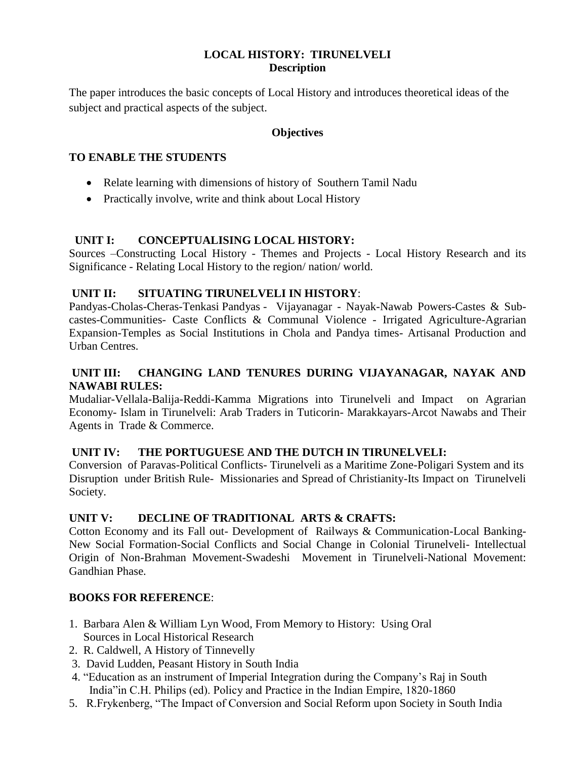# LOCAL HISTORY: TIRUNELVELI

## Description

The paper introduces the basic concepts of Local History and introduces theoretical ideas of the subject and practical aspects of the subject.

## Objectives

### TO ENABLE THE STUDENTS

- Relate learning with dimensions of history of Southern Tamil Nadu
- Practically involve, write and think about Local History

### UNIT I: CONCEPTUALISING LOCAL HISTORY:

Sources –Constructing Local History - Themes and Projects - Local History Research and its Significance - Relating Local History to the region/ nation/ world.

### UNIT II: SITUATING TIRUNELVELI IN HISTORY:

Pandyas-Cholas-Cheras-Tenkasi Pandyas - Vijayanagar - Nayak-Nawab Powers-Castes & Sub-castes-Communities- Caste Conflicts & Communal Violence - Irrigated Agriculture-Agrarian Expansion-Temples as Social Institutions in Chola and Pandya times- Artisanal Production and Urban Centres.

### UNIT III: CHANGING LAND TENURES DURING VIJAYANAGAR, NAYAK AND NAWABI RULES:

Mudaliar-Vellala-Balija-Reddi-Kamma Migrations into Tirunelveli and Impact on Agrarian Economy- Islam in Tirunelveli: Arab Traders in Tuticorin- Marakkayars-Arcot Nawabs and Their Agents in Trade & Commerce.

### UNIT IV: THE PORTUGUESE AND THE DUTCH IN TIRUNELVELI:

Conversion of Paravas-Political Conflicts- Tirunelveli as a Maritime Zone-Poligari System and its Disruption under British Rule- Missionaries and Spread of Christianity-Its Impact on Tirunelveli Society.

### UNIT V: DECLINE OF TRADITIONAL ARTS & CRAFTS:

Cotton Economy and its Fall out- Development of Railways & Communication-Local Banking-New Social Formation-Social Conflicts and Social Change in Colonial Tirunelveli- Intellectual Origin of Non-Brahman Movement-Swadeshi Movement in Tirunelveli-National Movement: Gandhian Phase.

### BOOKS FOR REFERENCE:

1. Barbara Alen & William Lyn Wood, From Memory to History: Using Oral Sources in Local Historical Research
2. R. Caldwell, A History of Tinnevelly
3. David Ludden, Peasant History in South India
4. "Education as an instrument of Imperial Integration during the Company's Raj in South India"in C.H. Philips (ed). Policy and Practice in the Indian Empire, 1820-1860
5. R.Frykenberg, "The Impact of Conversion and Social Reform upon Society in South India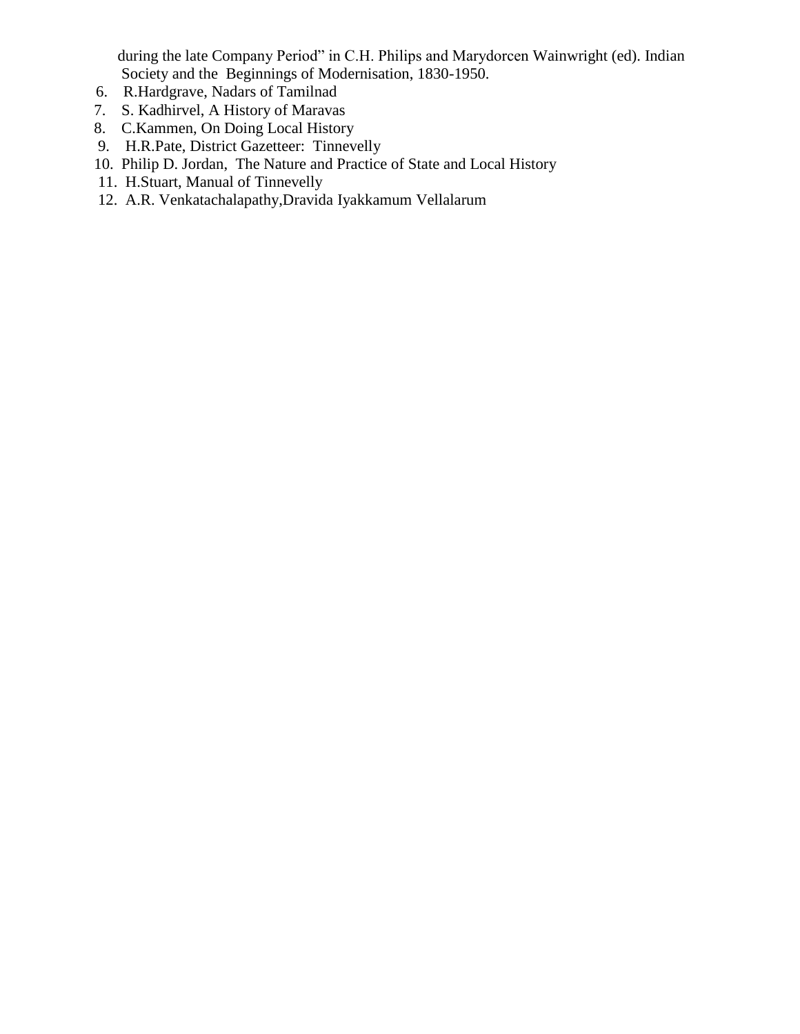during the late Company Period" in C.H. Philips and Marydorcen Wainwright (ed). Indian Society and the Beginnings of Modernisation, 1830-1950.

6. R.Hardgrave, Nadars of Tamilnad
7. S. Kadhirvel, A History of Maravas
8. C.Kammen, On Doing Local History
9. H.R.Pate, District Gazetteer: Tinnevelly
10. Philip D. Jordan, The Nature and Practice of State and Local History
11. H.Stuart, Manual of Tinnevelly
12. A.R. Venkatachalapathy,Dravida Iyakkamum Vellalarum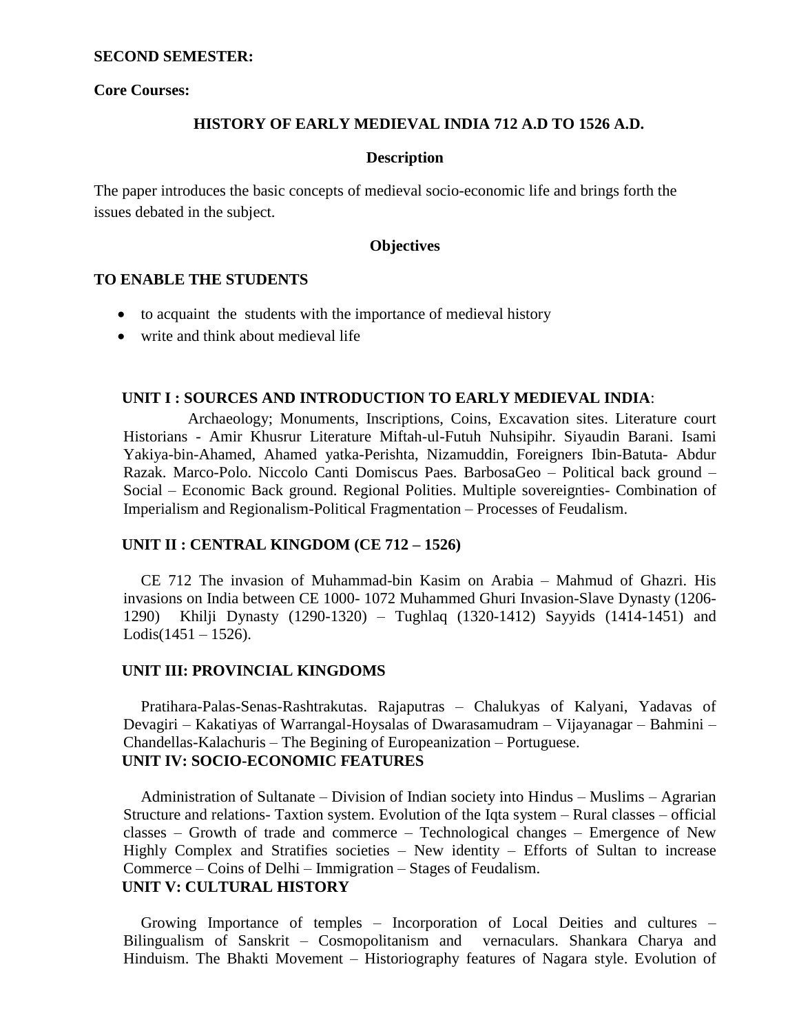**SECOND SEMESTER:**

**Core Courses:**

### HISTORY OF EARLY MEDIEVAL INDIA 712 A.D TO 1526 A.D.

**Description**

The paper introduces the basic concepts of medieval socio-economic life and brings forth the issues debated in the subject.

**Objectives**

**TO ENABLE THE STUDENTS**

- to acquaint the students with the importance of medieval history
- write and think about medieval life

**UNIT I : SOURCES AND INTRODUCTION TO EARLY MEDIEVAL INDIA**:

Archaeology; Monuments, Inscriptions, Coins, Excavation sites. Literature court Historians - Amir Khusrur Literature Miftah-ul-Futuh Nuhsipihr. Siyaudin Barani. Isami Yakiya-bin-Ahamed, Ahamed yatka-Perishta, Nizamuddin, Foreigners Ibin-Batuta- Abdur Razak. Marco-Polo. Niccolo Canti Domiscus Paes. BarbosaGeo – Political back ground – Social – Economic Back ground. Regional Polities. Multiple sovereignties- Combination of Imperialism and Regionalism-Political Fragmentation – Processes of Feudalism.

**UNIT II : CENTRAL KINGDOM (CE 712 – 1526)**

CE 712 The invasion of Muhammad-bin Kasim on Arabia – Mahmud of Ghazri. His invasions on India between CE 1000- 1072 Muhammed Ghuri Invasion-Slave Dynasty (1206-1290) Khilji Dynasty (1290-1320) – Tughlaq (1320-1412) Sayyids (1414-1451) and Lodis(1451 – 1526).

**UNIT III: PROVINCIAL KINGDOMS**

Pratihara-Palas-Senas-Rashtrakutas. Rajaputras – Chalukyas of Kalyani, Yadavas of Devagiri – Kakatiyas of Warrangal-Hoysalas of Dwarasamudram – Vijayanagar – Bahmini – Chandellas-Kalachuris – The Begining of Europeanization – Portuguese.

**UNIT IV: SOCIO-ECONOMIC FEATURES**

Administration of Sultanate – Division of Indian society into Hindus – Muslims – Agrarian Structure and relations- Taxtion system. Evolution of the Iqta system – Rural classes – official classes – Growth of trade and commerce – Technological changes – Emergence of New Highly Complex and Stratifies societies – New identity – Efforts of Sultan to increase Commerce – Coins of Delhi – Immigration – Stages of Feudalism.

**UNIT V: CULTURAL HISTORY**

Growing Importance of temples – Incorporation of Local Deities and cultures – Bilingualism of Sanskrit – Cosmopolitanism and vernaculars. Shankara Charya and Hinduism. The Bhakti Movement – Historiography features of Nagara style. Evolution of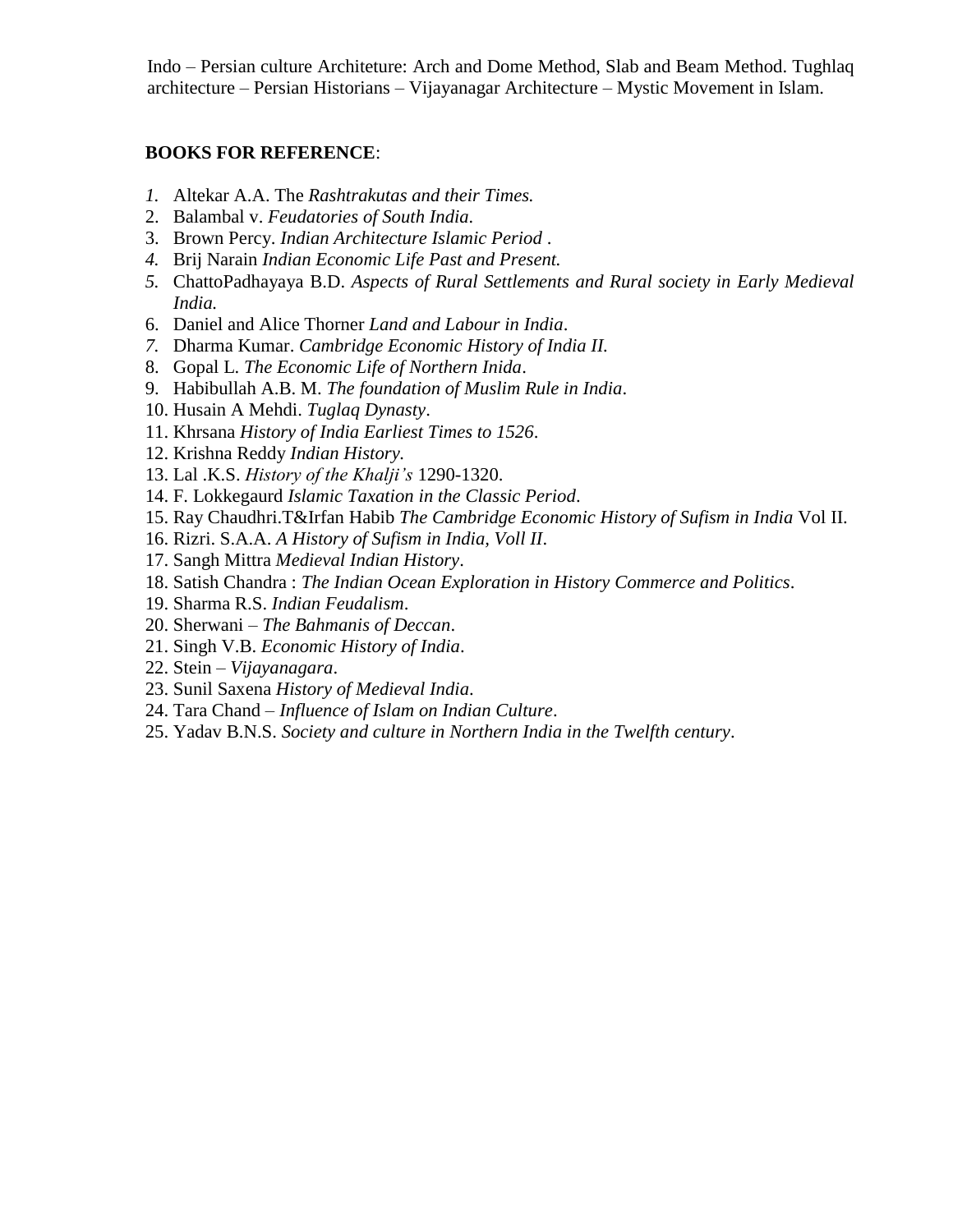Indo – Persian culture Architeture: Arch and Dome Method, Slab and Beam Method. Tughlaq architecture – Persian Historians – Vijayanagar Architecture – Mystic Movement in Islam.

**BOOKS FOR REFERENCE**:

1. Altekar A.A. The *Rashtrakutas and their Times.*
2. Balambal v. *Feudatories of South India*.
3. Brown Percy. *Indian Architecture Islamic Period* .
4. Brij Narain *Indian Economic Life Past and Present.*
5. ChattoPadhayaya B.D. *Aspects of Rural Settlements and Rural society in Early Medieval India.*
6. Daniel and Alice Thorner *Land and Labour in India*.
7. Dharma Kumar. *Cambridge Economic History of India II.*
8. Gopal L. *The Economic Life of Northern Inida*.
9. Habibullah A.B. M. *The foundation of Muslim Rule in India*.
10. Husain A Mehdi. *Tuglaq Dynasty*.
11. Khrsana *History of India Earliest Times to 1526*.
12. Krishna Reddy *Indian History.*
13. Lal .K.S. *History of the Khalji's* 1290-1320.
14. F. Lokkegaurd *Islamic Taxation in the Classic Period*.
15. Ray Chaudhri.T&Irfan Habib *The Cambridge Economic History of Sufism in India* Vol II.
16. Rizri. S.A.A. *A History of Sufism in India, Voll II*.
17. Sangh Mittra *Medieval Indian History*.
18. Satish Chandra : *The Indian Ocean Exploration in History Commerce and Politics*.
19. Sharma R.S. *Indian Feudalism*.
20. Sherwani – *The Bahmanis of Deccan*.
21. Singh V.B. *Economic History of India*.
22. Stein – *Vijayanagara*.
23. Sunil Saxena *History of Medieval India*.
24. Tara Chand – *Influence of Islam on Indian Culture*.
25. Yadav B.N.S. *Society and culture in Northern India in the Twelfth century*.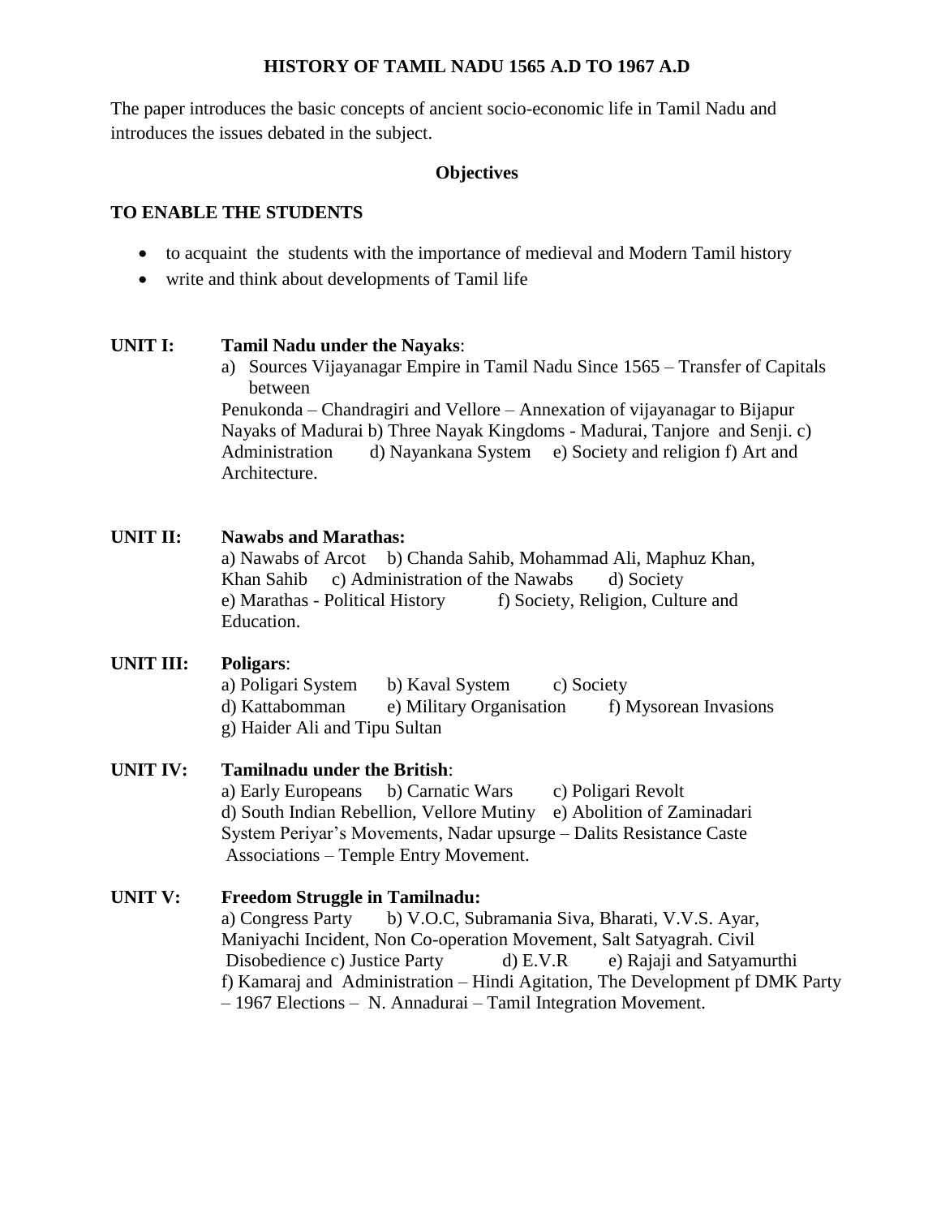# HISTORY OF TAMIL NADU 1565 A.D TO 1967 A.D

The paper introduces the basic concepts of ancient socio-economic life in Tamil Nadu and introduces the issues debated in the subject.

## Objectives

**TO ENABLE THE STUDENTS**

- to acquaint the students with the importance of medieval and Modern Tamil history
- write and think about developments of Tamil life

**UNIT I: Tamil Nadu under the Nayaks**:

a) Sources Vijayanagar Empire in Tamil Nadu Since 1565 – Transfer of Capitals between Penukonda – Chandragiri and Vellore – Annexation of vijayanagar to Bijapur Nayaks of Madurai b) Three Nayak Kingdoms - Madurai, Tanjore and Senji. c) Administration d) Nayankana System e) Society and religion f) Art and Architecture.

**UNIT II: Nawabs and Marathas:**

a) Nawabs of Arcot b) Chanda Sahib, Mohammad Ali, Maphuz Khan, Khan Sahib c) Administration of the Nawabs d) Society e) Marathas - Political History f) Society, Religion, Culture and Education.

**UNIT III: Poligars**:

a) Poligari System b) Kaval System c) Society d) Kattabomman e) Military Organisation f) Mysorean Invasions g) Haider Ali and Tipu Sultan

**UNIT IV: Tamilnadu under the British**:

a) Early Europeans b) Carnatic Wars c) Poligari Revolt d) South Indian Rebellion, Vellore Mutiny e) Abolition of Zaminadari System Periyar's Movements, Nadar upsurge – Dalits Resistance Caste Associations – Temple Entry Movement.

**UNIT V: Freedom Struggle in Tamilnadu:**

a) Congress Party b) V.O.C, Subramania Siva, Bharati, V.V.S. Ayar, Maniyachi Incident, Non Co-operation Movement, Salt Satyagrah. Civil Disobedience c) Justice Party d) E.V.R e) Rajaji and Satyamurthi f) Kamaraj and Administration – Hindi Agitation, The Development pf DMK Party – 1967 Elections – N. Annadurai – Tamil Integration Movement.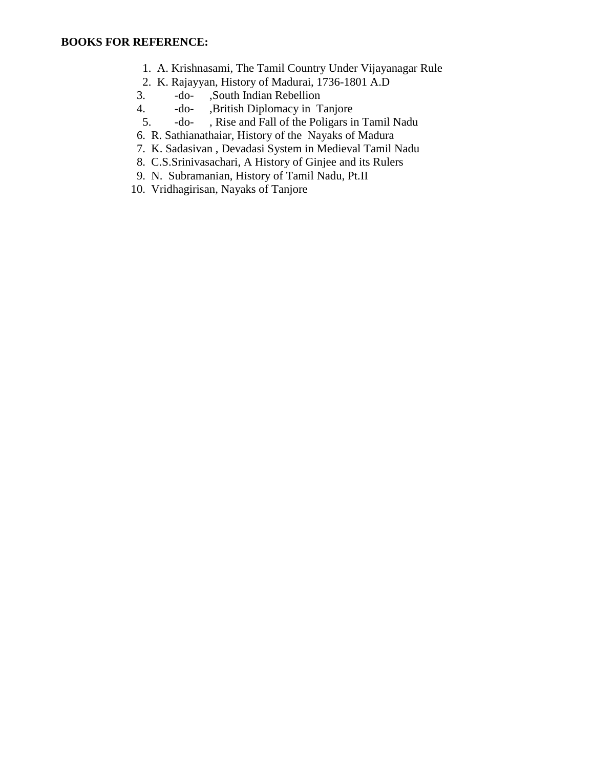**BOOKS FOR REFERENCE:**

1. A. Krishnasami, The Tamil Country Under Vijayanagar Rule
2. K. Rajayyan, History of Madurai, 1736-1801 A.D
3. -do- ,South Indian Rebellion
4. -do- ,British Diplomacy in Tanjore
5. -do- , Rise and Fall of the Poligars in Tamil Nadu
6. R. Sathianathaiar, History of the Nayaks of Madura
7. K. Sadasivan , Devadasi System in Medieval Tamil Nadu
8. C.S.Srinivasachari, A History of Ginjee and its Rulers
9. N. Subramanian, History of Tamil Nadu, Pt.II
10. Vridhagirisan, Nayaks of Tanjore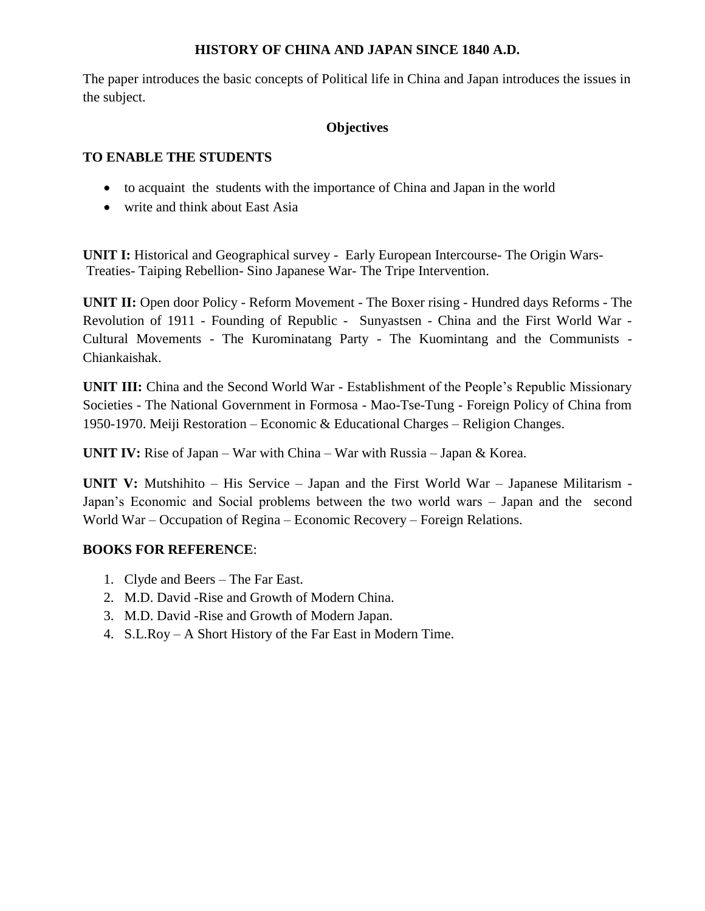# HISTORY OF CHINA AND JAPAN SINCE 1840 A.D.

The paper introduces the basic concepts of Political life in China and Japan introduces the issues in the subject.

## Objectives

**TO ENABLE THE STUDENTS**

- to acquaint the students with the importance of China and Japan in the world
- write and think about East Asia

**UNIT I:** Historical and Geographical survey - Early European Intercourse- The Origin Wars- Treaties- Taiping Rebellion- Sino Japanese War- The Tripe Intervention.

**UNIT II:** Open door Policy - Reform Movement - The Boxer rising - Hundred days Reforms - The Revolution of 1911 - Founding of Republic - Sunyastsen - China and the First World War - Cultural Movements - The Kurominatang Party - The Kuomintang and the Communists - Chiankaishak.

**UNIT III:** China and the Second World War - Establishment of the People's Republic Missionary Societies - The National Government in Formosa - Mao-Tse-Tung - Foreign Policy of China from 1950-1970. Meiji Restoration – Economic & Educational Charges – Religion Changes.

**UNIT IV:** Rise of Japan – War with China – War with Russia – Japan & Korea.

**UNIT V:** Mutshihito – His Service – Japan and the First World War – Japanese Militarism - Japan's Economic and Social problems between the two world wars – Japan and the second World War – Occupation of Regina – Economic Recovery – Foreign Relations.

**BOOKS FOR REFERENCE**:

1. Clyde and Beers – The Far East.
2. M.D. David -Rise and Growth of Modern China.
3. M.D. David -Rise and Growth of Modern Japan.
4. S.L.Roy – A Short History of the Far East in Modern Time.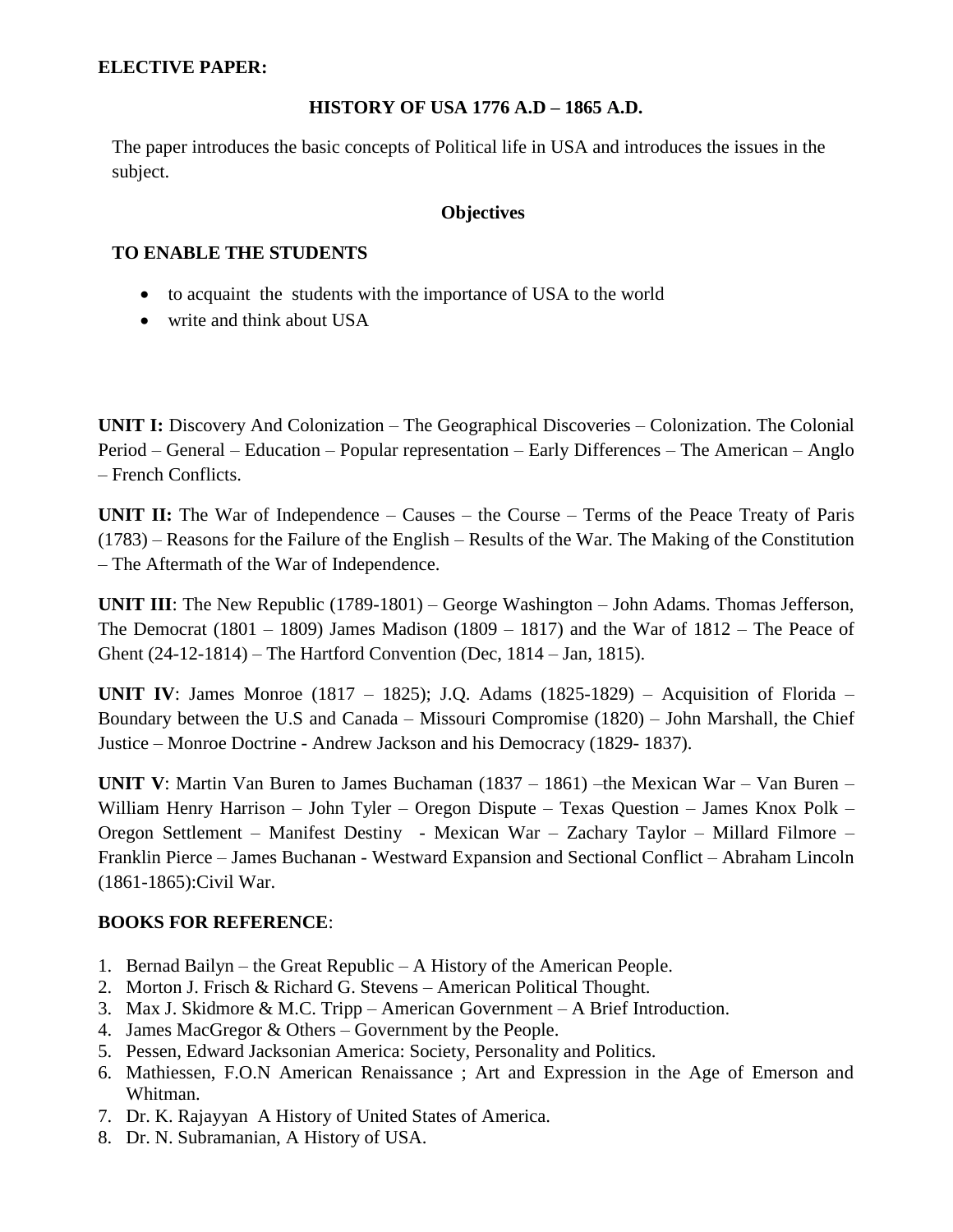**ELECTIVE PAPER:**

## HISTORY OF USA 1776 A.D – 1865 A.D.

The paper introduces the basic concepts of Political life in USA and introduces the issues in the subject.

### Objectives

**TO ENABLE THE STUDENTS**

- to acquaint the students with the importance of USA to the world
- write and think about USA

**UNIT I:** Discovery And Colonization – The Geographical Discoveries – Colonization. The Colonial Period – General – Education – Popular representation – Early Differences – The American – Anglo – French Conflicts.

**UNIT II:** The War of Independence – Causes – the Course – Terms of the Peace Treaty of Paris (1783) – Reasons for the Failure of the English – Results of the War. The Making of the Constitution – The Aftermath of the War of Independence.

**UNIT III**: The New Republic (1789-1801) – George Washington – John Adams. Thomas Jefferson, The Democrat (1801 – 1809) James Madison (1809 – 1817) and the War of 1812 – The Peace of Ghent (24-12-1814) – The Hartford Convention (Dec, 1814 – Jan, 1815).

**UNIT IV**: James Monroe (1817 – 1825); J.Q. Adams (1825-1829) – Acquisition of Florida – Boundary between the U.S and Canada – Missouri Compromise (1820) – John Marshall, the Chief Justice – Monroe Doctrine - Andrew Jackson and his Democracy (1829- 1837).

**UNIT V**: Martin Van Buren to James Buchaman (1837 – 1861) –the Mexican War – Van Buren – William Henry Harrison – John Tyler – Oregon Dispute – Texas Question – James Knox Polk – Oregon Settlement – Manifest Destiny - Mexican War – Zachary Taylor – Millard Filmore – Franklin Pierce – James Buchanan - Westward Expansion and Sectional Conflict – Abraham Lincoln (1861-1865):Civil War.

**BOOKS FOR REFERENCE**:

1. Bernad Bailyn – the Great Republic – A History of the American People.
2. Morton J. Frisch & Richard G. Stevens – American Political Thought.
3. Max J. Skidmore & M.C. Tripp – American Government – A Brief Introduction.
4. James MacGregor & Others – Government by the People.
5. Pessen, Edward Jacksonian America: Society, Personality and Politics.
6. Mathiessen, F.O.N American Renaissance ; Art and Expression in the Age of Emerson and Whitman.
7. Dr. K. Rajayyan A History of United States of America.
8. Dr. N. Subramanian, A History of USA.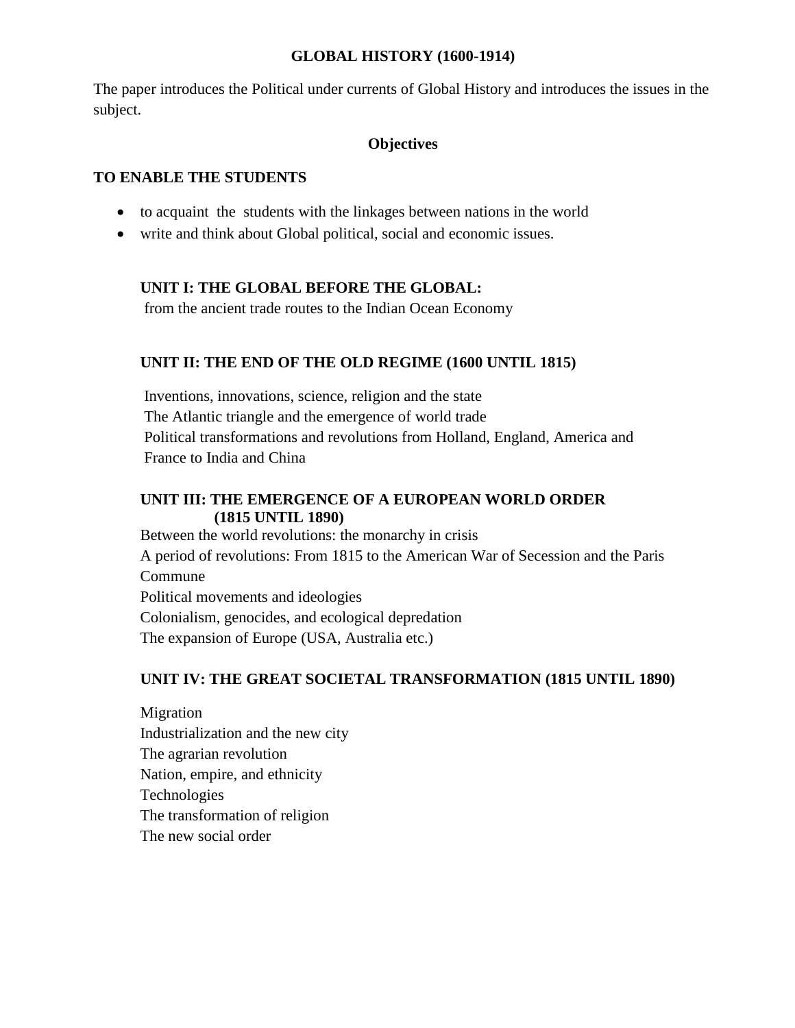# GLOBAL HISTORY (1600-1914)

The paper introduces the Political under currents of Global History and introduces the issues in the subject.

**Objectives**

**TO ENABLE THE STUDENTS**

- to acquaint the students with the linkages between nations in the world
- write and think about Global political, social and economic issues.

### UNIT I: THE GLOBAL BEFORE THE GLOBAL:

from the ancient trade routes to the Indian Ocean Economy

### UNIT II: THE END OF THE OLD REGIME (1600 UNTIL 1815)

Inventions, innovations, science, religion and the state
The Atlantic triangle and the emergence of world trade
Political transformations and revolutions from Holland, England, America and France to India and China

### UNIT III: THE EMERGENCE OF A EUROPEAN WORLD ORDER (1815 UNTIL 1890)

Between the world revolutions: the monarchy in crisis
A period of revolutions: From 1815 to the American War of Secession and the Paris Commune
Political movements and ideologies
Colonialism, genocides, and ecological depredation
The expansion of Europe (USA, Australia etc.)

### UNIT IV: THE GREAT SOCIETAL TRANSFORMATION (1815 UNTIL 1890)

Migration
Industrialization and the new city
The agrarian revolution
Nation, empire, and ethnicity
Technologies
The transformation of religion
The new social order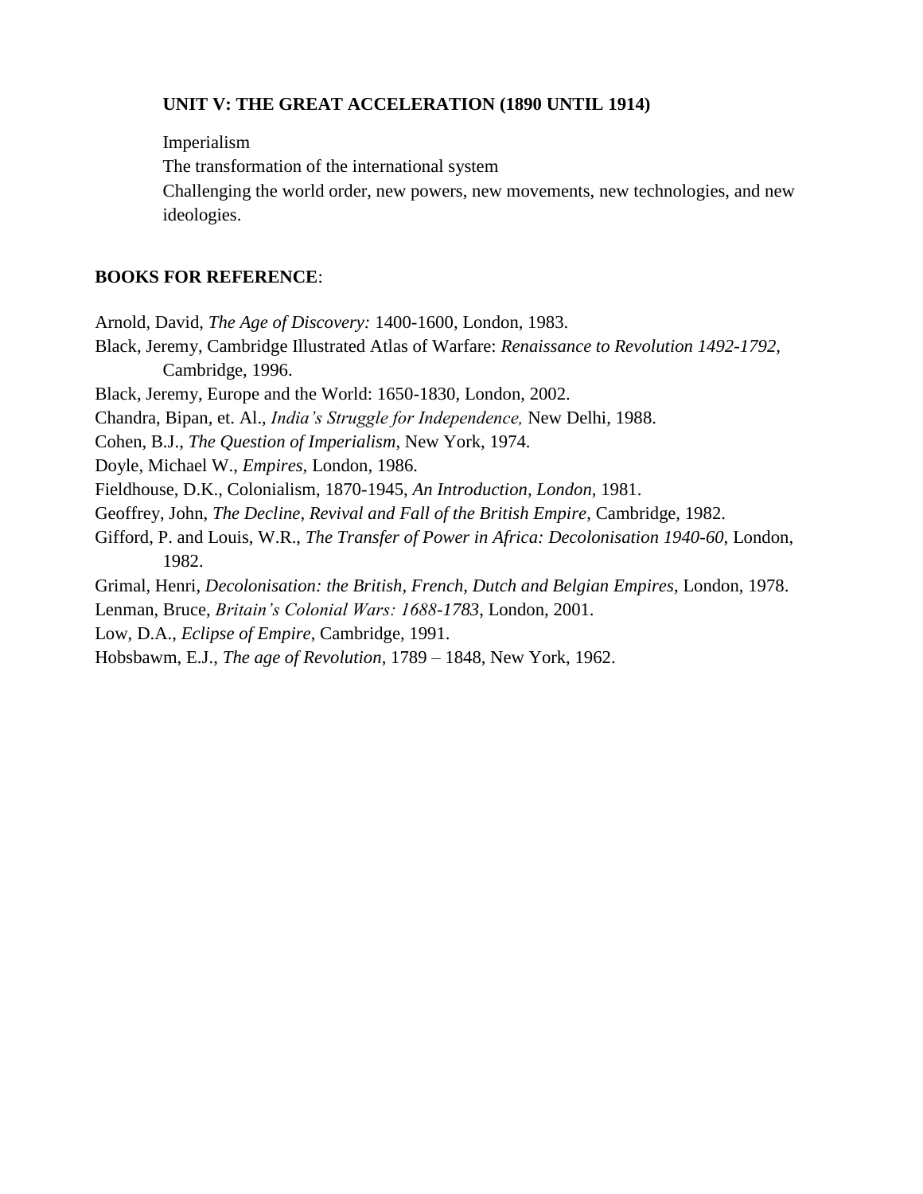**UNIT V: THE GREAT ACCELERATION (1890 UNTIL 1914)**

Imperialism
The transformation of the international system
Challenging the world order, new powers, new movements, new technologies, and new ideologies.

**BOOKS FOR REFERENCE**:

Arnold, David, *The Age of Discovery:* 1400-1600, London, 1983.
Black, Jeremy, Cambridge Illustrated Atlas of Warfare: *Renaissance to Revolution 1492-1792*, Cambridge, 1996.
Black, Jeremy, Europe and the World: 1650-1830, London, 2002.
Chandra, Bipan, et. Al., *India's Struggle for Independence,* New Delhi, 1988.
Cohen, B.J., *The Question of Imperialism*, New York, 1974.
Doyle, Michael W., *Empires*, London, 1986.
Fieldhouse, D.K., Colonialism, 1870-1945, *An Introduction, London*, 1981.
Geoffrey, John, *The Decline, Revival and Fall of the British Empire*, Cambridge, 1982.
Gifford, P. and Louis, W.R., *The Transfer of Power in Africa: Decolonisation 1940-60*, London, 1982.
Grimal, Henri, *Decolonisation: the British, French, Dutch and Belgian Empires*, London, 1978.
Lenman, Bruce, *Britain's Colonial Wars: 1688-1783*, London, 2001.
Low, D.A., *Eclipse of Empire*, Cambridge, 1991.
Hobsbawm, E.J., *The age of Revolution*, 1789 – 1848, New York, 1962.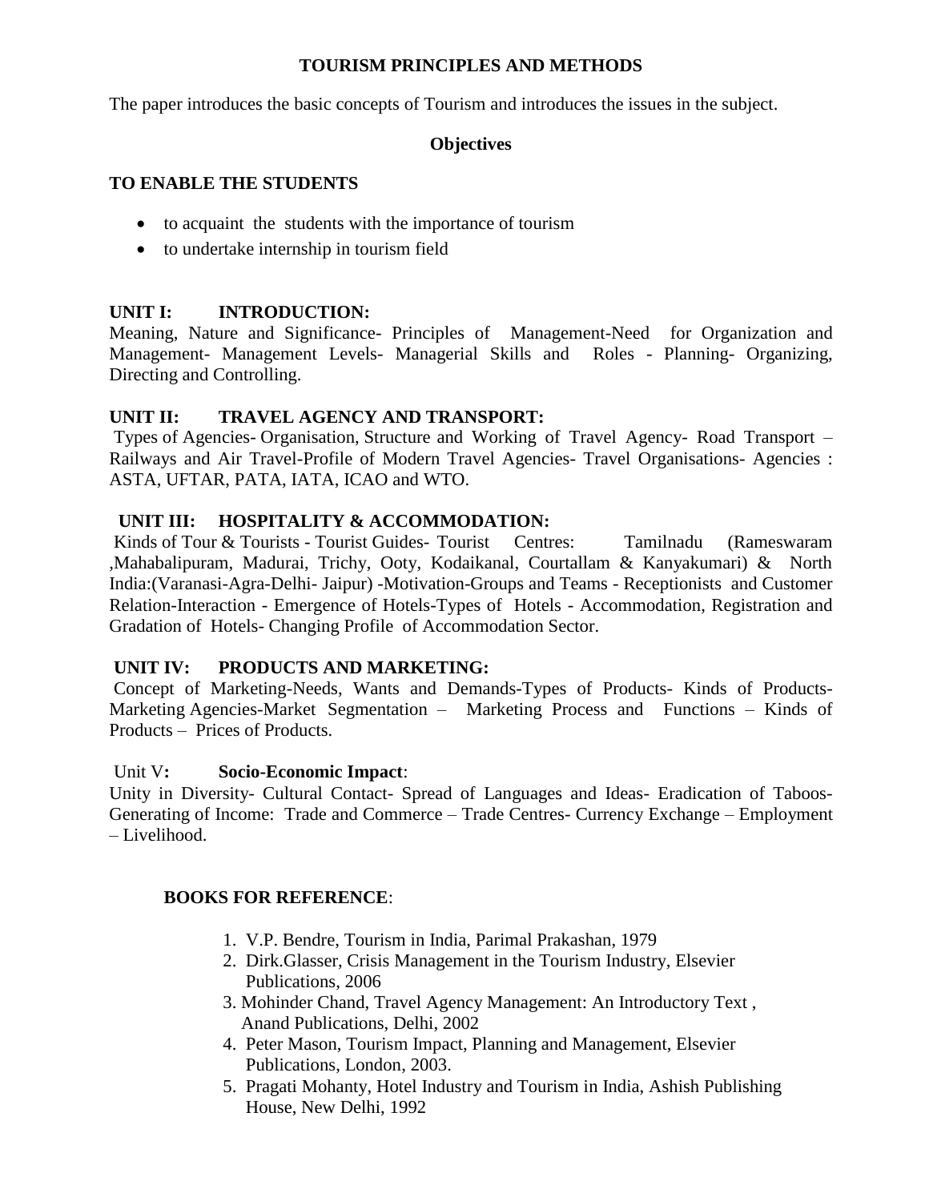# TOURISM PRINCIPLES AND METHODS

The paper introduces the basic concepts of Tourism and introduces the issues in the subject.

**Objectives**

**TO ENABLE THE STUDENTS**

- to acquaint the students with the importance of tourism
- to undertake internship in tourism field

**UNIT I: INTRODUCTION:**
Meaning, Nature and Significance- Principles of Management-Need for Organization and Management- Management Levels- Managerial Skills and Roles - Planning- Organizing, Directing and Controlling.

**UNIT II: TRAVEL AGENCY AND TRANSPORT:**
Types of Agencies- Organisation, Structure and Working of Travel Agency- Road Transport – Railways and Air Travel-Profile of Modern Travel Agencies- Travel Organisations- Agencies : ASTA, UFTAR, PATA, IATA, ICAO and WTO.

**UNIT III: HOSPITALITY & ACCOMMODATION:**
Kinds of Tour & Tourists - Tourist Guides- Tourist Centres: Tamilnadu (Rameswaram ,Mahabalipuram, Madurai, Trichy, Ooty, Kodaikanal, Courtallam & Kanyakumari) & North India:(Varanasi-Agra-Delhi- Jaipur) -Motivation-Groups and Teams - Receptionists and Customer Relation-Interaction - Emergence of Hotels-Types of Hotels - Accommodation, Registration and Gradation of Hotels- Changing Profile of Accommodation Sector.

**UNIT IV: PRODUCTS AND MARKETING:**
Concept of Marketing-Needs, Wants and Demands-Types of Products- Kinds of Products- Marketing Agencies-Market Segmentation – Marketing Process and Functions – Kinds of Products – Prices of Products.

Unit V**: Socio-Economic Impact**:
Unity in Diversity- Cultural Contact- Spread of Languages and Ideas- Eradication of Taboos- Generating of Income: Trade and Commerce – Trade Centres- Currency Exchange – Employment – Livelihood.

**BOOKS FOR REFERENCE**:

1. V.P. Bendre, Tourism in India, Parimal Prakashan, 1979
2. Dirk.Glasser, Crisis Management in the Tourism Industry, Elsevier Publications, 2006
3. Mohinder Chand, Travel Agency Management: An Introductory Text , Anand Publications, Delhi, 2002
4. Peter Mason, Tourism Impact, Planning and Management, Elsevier Publications, London, 2003.
5. Pragati Mohanty, Hotel Industry and Tourism in India, Ashish Publishing House, New Delhi, 1992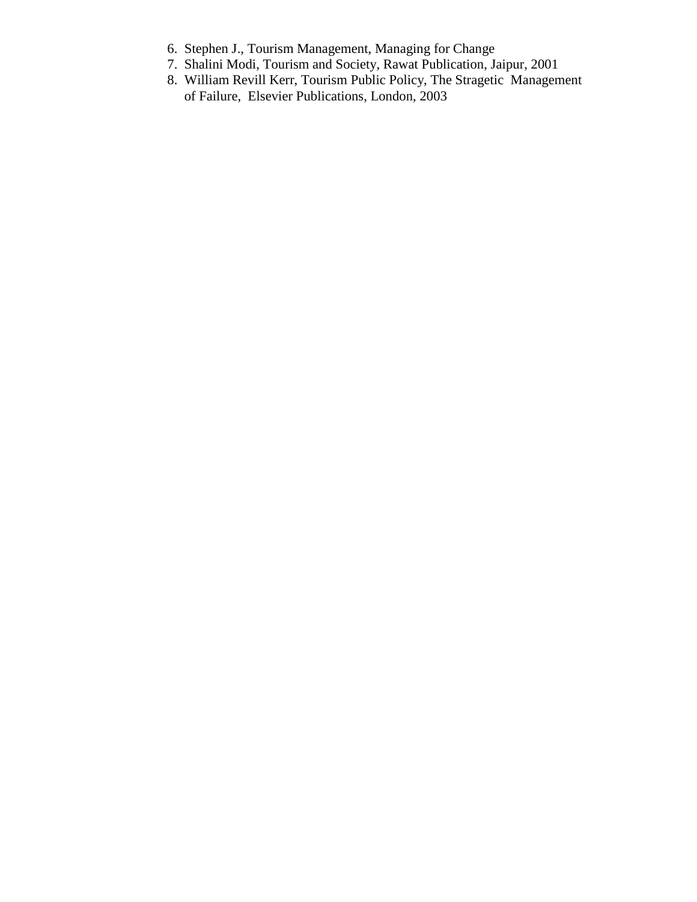6. Stephen J., Tourism Management, Managing for Change
7. Shalini Modi, Tourism and Society, Rawat Publication, Jaipur, 2001
8. William Revill Kerr, Tourism Public Policy, The Stragetic Management of Failure, Elsevier Publications, London, 2003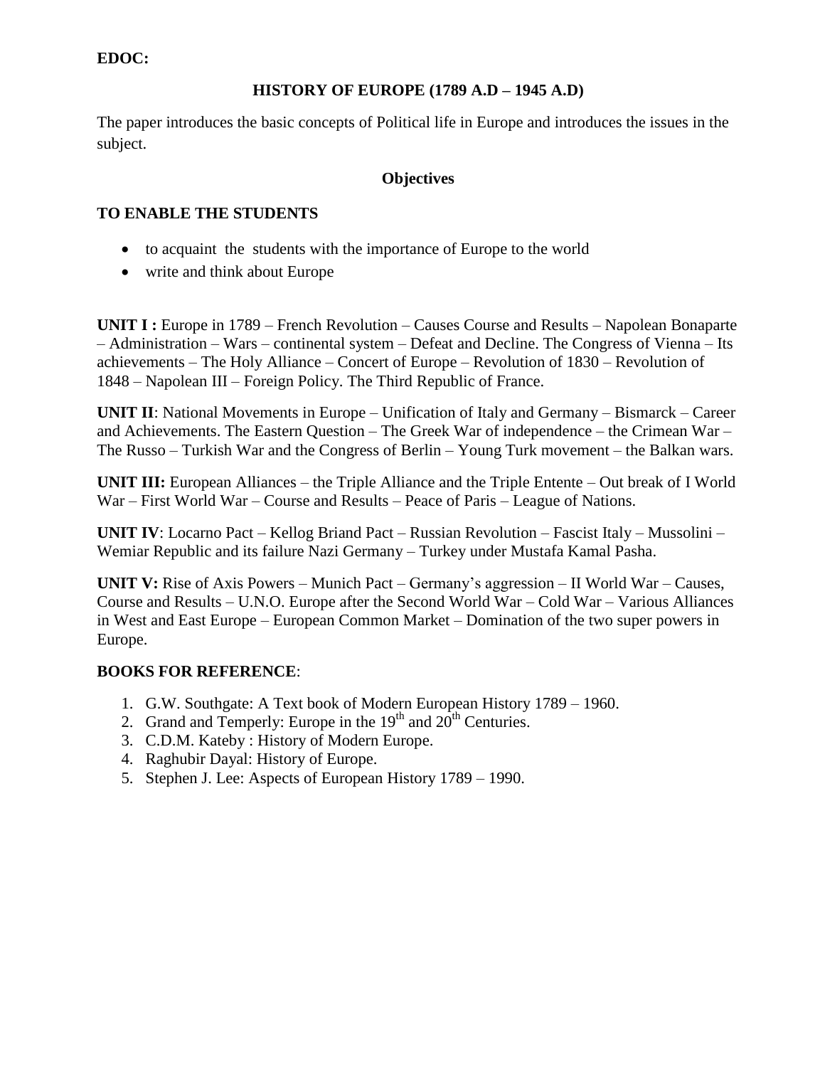**EDOC:**

## HISTORY OF EUROPE (1789 A.D – 1945 A.D)

The paper introduces the basic concepts of Political life in Europe and introduces the issues in the subject.

### Objectives

**TO ENABLE THE STUDENTS**

- to acquaint the students with the importance of Europe to the world
- write and think about Europe

**UNIT I :** Europe in 1789 – French Revolution – Causes Course and Results – Napolean Bonaparte – Administration – Wars – continental system – Defeat and Decline. The Congress of Vienna – Its achievements – The Holy Alliance – Concert of Europe – Revolution of 1830 – Revolution of 1848 – Napolean III – Foreign Policy. The Third Republic of France.

**UNIT II**: National Movements in Europe – Unification of Italy and Germany – Bismarck – Career and Achievements. The Eastern Question – The Greek War of independence – the Crimean War – The Russo – Turkish War and the Congress of Berlin – Young Turk movement – the Balkan wars.

**UNIT III:** European Alliances – the Triple Alliance and the Triple Entente – Out break of I World War – First World War – Course and Results – Peace of Paris – League of Nations.

**UNIT IV**: Locarno Pact – Kellog Briand Pact – Russian Revolution – Fascist Italy – Mussolini – Wemiar Republic and its failure Nazi Germany – Turkey under Mustafa Kamal Pasha.

**UNIT V:** Rise of Axis Powers – Munich Pact – Germany's aggression – II World War – Causes, Course and Results – U.N.O. Europe after the Second World War – Cold War – Various Alliances in West and East Europe – European Common Market – Domination of the two super powers in Europe.

**BOOKS FOR REFERENCE**:

1. G.W. Southgate: A Text book of Modern European History 1789 – 1960.
2. Grand and Temperly: Europe in the 19th and 20th Centuries.
3. C.D.M. Kateby : History of Modern Europe.
4. Raghubir Dayal: History of Europe.
5. Stephen J. Lee: Aspects of European History 1789 – 1990.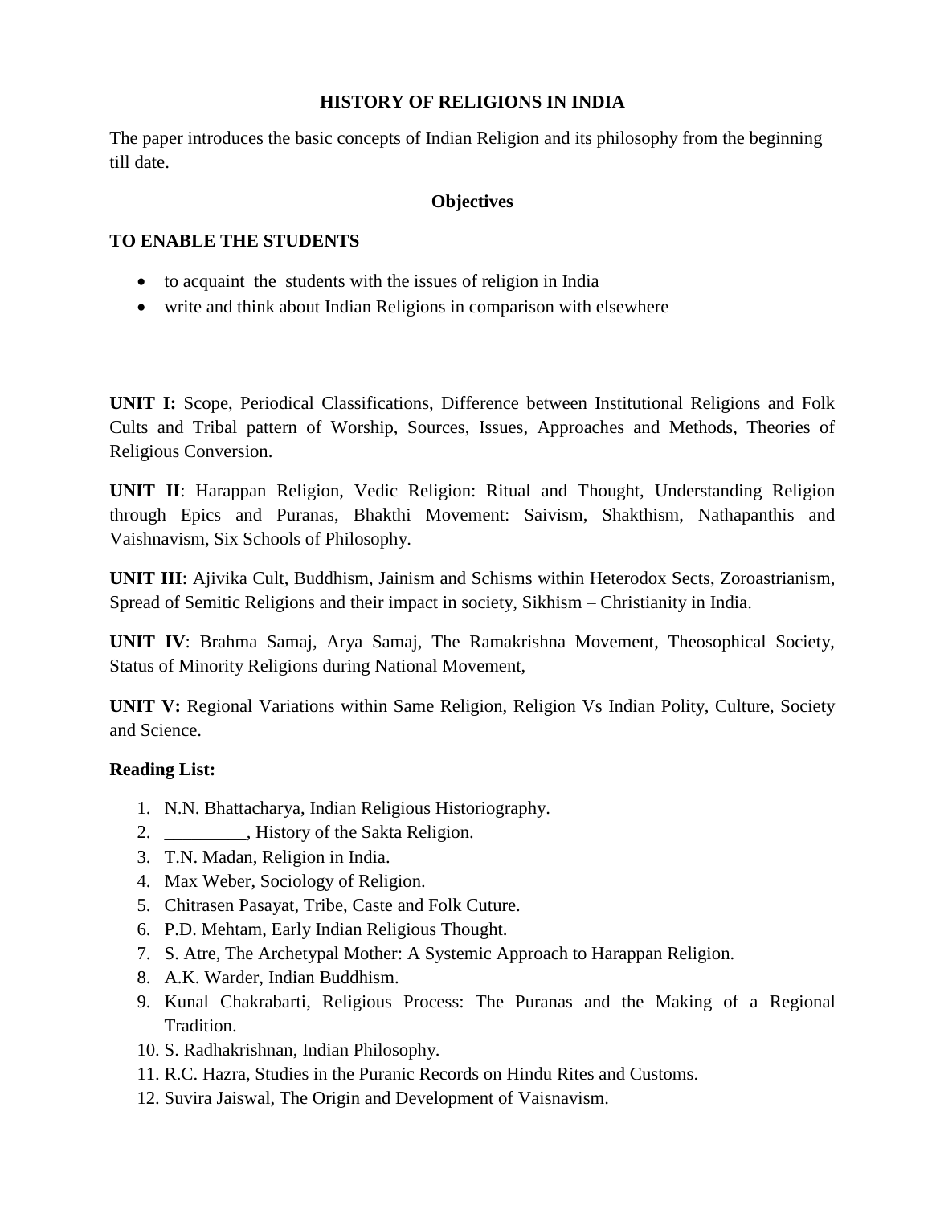## HISTORY OF RELIGIONS IN INDIA

The paper introduces the basic concepts of Indian Religion and its philosophy from the beginning till date.

### Objectives

**TO ENABLE THE STUDENTS**

- to acquaint the students with the issues of religion in India
- write and think about Indian Religions in comparison with elsewhere

**UNIT I:** Scope, Periodical Classifications, Difference between Institutional Religions and Folk Cults and Tribal pattern of Worship, Sources, Issues, Approaches and Methods, Theories of Religious Conversion.

**UNIT II**: Harappan Religion, Vedic Religion: Ritual and Thought, Understanding Religion through Epics and Puranas, Bhakthi Movement: Saivism, Shakthism, Nathapanthis and Vaishnavism, Six Schools of Philosophy.

**UNIT III**: Ajivika Cult, Buddhism, Jainism and Schisms within Heterodox Sects, Zoroastrianism, Spread of Semitic Religions and their impact in society, Sikhism – Christianity in India.

**UNIT IV**: Brahma Samaj, Arya Samaj, The Ramakrishna Movement, Theosophical Society, Status of Minority Religions during National Movement,

**UNIT V:** Regional Variations within Same Religion, Religion Vs Indian Polity, Culture, Society and Science.

**Reading List:**

1. N.N. Bhattacharya, Indian Religious Historiography.
2. _________, History of the Sakta Religion.
3. T.N. Madan, Religion in India.
4. Max Weber, Sociology of Religion.
5. Chitrasen Pasayat, Tribe, Caste and Folk Cuture.
6. P.D. Mehtam, Early Indian Religious Thought.
7. S. Atre, The Archetypal Mother: A Systemic Approach to Harappan Religion.
8. A.K. Warder, Indian Buddhism.
9. Kunal Chakrabarti, Religious Process: The Puranas and the Making of a Regional Tradition.
10. S. Radhakrishnan, Indian Philosophy.
11. R.C. Hazra, Studies in the Puranic Records on Hindu Rites and Customs.
12. Suvira Jaiswal, The Origin and Development of Vaisnavism.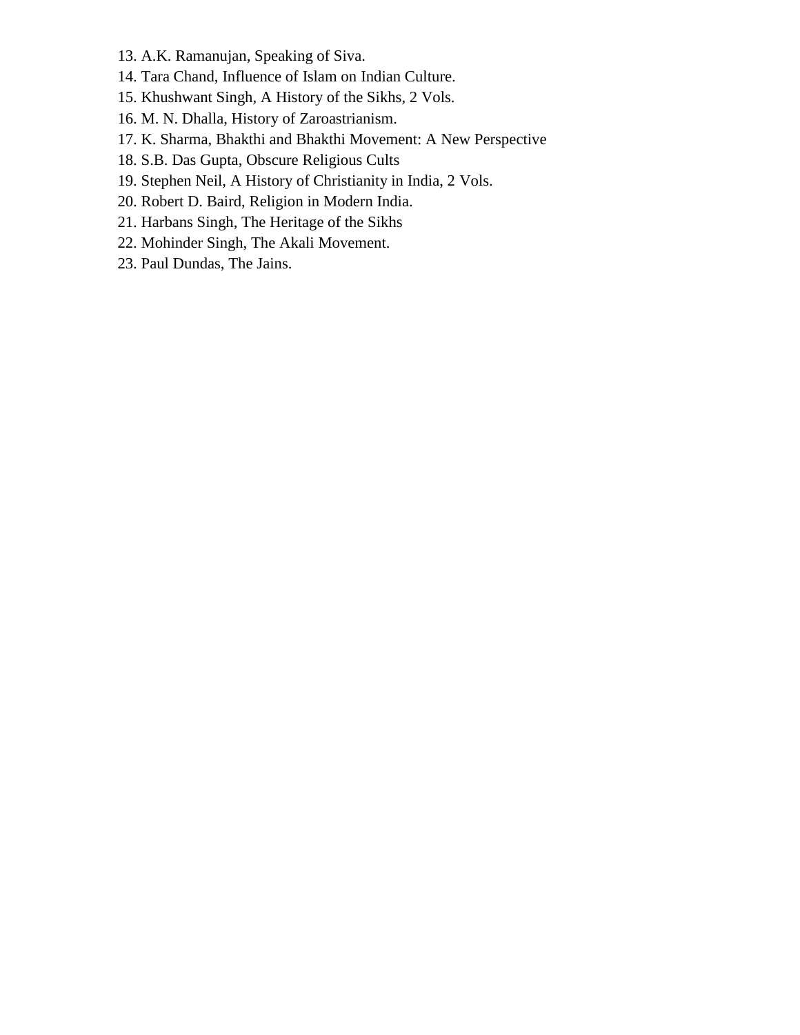13. A.K. Ramanujan, Speaking of Siva.
14. Tara Chand, Influence of Islam on Indian Culture.
15. Khushwant Singh, A History of the Sikhs, 2 Vols.
16. M. N. Dhalla, History of Zaroastrianism.
17. K. Sharma, Bhakthi and Bhakthi Movement: A New Perspective
18. S.B. Das Gupta, Obscure Religious Cults
19. Stephen Neil, A History of Christianity in India, 2 Vols.
20. Robert D. Baird, Religion in Modern India.
21. Harbans Singh, The Heritage of the Sikhs
22. Mohinder Singh, The Akali Movement.
23. Paul Dundas, The Jains.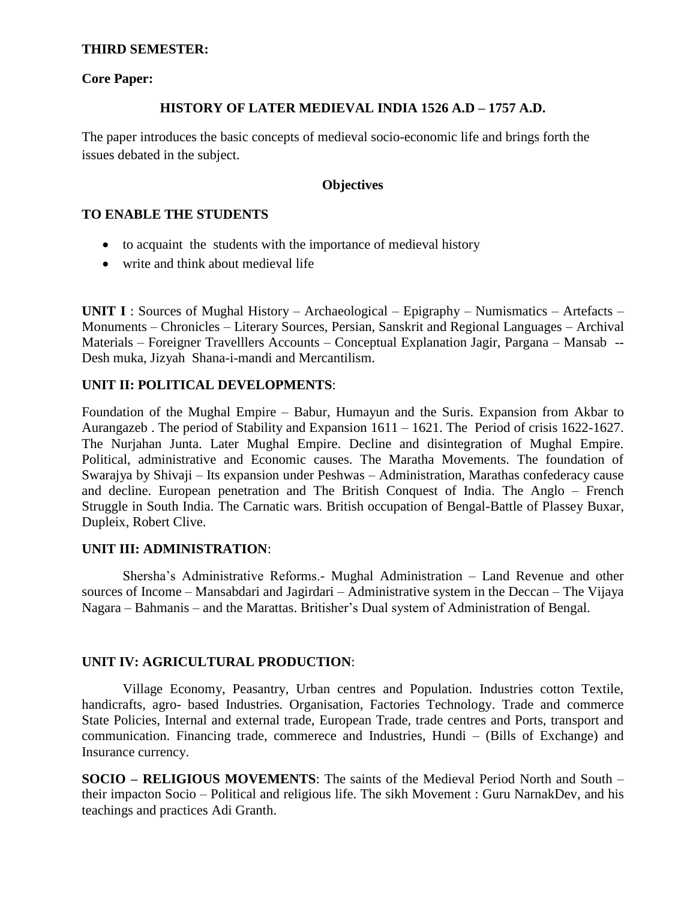**THIRD SEMESTER:**

**Core Paper:**

## HISTORY OF LATER MEDIEVAL INDIA 1526 A.D – 1757 A.D.

The paper introduces the basic concepts of medieval socio-economic life and brings forth the issues debated in the subject.

### Objectives

**TO ENABLE THE STUDENTS**

- to acquaint the students with the importance of medieval history
- write and think about medieval life

**UNIT I** : Sources of Mughal History – Archaeological – Epigraphy – Numismatics – Artefacts – Monuments – Chronicles – Literary Sources, Persian, Sanskrit and Regional Languages – Archival Materials – Foreigner Travelllers Accounts – Conceptual Explanation Jagir, Pargana – Mansab -- Desh muka, Jizyah Shana-i-mandi and Mercantilism.

**UNIT II: POLITICAL DEVELOPMENTS**:

Foundation of the Mughal Empire – Babur, Humayun and the Suris. Expansion from Akbar to Aurangazeb . The period of Stability and Expansion 1611 – 1621. The Period of crisis 1622-1627. The Nurjahan Junta. Later Mughal Empire. Decline and disintegration of Mughal Empire. Political, administrative and Economic causes. The Maratha Movements. The foundation of Swarajya by Shivaji – Its expansion under Peshwas – Administration, Marathas confederacy cause and decline. European penetration and The British Conquest of India. The Anglo – French Struggle in South India. The Carnatic wars. British occupation of Bengal-Battle of Plassey Buxar, Dupleix, Robert Clive.

**UNIT III: ADMINISTRATION**:

Shersha's Administrative Reforms.- Mughal Administration – Land Revenue and other sources of Income – Mansabdari and Jagirdari – Administrative system in the Deccan – The Vijaya Nagara – Bahmanis – and the Marattas. Britisher's Dual system of Administration of Bengal.

**UNIT IV: AGRICULTURAL PRODUCTION**:

Village Economy, Peasantry, Urban centres and Population. Industries cotton Textile, handicrafts, agro- based Industries. Organisation, Factories Technology. Trade and commerce State Policies, Internal and external trade, European Trade, trade centres and Ports, transport and communication. Financing trade, commerece and Industries, Hundi – (Bills of Exchange) and Insurance currency.

**SOCIO – RELIGIOUS MOVEMENTS**: The saints of the Medieval Period North and South – their impacton Socio – Political and religious life. The sikh Movement : Guru NarnakDev, and his teachings and practices Adi Granth.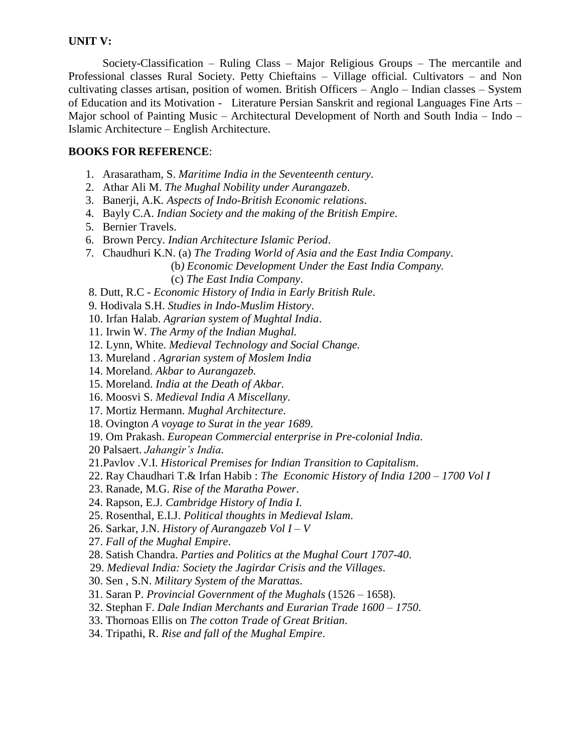**UNIT V:**

Society-Classification – Ruling Class – Major Religious Groups – The mercantile and Professional classes Rural Society. Petty Chieftains – Village official. Cultivators – and Non cultivating classes artisan, position of women. British Officers – Anglo – Indian classes – System of Education and its Motivation - Literature Persian Sanskrit and regional Languages Fine Arts – Major school of Painting Music – Architectural Development of North and South India – Indo – Islamic Architecture – English Architecture.

**BOOKS FOR REFERENCE**:

1. Arasaratham, S. *Maritime India in the Seventeenth century*.
2. Athar Ali M. *The Mughal Nobility under Aurangazeb*.
3. Banerji, A.K. *Aspects of Indo-British Economic relations*.
4. Bayly C.A. *Indian Society and the making of the British Empire*.
5. Bernier Travels.
6. Brown Percy. *Indian Architecture Islamic Period*.
7. Chaudhuri K.N. (a) *The Trading World of Asia and the East India Company*.
   (b*) Economic Development Under the East India Company.*
   (c) *The East India Company*.
8. Dutt, R.C - *Economic History of India in Early British Rule*.
9. Hodivala S.H. *Studies in Indo-Muslim History*.
10. Irfan Halab. *Agrarian system of Mughtal India*.
11. Irwin W. *The Army of the Indian Mughal.*
12. Lynn, White. *Medieval Technology and Social Change.*
13. Mureland . *Agrarian system of Moslem India*
14. Moreland. *Akbar to Aurangazeb.*
15. Moreland. *India at the Death of Akbar.*
16. Moosvi S. *Medieval India A Miscellany*.
17. Mortiz Hermann. *Mughal Architecture*.
18. Ovington *A voyage to Surat in the year 1689*.
19. Om Prakash. *European Commercial enterprise in Pre-colonial India*.
20. Palsaert. *Jahangir's India*.
21. Pavlov .V.I. *Historical Premises for Indian Transition to Capitalism*.
22. Ray Chaudhari T.& Irfan Habib : *The Economic History of India 1200 – 1700 Vol I*
23. Ranade, M.G. *Rise of the Maratha Power*.
24. Rapson, E.J. *Cambridge History of India I.*
25. Rosenthal, E.I.J. *Political thoughts in Medieval Islam*.
26. Sarkar, J.N. *History of Aurangazeb Vol I – V*
27. *Fall of the Mughal Empire*.
28. Satish Chandra. *Parties and Politics at the Mughal Court 1707-40*.
29. *Medieval India: Society the Jagirdar Crisis and the Villages*.
30. Sen , S.N. *Military System of the Marattas*.
31. Saran P. *Provincial Government of the Mughals* (1526 – 1658).
32. Stephan F. *Dale Indian Merchants and Eurarian Trade 1600 – 1750*.
33. Thornoas Ellis on *The cotton Trade of Great Britian*.
34. Tripathi, R. *Rise and fall of the Mughal Empire*.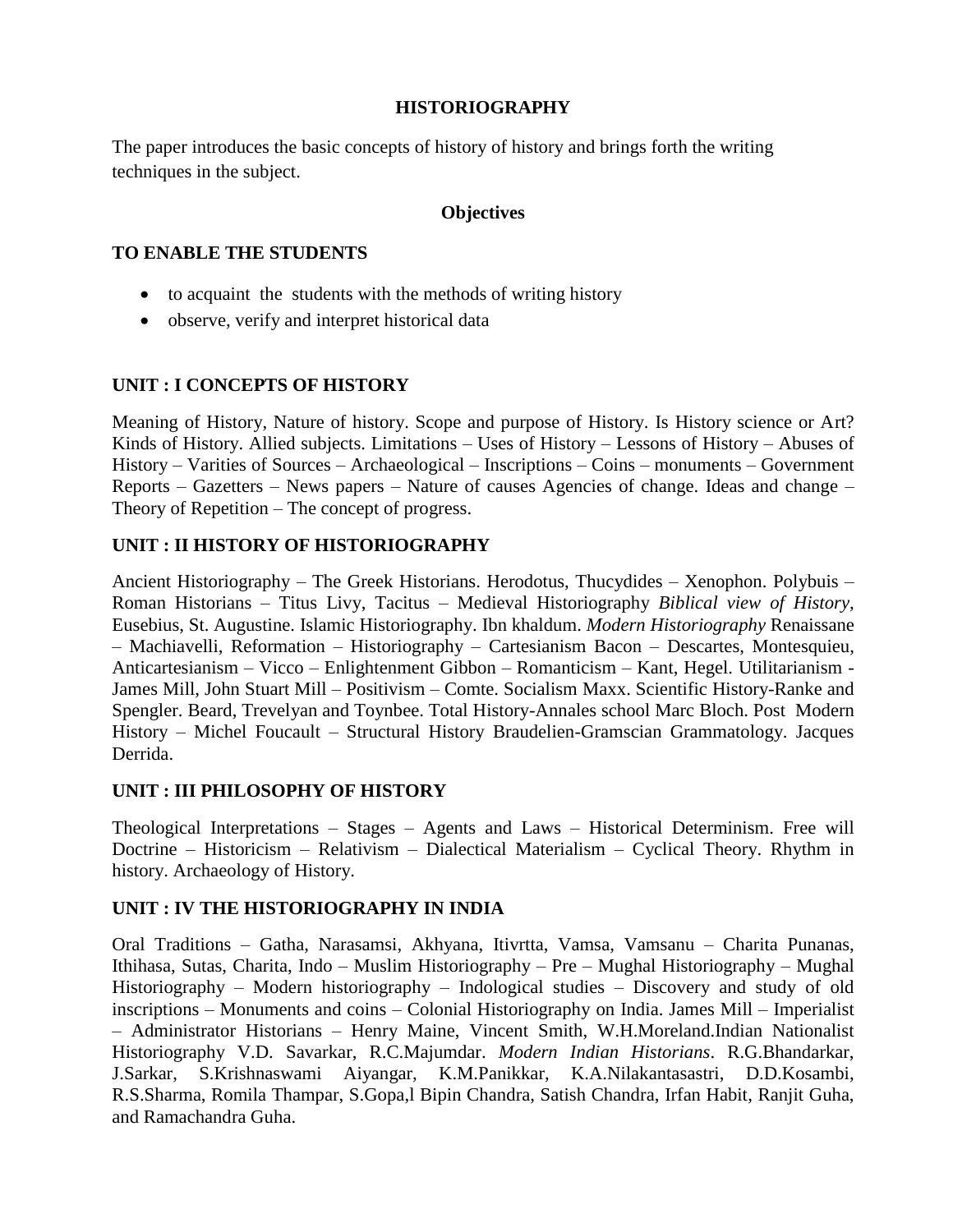# HISTORIOGRAPHY

The paper introduces the basic concepts of history of history and brings forth the writing techniques in the subject.

**Objectives**

**TO ENABLE THE STUDENTS**

- to acquaint the students with the methods of writing history
- observe, verify and interpret historical data

## UNIT : I CONCEPTS OF HISTORY

Meaning of History, Nature of history. Scope and purpose of History. Is History science or Art? Kinds of History. Allied subjects. Limitations – Uses of History – Lessons of History – Abuses of History – Varities of Sources – Archaeological – Inscriptions – Coins – monuments – Government Reports – Gazetters – News papers – Nature of causes Agencies of change. Ideas and change – Theory of Repetition – The concept of progress.

## UNIT : II HISTORY OF HISTORIOGRAPHY

Ancient Historiography – The Greek Historians. Herodotus, Thucydides – Xenophon. Polybuis – Roman Historians – Titus Livy, Tacitus – Medieval Historiography *Biblical view of History*, Eusebius, St. Augustine. Islamic Historiography. Ibn khaldum. *Modern Historiography* Renaissane – Machiavelli, Reformation – Historiography – Cartesianism Bacon – Descartes, Montesquieu, Anticartesianism – Vicco – Enlightenment Gibbon – Romanticism – Kant, Hegel. Utilitarianism - James Mill, John Stuart Mill – Positivism – Comte. Socialism Maxx. Scientific History-Ranke and Spengler. Beard, Trevelyan and Toynbee. Total History-Annales school Marc Bloch. Post Modern History – Michel Foucault – Structural History Braudelien-Gramscian Grammatology. Jacques Derrida.

## UNIT : III PHILOSOPHY OF HISTORY

Theological Interpretations – Stages – Agents and Laws – Historical Determinism. Free will Doctrine – Historicism – Relativism – Dialectical Materialism – Cyclical Theory. Rhythm in history. Archaeology of History.

## UNIT : IV THE HISTORIOGRAPHY IN INDIA

Oral Traditions – Gatha, Narasamsi, Akhyana, Itivrtta, Vamsa, Vamsanu – Charita Punanas, Ithihasa, Sutas, Charita, Indo – Muslim Historiography – Pre – Mughal Historiography – Mughal Historiography – Modern historiography – Indological studies – Discovery and study of old inscriptions – Monuments and coins – Colonial Historiography on India. James Mill – Imperialist – Administrator Historians – Henry Maine, Vincent Smith, W.H.Moreland.Indian Nationalist Historiography V.D. Savarkar, R.C.Majumdar. *Modern Indian Historians*. R.G.Bhandarkar, J.Sarkar, S.Krishnaswami Aiyangar, K.M.Panikkar, K.A.Nilakantasastri, D.D.Kosambi, R.S.Sharma, Romila Thampar, S.Gopa,l Bipin Chandra, Satish Chandra, Irfan Habit, Ranjit Guha, and Ramachandra Guha.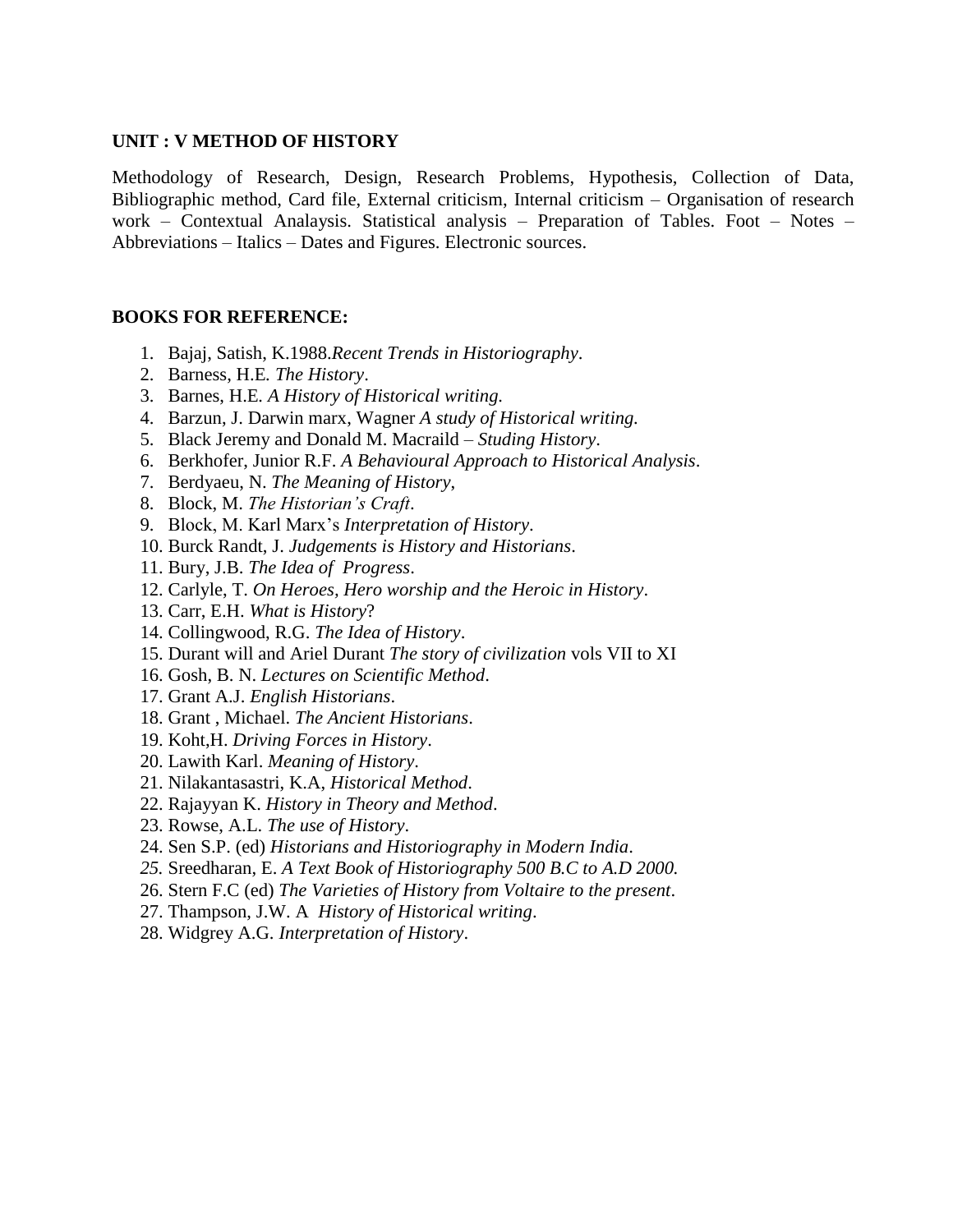**UNIT : V METHOD OF HISTORY**

Methodology of Research, Design, Research Problems, Hypothesis, Collection of Data, Bibliographic method, Card file, External criticism, Internal criticism – Organisation of research work – Contextual Analaysis. Statistical analysis – Preparation of Tables. Foot – Notes – Abbreviations – Italics – Dates and Figures. Electronic sources.

**BOOKS FOR REFERENCE:**

1. Bajaj, Satish, K.1988.*Recent Trends in Historiography*.
2. Barness, H.E. *The History*.
3. Barnes, H.E. *A History of Historical writing.*
4. Barzun, J. Darwin marx, Wagner *A study of Historical writing.*
5. Black Jeremy and Donald M. Macraild – *Studing History*.
6. Berkhofer, Junior R.F. *A Behavioural Approach to Historical Analysis*.
7. Berdyaeu, N. *The Meaning of History*,
8. Block, M. *The Historian's Craft*.
9. Block, M. Karl Marx's *Interpretation of History*.
10. Burck Randt, J. *Judgements is History and Historians*.
11. Bury, J.B. *The Idea of Progress*.
12. Carlyle, T. *On Heroes, Hero worship and the Heroic in History*.
13. Carr, E.H. *What is History*?
14. Collingwood, R.G. *The Idea of History*.
15. Durant will and Ariel Durant *The story of civilization* vols VII to XI
16. Gosh, B. N. *Lectures on Scientific Method*.
17. Grant A.J. *English Historians*.
18. Grant , Michael. *The Ancient Historians*.
19. Koht,H. *Driving Forces in History*.
20. Lawith Karl. *Meaning of History*.
21. Nilakantasastri, K.A, *Historical Method*.
22. Rajayyan K. *History in Theory and Method*.
23. Rowse, A.L. *The use of History*.
24. Sen S.P. (ed) *Historians and Historiography in Modern India*.
25. Sreedharan, E. *A Text Book of Historiography 500 B.C to A.D 2000.*
26. Stern F.C (ed) *The Varieties of History from Voltaire to the present*.
27. Thampson, J.W. A *History of Historical writing*.
28. Widgrey A.G. *Interpretation of History*.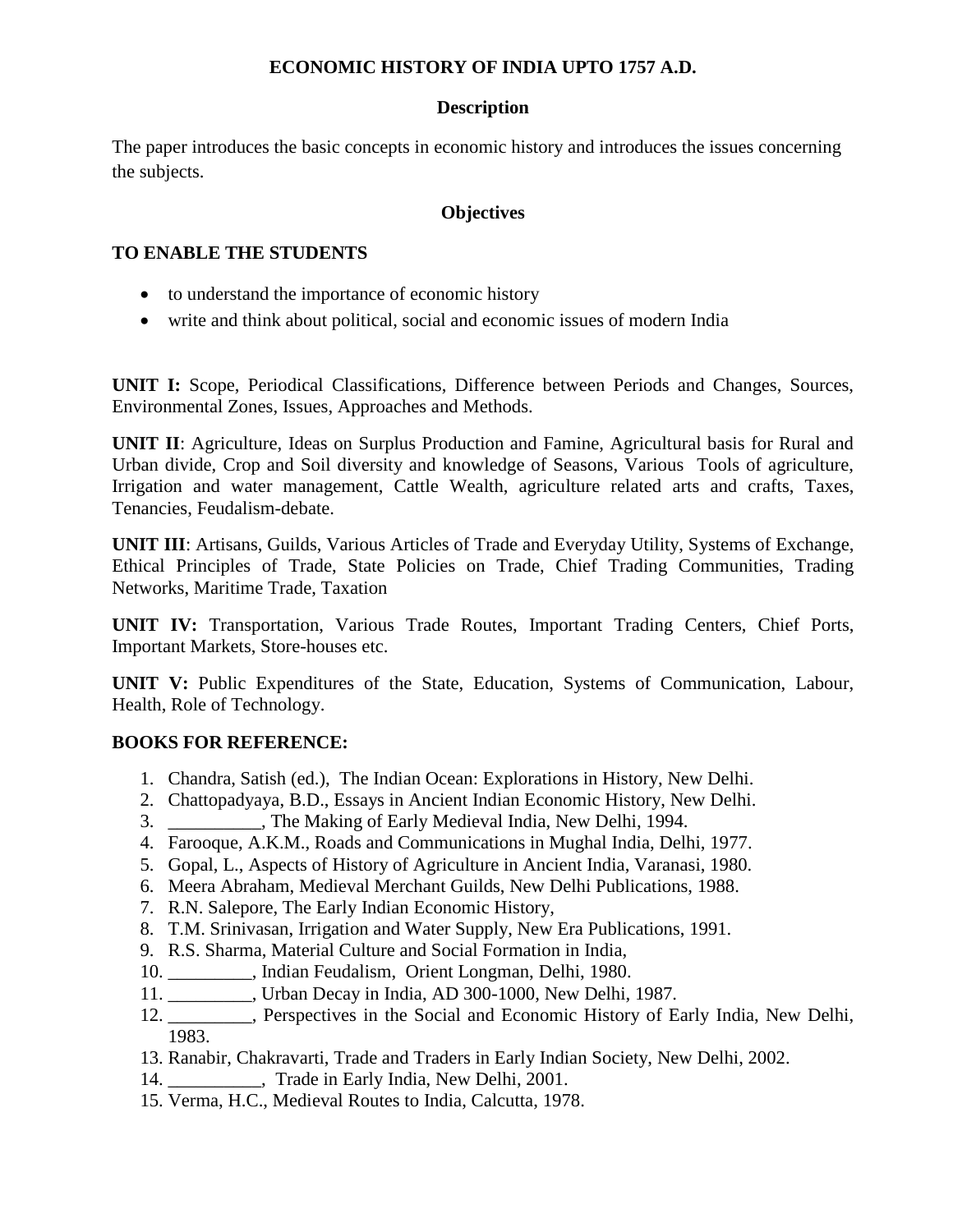# ECONOMIC HISTORY OF INDIA UPTO 1757 A.D.

## Description

The paper introduces the basic concepts in economic history and introduces the issues concerning the subjects.

## Objectives

**TO ENABLE THE STUDENTS**

- to understand the importance of economic history
- write and think about political, social and economic issues of modern India

**UNIT I:** Scope, Periodical Classifications, Difference between Periods and Changes, Sources, Environmental Zones, Issues, Approaches and Methods.

**UNIT II**: Agriculture, Ideas on Surplus Production and Famine, Agricultural basis for Rural and Urban divide, Crop and Soil diversity and knowledge of Seasons, Various Tools of agriculture, Irrigation and water management, Cattle Wealth, agriculture related arts and crafts, Taxes, Tenancies, Feudalism-debate.

**UNIT III**: Artisans, Guilds, Various Articles of Trade and Everyday Utility, Systems of Exchange, Ethical Principles of Trade, State Policies on Trade, Chief Trading Communities, Trading Networks, Maritime Trade, Taxation

**UNIT IV:** Transportation, Various Trade Routes, Important Trading Centers, Chief Ports, Important Markets, Store-houses etc.

**UNIT V:** Public Expenditures of the State, Education, Systems of Communication, Labour, Health, Role of Technology.

**BOOKS FOR REFERENCE:**

1. Chandra, Satish (ed.), The Indian Ocean: Explorations in History, New Delhi.
2. Chattopadyaya, B.D., Essays in Ancient Indian Economic History, New Delhi.
3. __________, The Making of Early Medieval India, New Delhi, 1994.
4. Farooque, A.K.M., Roads and Communications in Mughal India, Delhi, 1977.
5. Gopal, L., Aspects of History of Agriculture in Ancient India, Varanasi, 1980.
6. Meera Abraham, Medieval Merchant Guilds, New Delhi Publications, 1988.
7. R.N. Salepore, The Early Indian Economic History,
8. T.M. Srinivasan, Irrigation and Water Supply, New Era Publications, 1991.
9. R.S. Sharma, Material Culture and Social Formation in India,
10. _________, Indian Feudalism, Orient Longman, Delhi, 1980.
11. _________, Urban Decay in India, AD 300-1000, New Delhi, 1987.
12. _________, Perspectives in the Social and Economic History of Early India, New Delhi, 1983.
13. Ranabir, Chakravarti, Trade and Traders in Early Indian Society, New Delhi, 2002.
14. __________, Trade in Early India, New Delhi, 2001.
15. Verma, H.C., Medieval Routes to India, Calcutta, 1978.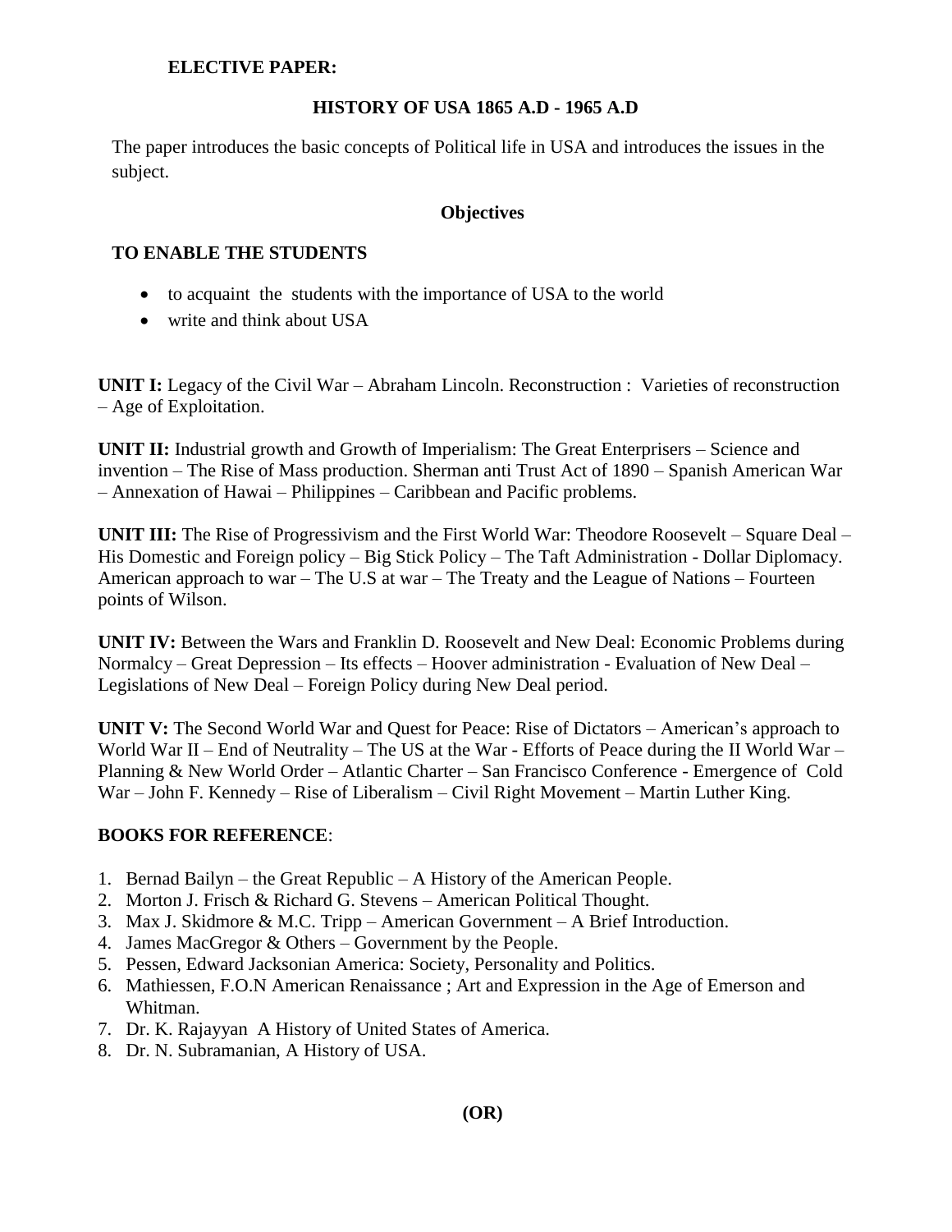**ELECTIVE PAPER:**

**HISTORY OF USA 1865 A.D - 1965 A.D**

The paper introduces the basic concepts of Political life in USA and introduces the issues in the subject.

**Objectives**

**TO ENABLE THE STUDENTS**

- to acquaint the students with the importance of USA to the world
- write and think about USA

**UNIT I:** Legacy of the Civil War – Abraham Lincoln. Reconstruction : Varieties of reconstruction – Age of Exploitation.

**UNIT II:** Industrial growth and Growth of Imperialism: The Great Enterprisers – Science and invention – The Rise of Mass production. Sherman anti Trust Act of 1890 – Spanish American War – Annexation of Hawai – Philippines – Caribbean and Pacific problems.

**UNIT III:** The Rise of Progressivism and the First World War: Theodore Roosevelt – Square Deal – His Domestic and Foreign policy – Big Stick Policy – The Taft Administration - Dollar Diplomacy. American approach to war – The U.S at war – The Treaty and the League of Nations – Fourteen points of Wilson.

**UNIT IV:** Between the Wars and Franklin D. Roosevelt and New Deal: Economic Problems during Normalcy – Great Depression – Its effects – Hoover administration - Evaluation of New Deal – Legislations of New Deal – Foreign Policy during New Deal period.

**UNIT V:** The Second World War and Quest for Peace: Rise of Dictators – American's approach to World War II – End of Neutrality – The US at the War - Efforts of Peace during the II World War – Planning & New World Order – Atlantic Charter – San Francisco Conference - Emergence of Cold War – John F. Kennedy – Rise of Liberalism – Civil Right Movement – Martin Luther King.

**BOOKS FOR REFERENCE**:

1. Bernad Bailyn – the Great Republic – A History of the American People.
2. Morton J. Frisch & Richard G. Stevens – American Political Thought.
3. Max J. Skidmore & M.C. Tripp – American Government – A Brief Introduction.
4. James MacGregor & Others – Government by the People.
5. Pessen, Edward Jacksonian America: Society, Personality and Politics.
6. Mathiessen, F.O.N American Renaissance ; Art and Expression in the Age of Emerson and Whitman.
7. Dr. K. Rajayyan A History of United States of America.
8. Dr. N. Subramanian, A History of USA.

**(OR)**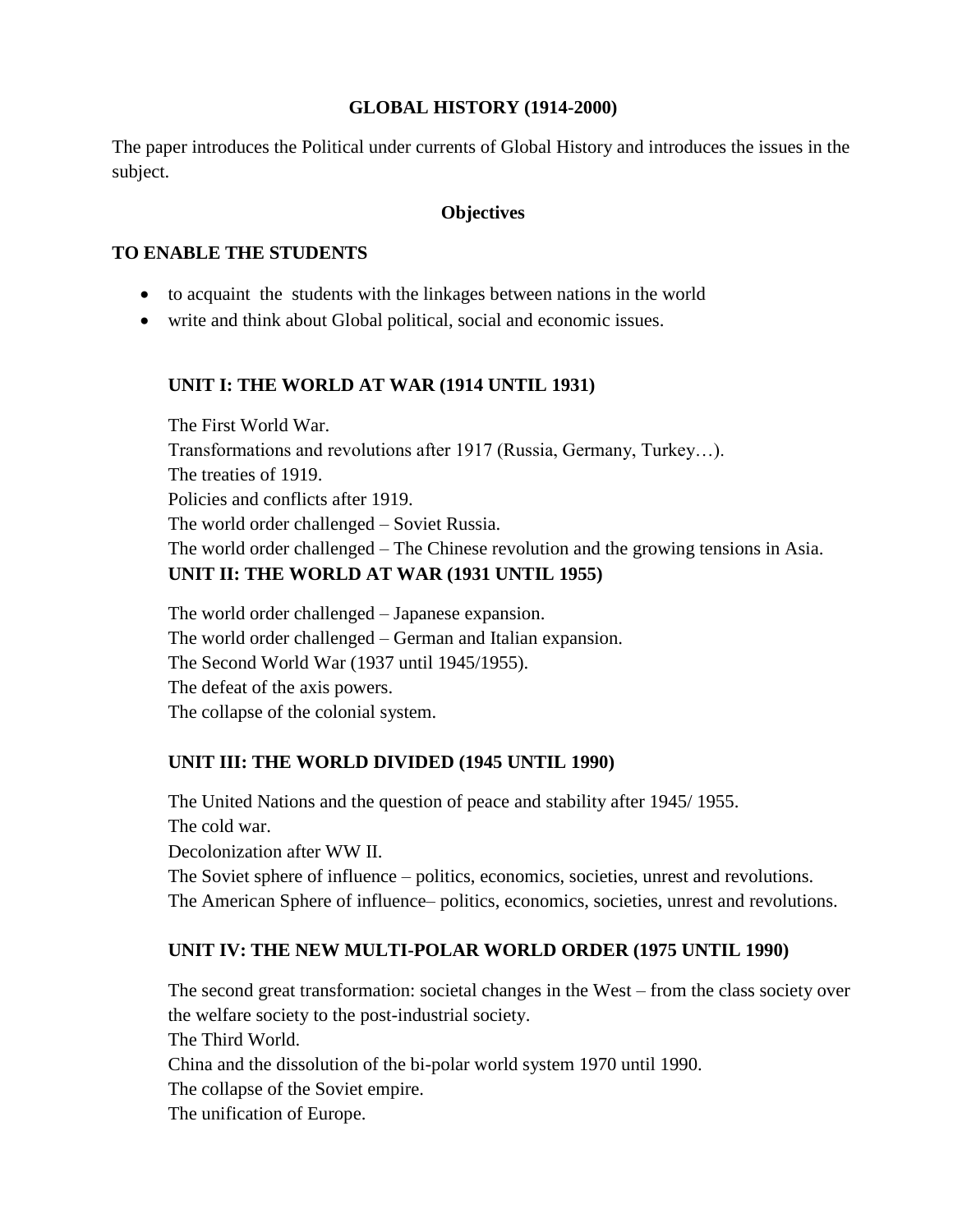## GLOBAL HISTORY (1914-2000)

The paper introduces the Political under currents of Global History and introduces the issues in the subject.

### Objectives

**TO ENABLE THE STUDENTS**

- to acquaint the students with the linkages between nations in the world
- write and think about Global political, social and economic issues.

### UNIT I: THE WORLD AT WAR (1914 UNTIL 1931)

The First World War.
Transformations and revolutions after 1917 (Russia, Germany, Turkey…).
The treaties of 1919.
Policies and conflicts after 1919.
The world order challenged – Soviet Russia.
The world order challenged – The Chinese revolution and the growing tensions in Asia.

### UNIT II: THE WORLD AT WAR (1931 UNTIL 1955)

The world order challenged – Japanese expansion.
The world order challenged – German and Italian expansion.
The Second World War (1937 until 1945/1955).
The defeat of the axis powers.
The collapse of the colonial system.

### UNIT III: THE WORLD DIVIDED (1945 UNTIL 1990)

The United Nations and the question of peace and stability after 1945/ 1955.
The cold war.
Decolonization after WW II.
The Soviet sphere of influence – politics, economics, societies, unrest and revolutions.
The American Sphere of influence– politics, economics, societies, unrest and revolutions.

### UNIT IV: THE NEW MULTI-POLAR WORLD ORDER (1975 UNTIL 1990)

The second great transformation: societal changes in the West – from the class society over the welfare society to the post-industrial society.
The Third World.
China and the dissolution of the bi-polar world system 1970 until 1990.
The collapse of the Soviet empire.
The unification of Europe.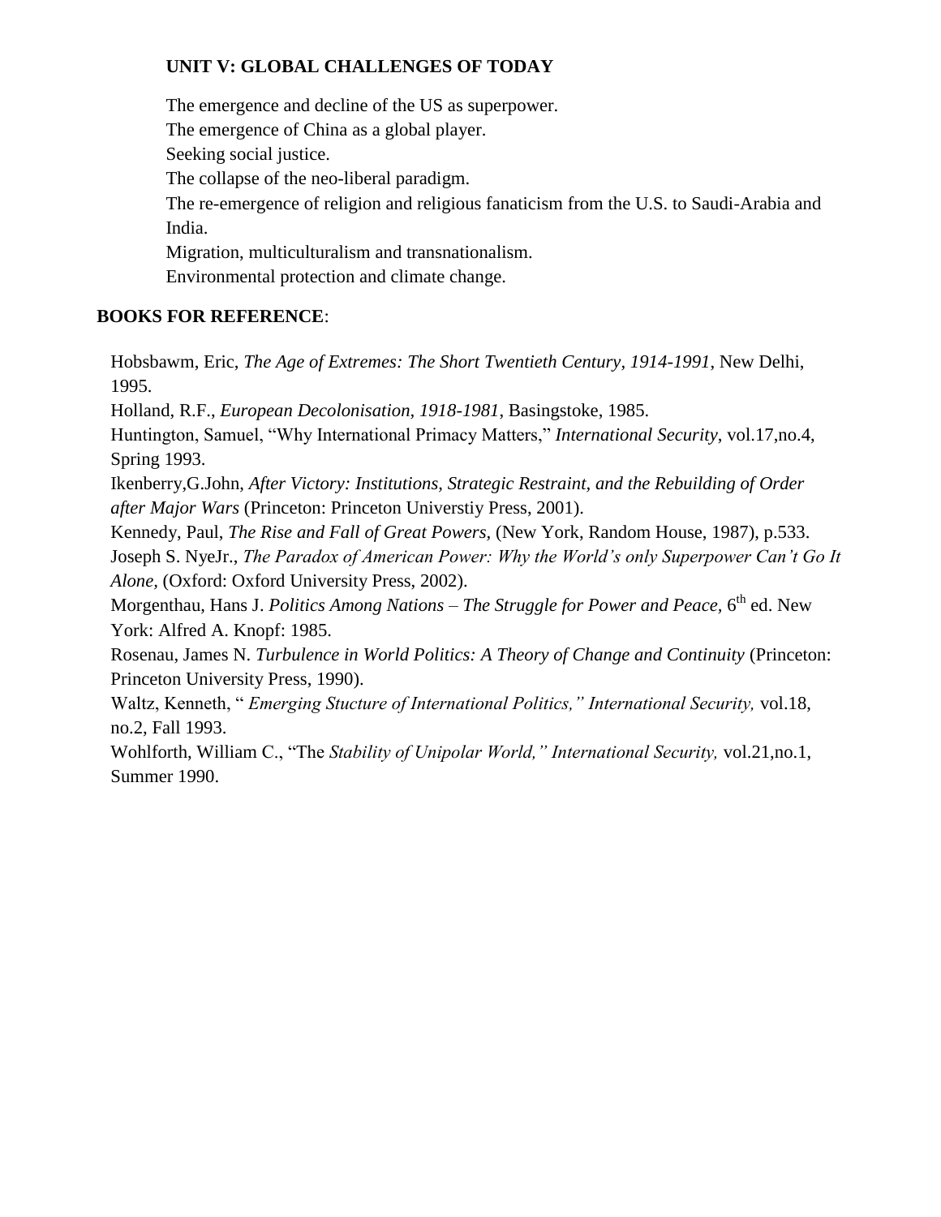**UNIT V: GLOBAL CHALLENGES OF TODAY**

The emergence and decline of the US as superpower.
The emergence of China as a global player.
Seeking social justice.
The collapse of the neo-liberal paradigm.
The re-emergence of religion and religious fanaticism from the U.S. to Saudi-Arabia and India.
Migration, multiculturalism and transnationalism.
Environmental protection and climate change.

**BOOKS FOR REFERENCE**:

Hobsbawm, Eric, *The Age of Extremes: The Short Twentieth Century, 1914-1991*, New Delhi, 1995.

Holland, R.F., *European Decolonisation, 1918-1981*, Basingstoke, 1985.

Huntington, Samuel, "Why International Primacy Matters," *International Security*, vol.17,no.4, Spring 1993.

Ikenberry,G.John, *After Victory: Institutions, Strategic Restraint, and the Rebuilding of Order after Major Wars* (Princeton: Princeton Universtiy Press, 2001).

Kennedy, Paul, *The Rise and Fall of Great Powers,* (New York, Random House, 1987), p.533.

Joseph S. NyeJr., *The Paradox of American Power: Why the World's only Superpower Can't Go It Alone,* (Oxford: Oxford University Press, 2002).

Morgenthau, Hans J. *Politics Among Nations – The Struggle for Power and Peace,* 6th ed. New York: Alfred A. Knopf: 1985.

Rosenau, James N. *Turbulence in World Politics: A Theory of Change and Continuity* (Princeton: Princeton University Press, 1990).

Waltz, Kenneth, " *Emerging Stucture of International Politics," International Security,* vol.18, no.2, Fall 1993.

Wohlforth, William C., "The *Stability of Unipolar World," International Security,* vol.21,no.1, Summer 1990.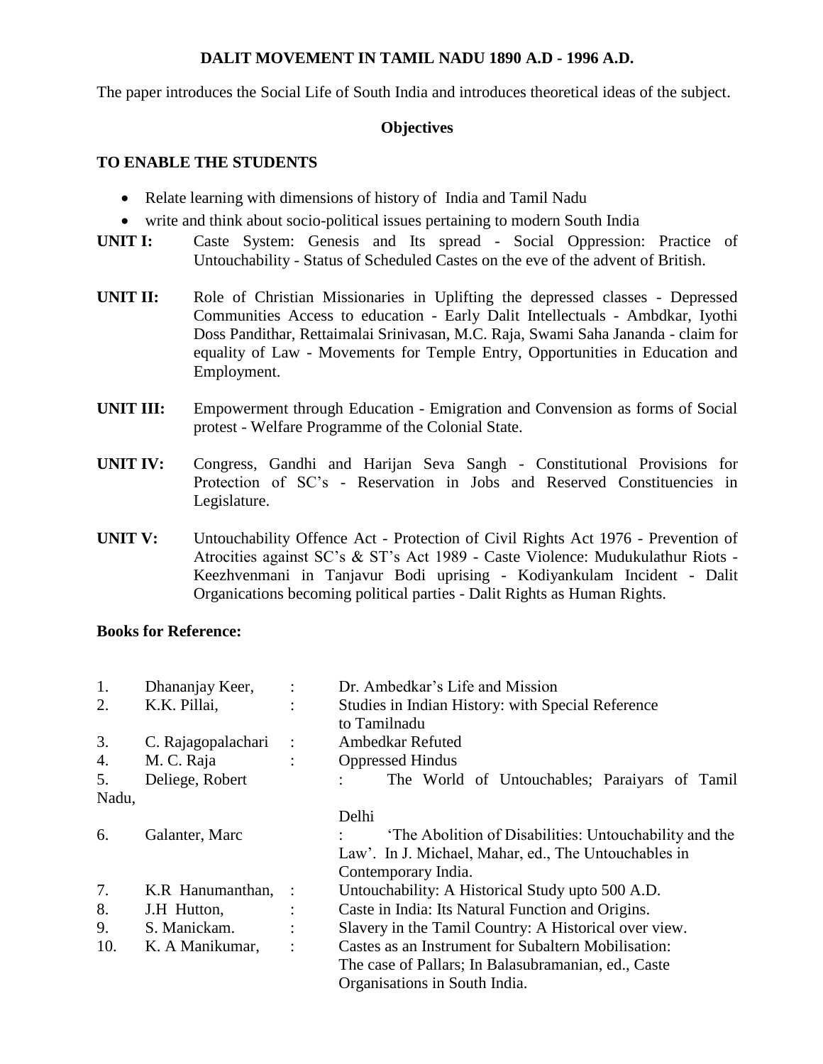**DALIT MOVEMENT IN TAMIL NADU 1890 A.D - 1996 A.D.**

The paper introduces the Social Life of South India and introduces theoretical ideas of the subject.

**Objectives**

**TO ENABLE THE STUDENTS**

- Relate learning with dimensions of history of India and Tamil Nadu
- write and think about socio-political issues pertaining to modern South India

**UNIT I:** Caste System: Genesis and Its spread - Social Oppression: Practice of Untouchability - Status of Scheduled Castes on the eve of the advent of British.

**UNIT II:** Role of Christian Missionaries in Uplifting the depressed classes - Depressed Communities Access to education - Early Dalit Intellectuals - Ambdkar, Iyothi Doss Pandithar, Rettaimalai Srinivasan, M.C. Raja, Swami Saha Jananda - claim for equality of Law - Movements for Temple Entry, Opportunities in Education and Employment.

**UNIT III:** Empowerment through Education - Emigration and Convension as forms of Social protest - Welfare Programme of the Colonial State.

**UNIT IV:** Congress, Gandhi and Harijan Seva Sangh - Constitutional Provisions for Protection of SC's - Reservation in Jobs and Reserved Constituencies in Legislature.

**UNIT V:** Untouchability Offence Act - Protection of Civil Rights Act 1976 - Prevention of Atrocities against SC's & ST's Act 1989 - Caste Violence: Mudukulathur Riots - Keezhvenmani in Tanjavur Bodi uprising - Kodiyankulam Incident - Dalit Organications becoming political parties - Dalit Rights as Human Rights.

**Books for Reference:**

1. Dhananjay Keer, : Dr. Ambedkar's Life and Mission
2. K.K. Pillai, : Studies in Indian History: with Special Reference to Tamilnadu
3. C. Rajagopalachari : Ambedkar Refuted
4. M. C. Raja : Oppressed Hindus
5. Deliege, Robert : The World of Untouchables; Paraiyars of Tamil Nadu, Delhi
6. Galanter, Marc : 'The Abolition of Disabilities: Untouchability and the Law'. In J. Michael, Mahar, ed., The Untouchables in Contemporary India.
7. K.R Hanumanthan, : Untouchability: A Historical Study upto 500 A.D.
8. J.H Hutton, : Caste in India: Its Natural Function and Origins.
9. S. Manickam. : Slavery in the Tamil Country: A Historical over view.
10. K. A Manikumar, : Castes as an Instrument for Subaltern Mobilisation: The case of Pallars; In Balasubramanian, ed., Caste Organisations in South India.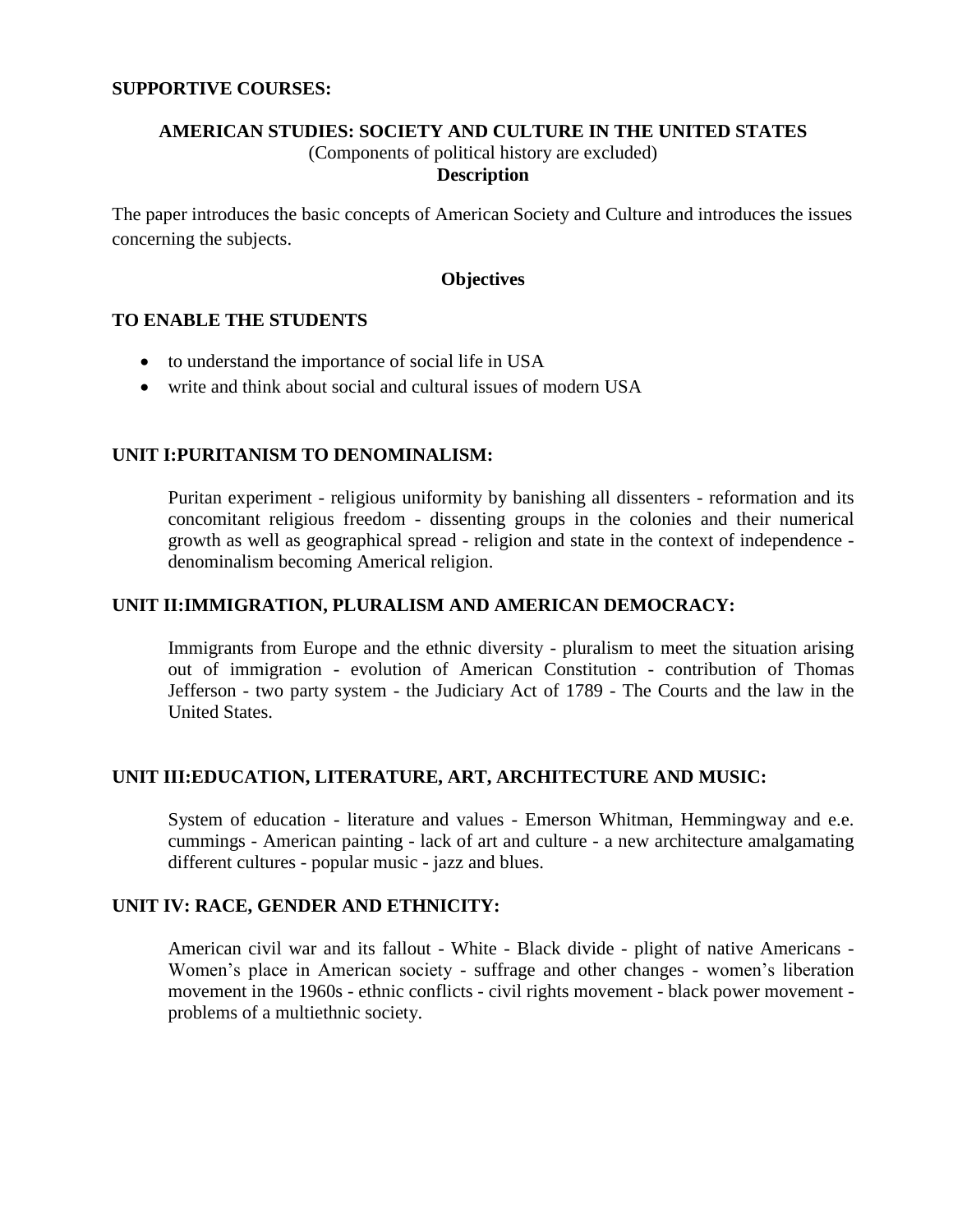**SUPPORTIVE COURSES:**

## AMERICAN STUDIES: SOCIETY AND CULTURE IN THE UNITED STATES

(Components of political history are excluded)

**Description**

The paper introduces the basic concepts of American Society and Culture and introduces the issues concerning the subjects.

**Objectives**

**TO ENABLE THE STUDENTS**

- to understand the importance of social life in USA
- write and think about social and cultural issues of modern USA

### UNIT I:PURITANISM TO DENOMINALISM:

Puritan experiment - religious uniformity by banishing all dissenters - reformation and its concomitant religious freedom - dissenting groups in the colonies and their numerical growth as well as geographical spread - religion and state in the context of independence - denominalism becoming Americal religion.

### UNIT II:IMMIGRATION, PLURALISM AND AMERICAN DEMOCRACY:

Immigrants from Europe and the ethnic diversity - pluralism to meet the situation arising out of immigration - evolution of American Constitution - contribution of Thomas Jefferson - two party system - the Judiciary Act of 1789 - The Courts and the law in the United States.

### UNIT III:EDUCATION, LITERATURE, ART, ARCHITECTURE AND MUSIC:

System of education - literature and values - Emerson Whitman, Hemmingway and e.e. cummings - American painting - lack of art and culture - a new architecture amalgamating different cultures - popular music - jazz and blues.

### UNIT IV: RACE, GENDER AND ETHNICITY:

American civil war and its fallout - White - Black divide - plight of native Americans - Women's place in American society - suffrage and other changes - women's liberation movement in the 1960s - ethnic conflicts - civil rights movement - black power movement - problems of a multiethnic society.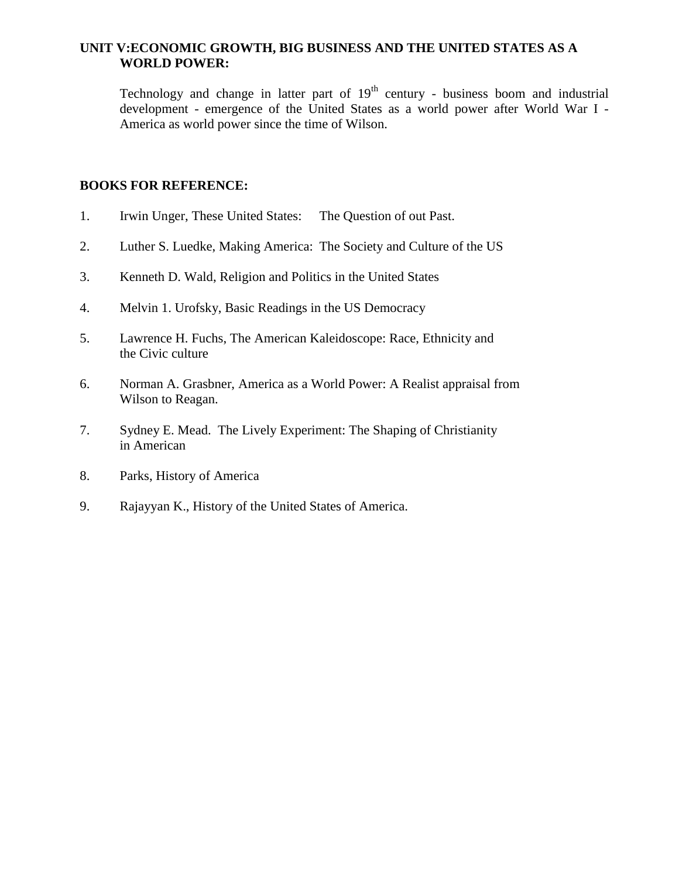**UNIT V:ECONOMIC GROWTH, BIG BUSINESS AND THE UNITED STATES AS A WORLD POWER:**

Technology and change in latter part of 19th century - business boom and industrial development - emergence of the United States as a world power after World War I - America as world power since the time of Wilson.

**BOOKS FOR REFERENCE:**

1. Irwin Unger, These United States: The Question of out Past.
2. Luther S. Luedke, Making America: The Society and Culture of the US
3. Kenneth D. Wald, Religion and Politics in the United States
4. Melvin 1. Urofsky, Basic Readings in the US Democracy
5. Lawrence H. Fuchs, The American Kaleidoscope: Race, Ethnicity and the Civic culture
6. Norman A. Grasbner, America as a World Power: A Realist appraisal from Wilson to Reagan.
7. Sydney E. Mead. The Lively Experiment: The Shaping of Christianity in American
8. Parks, History of America
9. Rajayyan K., History of the United States of America.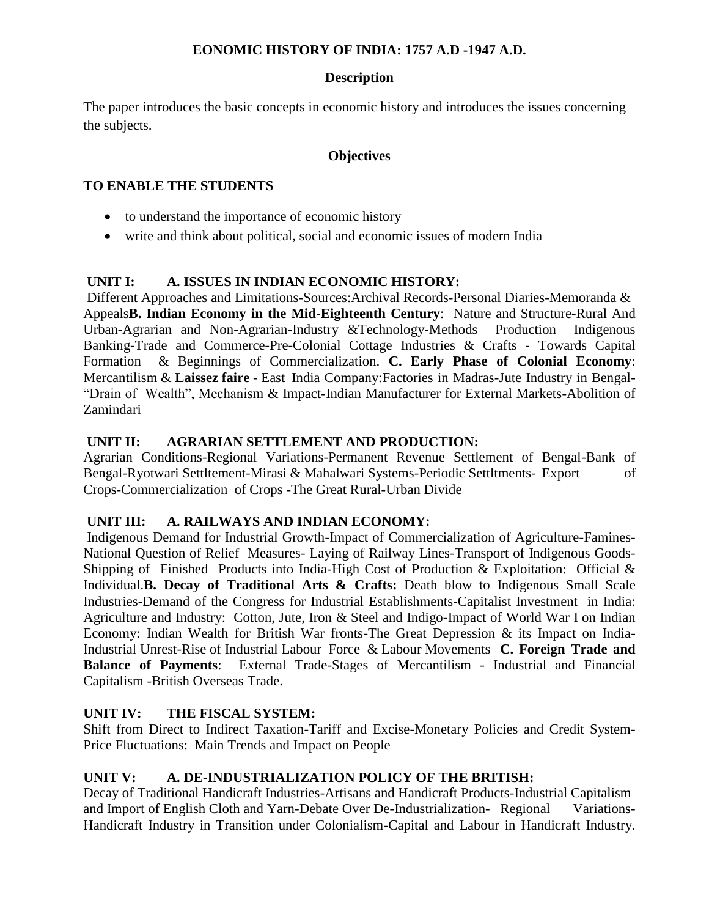**EONOMIC HISTORY OF INDIA: 1757 A.D -1947 A.D.**

**Description**

The paper introduces the basic concepts in economic history and introduces the issues concerning the subjects.

**Objectives**

**TO ENABLE THE STUDENTS**

- to understand the importance of economic history
- write and think about political, social and economic issues of modern India

**UNIT I: A. ISSUES IN INDIAN ECONOMIC HISTORY:**

Different Approaches and Limitations-Sources:Archival Records-Personal Diaries-Memoranda & Appeals**B. Indian Economy in the Mid-Eighteenth Century**: Nature and Structure-Rural And Urban-Agrarian and Non-Agrarian-Industry &Technology-Methods Production Indigenous Banking-Trade and Commerce-Pre-Colonial Cottage Industries & Crafts - Towards Capital Formation & Beginnings of Commercialization. **C. Early Phase of Colonial Economy**: Mercantilism & **Laissez faire** - East India Company:Factories in Madras-Jute Industry in Bengal- "Drain of Wealth", Mechanism & Impact-Indian Manufacturer for External Markets-Abolition of Zamindari

**UNIT II: AGRARIAN SETTLEMENT AND PRODUCTION:**

Agrarian Conditions-Regional Variations-Permanent Revenue Settlement of Bengal-Bank of Bengal-Ryotwari Settltement-Mirasi & Mahalwari Systems-Periodic Settltments- Export of Crops-Commercialization of Crops -The Great Rural-Urban Divide

**UNIT III: A. RAILWAYS AND INDIAN ECONOMY:**

Indigenous Demand for Industrial Growth-Impact of Commercialization of Agriculture-Famines-National Question of Relief Measures- Laying of Railway Lines-Transport of Indigenous Goods-Shipping of Finished Products into India-High Cost of Production & Exploitation: Official & Individual.**B. Decay of Traditional Arts & Crafts:** Death blow to Indigenous Small Scale Industries-Demand of the Congress for Industrial Establishments-Capitalist Investment in India: Agriculture and Industry: Cotton, Jute, Iron & Steel and Indigo-Impact of World War I on Indian Economy: Indian Wealth for British War fronts-The Great Depression & its Impact on India-Industrial Unrest-Rise of Industrial Labour Force & Labour Movements **C. Foreign Trade and Balance of Payments**: External Trade-Stages of Mercantilism - Industrial and Financial Capitalism -British Overseas Trade.

**UNIT IV: THE FISCAL SYSTEM:**

Shift from Direct to Indirect Taxation-Tariff and Excise-Monetary Policies and Credit System-Price Fluctuations: Main Trends and Impact on People

**UNIT V: A. DE-INDUSTRIALIZATION POLICY OF THE BRITISH:**

Decay of Traditional Handicraft Industries-Artisans and Handicraft Products-Industrial Capitalism and Import of English Cloth and Yarn-Debate Over De-Industrialization- Regional Variations-Handicraft Industry in Transition under Colonialism-Capital and Labour in Handicraft Industry.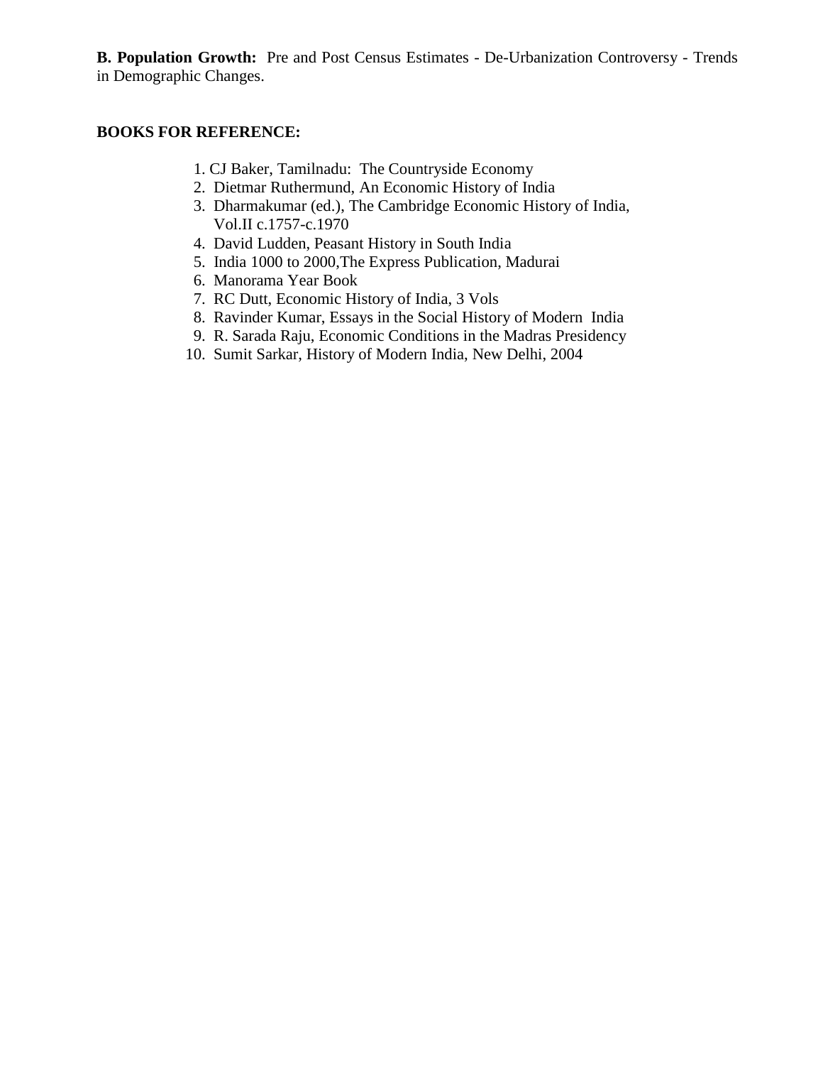**B. Population Growth:** Pre and Post Census Estimates - De-Urbanization Controversy - Trends in Demographic Changes.

**BOOKS FOR REFERENCE:**

1. CJ Baker, Tamilnadu: The Countryside Economy
2. Dietmar Ruthermund, An Economic History of India
3. Dharmakumar (ed.), The Cambridge Economic History of India, Vol.II c.1757-c.1970
4. David Ludden, Peasant History in South India
5. India 1000 to 2000,The Express Publication, Madurai
6. Manorama Year Book
7. RC Dutt, Economic History of India, 3 Vols
8. Ravinder Kumar, Essays in the Social History of Modern India
9. R. Sarada Raju, Economic Conditions in the Madras Presidency
10. Sumit Sarkar, History of Modern India, New Delhi, 2004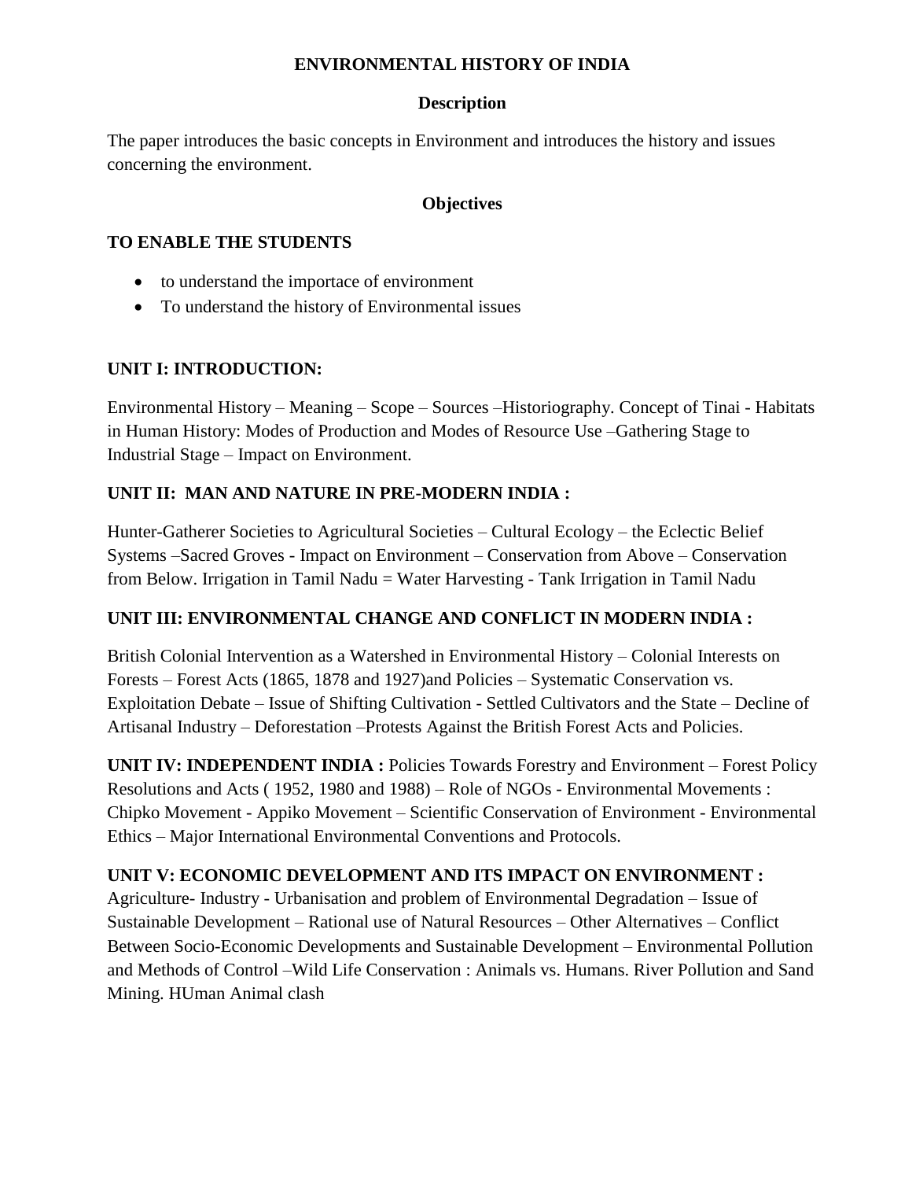# ENVIRONMENTAL HISTORY OF INDIA

## Description

The paper introduces the basic concepts in Environment and introduces the history and issues concerning the environment.

## Objectives

**TO ENABLE THE STUDENTS**

- to understand the importace of environment
- To understand the history of Environmental issues

### UNIT I: INTRODUCTION:

Environmental History – Meaning – Scope – Sources –Historiography. Concept of Tinai - Habitats in Human History: Modes of Production and Modes of Resource Use –Gathering Stage to Industrial Stage – Impact on Environment.

### UNIT II: MAN AND NATURE IN PRE-MODERN INDIA :

Hunter-Gatherer Societies to Agricultural Societies – Cultural Ecology – the Eclectic Belief Systems –Sacred Groves - Impact on Environment – Conservation from Above – Conservation from Below. Irrigation in Tamil Nadu = Water Harvesting - Tank Irrigation in Tamil Nadu

### UNIT III: ENVIRONMENTAL CHANGE AND CONFLICT IN MODERN INDIA :

British Colonial Intervention as a Watershed in Environmental History – Colonial Interests on Forests – Forest Acts (1865, 1878 and 1927)and Policies – Systematic Conservation vs. Exploitation Debate – Issue of Shifting Cultivation - Settled Cultivators and the State – Decline of Artisanal Industry – Deforestation –Protests Against the British Forest Acts and Policies.

**UNIT IV: INDEPENDENT INDIA :** Policies Towards Forestry and Environment – Forest Policy Resolutions and Acts ( 1952, 1980 and 1988) – Role of NGOs - Environmental Movements : Chipko Movement - Appiko Movement – Scientific Conservation of Environment - Environmental Ethics – Major International Environmental Conventions and Protocols.

**UNIT V: ECONOMIC DEVELOPMENT AND ITS IMPACT ON ENVIRONMENT :**
Agriculture- Industry - Urbanisation and problem of Environmental Degradation – Issue of Sustainable Development – Rational use of Natural Resources – Other Alternatives – Conflict Between Socio-Economic Developments and Sustainable Development – Environmental Pollution and Methods of Control –Wild Life Conservation : Animals vs. Humans. River Pollution and Sand Mining. HUman Animal clash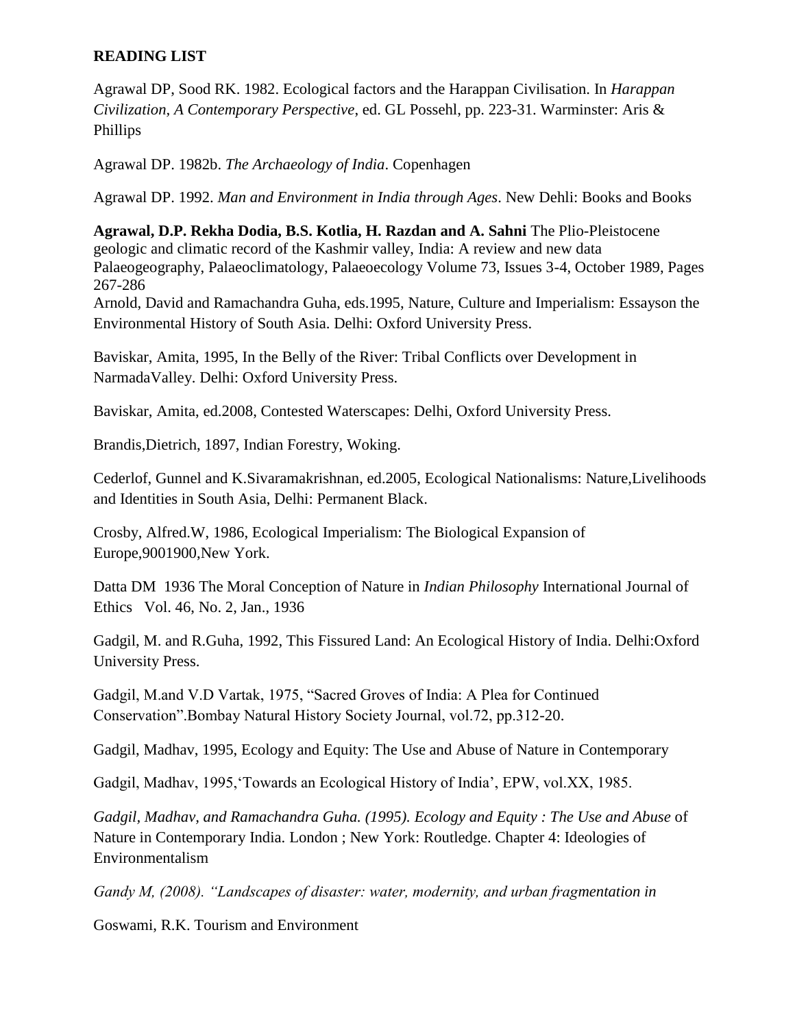**READING LIST**

Agrawal DP, Sood RK. 1982. Ecological factors and the Harappan Civilisation. In *Harappan Civilization, A Contemporary Perspective*, ed. GL Possehl, pp. 223-31. Warminster: Aris & Phillips

Agrawal DP. 1982b. *The Archaeology of India*. Copenhagen

Agrawal DP. 1992. *Man and Environment in India through Ages*. New Dehli: Books and Books

**Agrawal, D.P. Rekha Dodia, B.S. Kotlia, H. Razdan and A. Sahni** The Plio-Pleistocene geologic and climatic record of the Kashmir valley, India: A review and new data Palaeogeography, Palaeoclimatology, Palaeoecology Volume 73, Issues 3-4, October 1989, Pages 267-286

Arnold, David and Ramachandra Guha, eds.1995, Nature, Culture and Imperialism: Essayson the Environmental History of South Asia. Delhi: Oxford University Press.

Baviskar, Amita, 1995, In the Belly of the River: Tribal Conflicts over Development in NarmadaValley. Delhi: Oxford University Press.

Baviskar, Amita, ed.2008, Contested Waterscapes: Delhi, Oxford University Press.

Brandis,Dietrich, 1897, Indian Forestry, Woking.

Cederlof, Gunnel and K.Sivaramakrishnan, ed.2005, Ecological Nationalisms: Nature,Livelihoods and Identities in South Asia, Delhi: Permanent Black.

Crosby, Alfred.W, 1986, Ecological Imperialism: The Biological Expansion of Europe,9001900,New York.

Datta DM 1936 The Moral Conception of Nature in *Indian Philosophy* International Journal of Ethics Vol. 46, No. 2, Jan., 1936

Gadgil, M. and R.Guha, 1992, This Fissured Land: An Ecological History of India. Delhi:Oxford University Press.

Gadgil, M.and V.D Vartak, 1975, "Sacred Groves of India: A Plea for Continued Conservation".Bombay Natural History Society Journal, vol.72, pp.312-20.

Gadgil, Madhav, 1995, Ecology and Equity: The Use and Abuse of Nature in Contemporary

Gadgil, Madhav, 1995,'Towards an Ecological History of India', EPW, vol.XX, 1985.

*Gadgil, Madhav, and Ramachandra Guha. (1995). Ecology and Equity : The Use and Abuse* of Nature in Contemporary India. London ; New York: Routledge. Chapter 4: Ideologies of Environmentalism

*Gandy M, (2008). "Landscapes of disaster: water, modernity, and urban fragmentation in*

Goswami, R.K. Tourism and Environment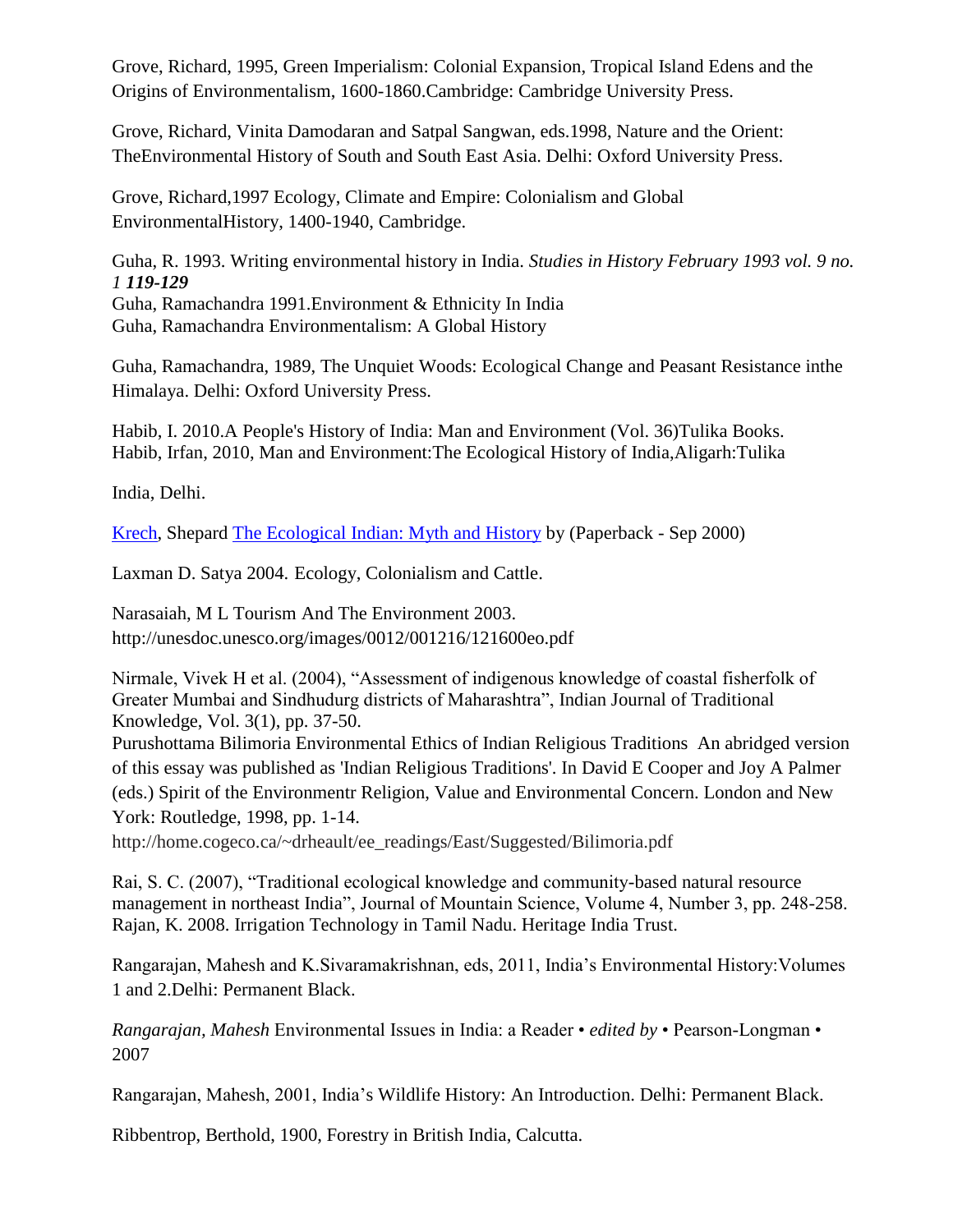Grove, Richard, 1995, Green Imperialism: Colonial Expansion, Tropical Island Edens and the Origins of Environmentalism, 1600-1860.Cambridge: Cambridge University Press.

Grove, Richard, Vinita Damodaran and Satpal Sangwan, eds.1998, Nature and the Orient: TheEnvironmental History of South and South East Asia. Delhi: Oxford University Press.

Grove, Richard,1997 Ecology, Climate and Empire: Colonialism and Global EnvironmentalHistory, 1400-1940, Cambridge.

Guha, R. 1993. Writing environmental history in India. *Studies in History February 1993 vol. 9 no. 1* ***119-129***
Guha, Ramachandra 1991.Environment & Ethnicity In India
Guha, Ramachandra Environmentalism: A Global History

Guha, Ramachandra, 1989, The Unquiet Woods: Ecological Change and Peasant Resistance inthe Himalaya. Delhi: Oxford University Press.

Habib, I. 2010.A People's History of India: Man and Environment (Vol. 36)Tulika Books.
Habib, Irfan, 2010, Man and Environment:The Ecological History of India,Aligarh:Tulika

India, Delhi.

Krech, Shepard The Ecological Indian: Myth and History by (Paperback - Sep 2000)

Laxman D. Satya 2004. Ecology, Colonialism and Cattle.

Narasaiah, M L Tourism And The Environment 2003.
http://unesdoc.unesco.org/images/0012/001216/121600eo.pdf

Nirmale, Vivek H et al. (2004), "Assessment of indigenous knowledge of coastal fisherfolk of Greater Mumbai and Sindhudurg districts of Maharashtra", Indian Journal of Traditional Knowledge, Vol. 3(1), pp. 37-50.
Purushottama Bilimoria Environmental Ethics of Indian Religious Traditions An abridged version of this essay was published as 'Indian Religious Traditions'. In David E Cooper and Joy A Palmer (eds.) Spirit of the Environmentr Religion, Value and Environmental Concern. London and New York: Routledge, 1998, pp. 1-14.
http://home.cogeco.ca/~drheault/ee_readings/East/Suggested/Bilimoria.pdf

Rai, S. C. (2007), "Traditional ecological knowledge and community-based natural resource management in northeast India", Journal of Mountain Science, Volume 4, Number 3, pp. 248-258.
Rajan, K. 2008. Irrigation Technology in Tamil Nadu. Heritage India Trust.

Rangarajan, Mahesh and K.Sivaramakrishnan, eds, 2011, India's Environmental History:Volumes 1 and 2.Delhi: Permanent Black.

*Rangarajan, Mahesh* Environmental Issues in India: a Reader • *edited by* • Pearson-Longman • 2007

Rangarajan, Mahesh, 2001, India's Wildlife History: An Introduction. Delhi: Permanent Black.

Ribbentrop, Berthold, 1900, Forestry in British India, Calcutta.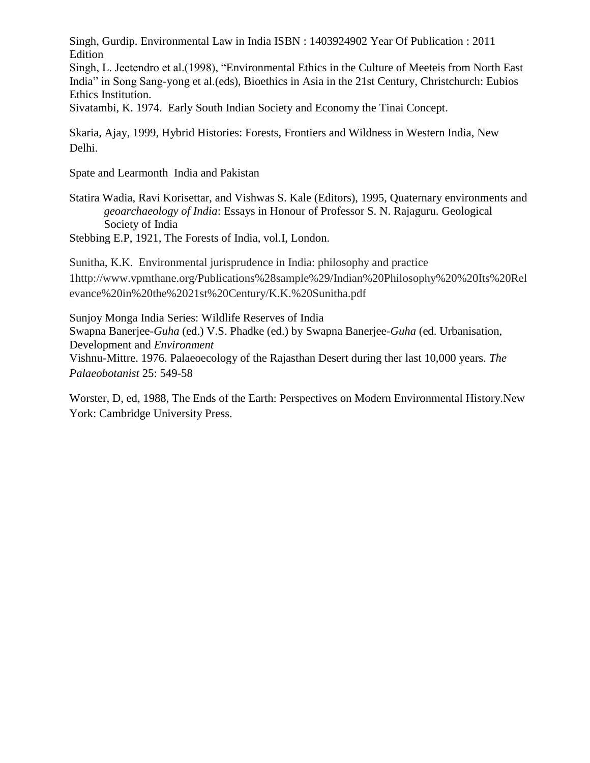Singh, Gurdip. Environmental Law in India ISBN : 1403924902 Year Of Publication : 2011 Edition

Singh, L. Jeetendro et al.(1998), "Environmental Ethics in the Culture of Meeteis from North East India" in Song Sang-yong et al.(eds), Bioethics in Asia in the 21st Century, Christchurch: Eubios Ethics Institution.

Sivatambi, K. 1974. Early South Indian Society and Economy the Tinai Concept.

Skaria, Ajay, 1999, Hybrid Histories: Forests, Frontiers and Wildness in Western India, New Delhi.

Spate and Learmonth India and Pakistan

Statira Wadia, Ravi Korisettar, and Vishwas S. Kale (Editors), 1995, Quaternary environments and *geoarchaeology of India*: Essays in Honour of Professor S. N. Rajaguru. Geological Society of India

Stebbing E.P, 1921, The Forests of India, vol.I, London.

Sunitha, K.K. Environmental jurisprudence in India: philosophy and practice 1http://www.vpmthane.org/Publications%28sample%29/Indian%20Philosophy%20%20Its%20Relevance%20in%20the%2021st%20Century/K.K.%20Sunitha.pdf

Sunjoy Monga India Series: Wildlife Reserves of India

Swapna Banerjee-*Guha* (ed.) V.S. Phadke (ed.) by Swapna Banerjee-*Guha* (ed. Urbanisation, Development and *Environment*

Vishnu-Mittre. 1976. Palaeoecology of the Rajasthan Desert during ther last 10,000 years. *The Palaeobotanist* 25: 549-58

Worster, D, ed, 1988, The Ends of the Earth: Perspectives on Modern Environmental History.New York: Cambridge University Press.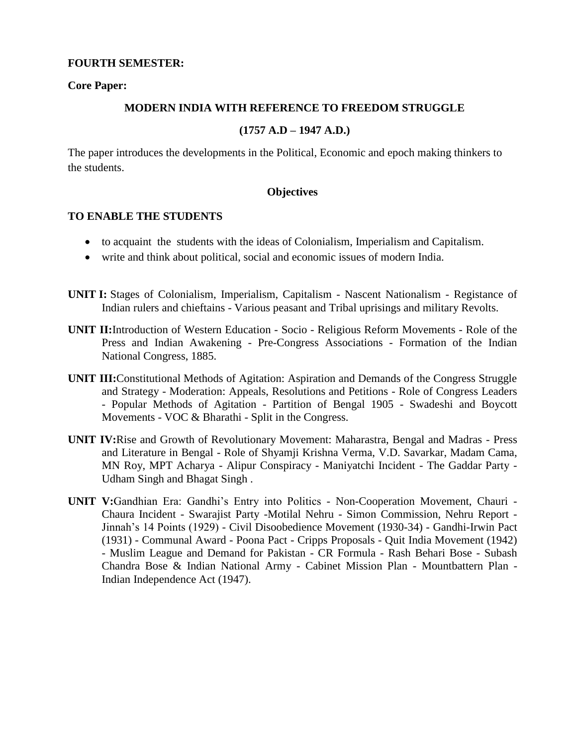**FOURTH SEMESTER:**

**Core Paper:**

**MODERN INDIA WITH REFERENCE TO FREEDOM STRUGGLE**

**(1757 A.D – 1947 A.D.)**

The paper introduces the developments in the Political, Economic and epoch making thinkers to the students.

**Objectives**

**TO ENABLE THE STUDENTS**

- to acquaint the students with the ideas of Colonialism, Imperialism and Capitalism.
- write and think about political, social and economic issues of modern India.

**UNIT I:** Stages of Colonialism, Imperialism, Capitalism - Nascent Nationalism - Registance of Indian rulers and chieftains - Various peasant and Tribal uprisings and military Revolts.

**UNIT II:**Introduction of Western Education - Socio - Religious Reform Movements - Role of the Press and Indian Awakening - Pre-Congress Associations - Formation of the Indian National Congress, 1885.

**UNIT III:**Constitutional Methods of Agitation: Aspiration and Demands of the Congress Struggle and Strategy - Moderation: Appeals, Resolutions and Petitions - Role of Congress Leaders - Popular Methods of Agitation - Partition of Bengal 1905 - Swadeshi and Boycott Movements - VOC & Bharathi - Split in the Congress.

**UNIT IV:**Rise and Growth of Revolutionary Movement: Maharastra, Bengal and Madras - Press and Literature in Bengal - Role of Shyamji Krishna Verma, V.D. Savarkar, Madam Cama, MN Roy, MPT Acharya - Alipur Conspiracy - Maniyatchi Incident - The Gaddar Party - Udham Singh and Bhagat Singh .

**UNIT V:**Gandhian Era: Gandhi's Entry into Politics - Non-Cooperation Movement, Chauri - Chaura Incident - Swarajist Party -Motilal Nehru - Simon Commission, Nehru Report - Jinnah's 14 Points (1929) - Civil Disoobedience Movement (1930-34) - Gandhi-Irwin Pact (1931) - Communal Award - Poona Pact - Cripps Proposals - Quit India Movement (1942) - Muslim League and Demand for Pakistan - CR Formula - Rash Behari Bose - Subash Chandra Bose & Indian National Army - Cabinet Mission Plan - Mountbatten Plan - Indian Independence Act (1947).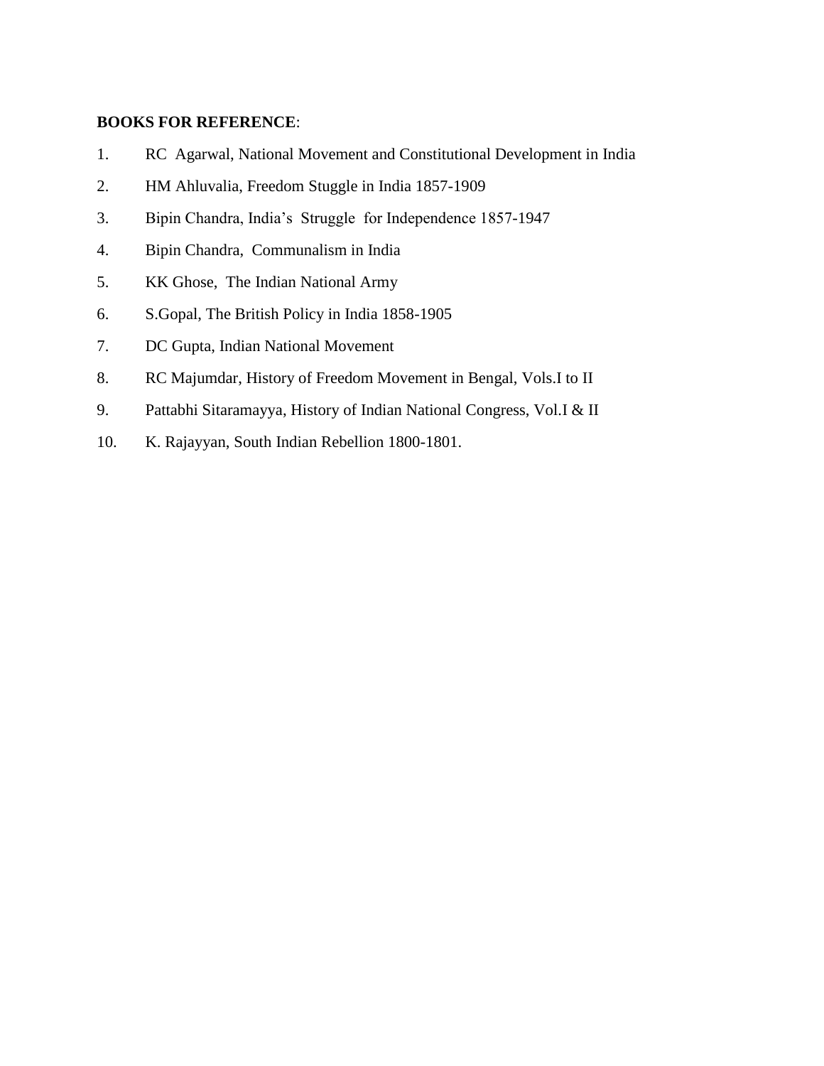**BOOKS FOR REFERENCE**:

1. RC Agarwal, National Movement and Constitutional Development in India
2. HM Ahluvalia, Freedom Stuggle in India 1857-1909
3. Bipin Chandra, India's Struggle for Independence 1857-1947
4. Bipin Chandra, Communalism in India
5. KK Ghose, The Indian National Army
6. S.Gopal, The British Policy in India 1858-1905
7. DC Gupta, Indian National Movement
8. RC Majumdar, History of Freedom Movement in Bengal, Vols.I to II
9. Pattabhi Sitaramayya, History of Indian National Congress, Vol.I & II
10. K. Rajayyan, South Indian Rebellion 1800-1801.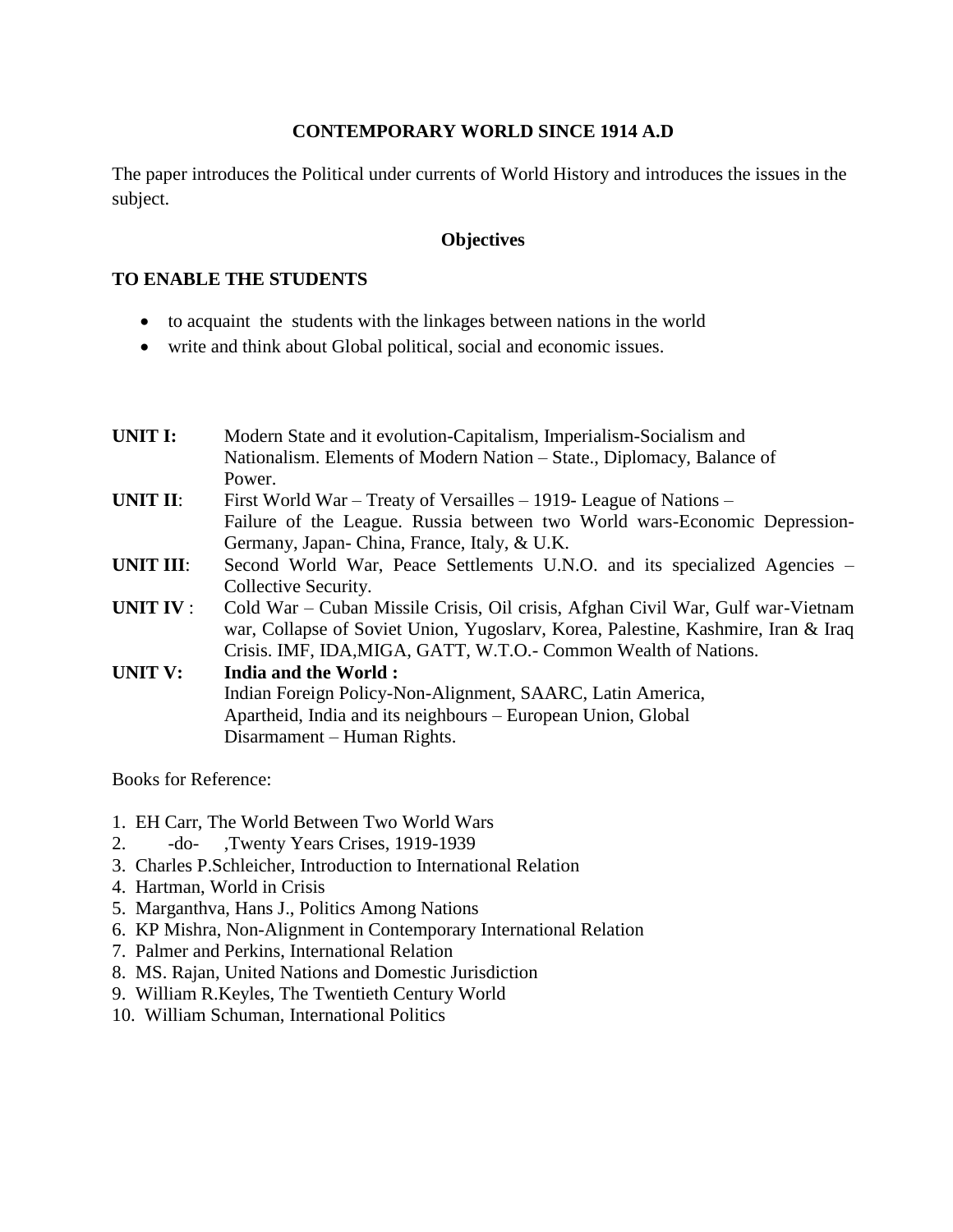# CONTEMPORARY WORLD SINCE 1914 A.D

The paper introduces the Political under currents of World History and introduces the issues in the subject.

## Objectives

**TO ENABLE THE STUDENTS**

- to acquaint the students with the linkages between nations in the world
- write and think about Global political, social and economic issues.

**UNIT I:** Modern State and it evolution-Capitalism, Imperialism-Socialism and Nationalism. Elements of Modern Nation – State., Diplomacy, Balance of Power.

**UNIT II**: First World War – Treaty of Versailles – 1919- League of Nations – Failure of the League. Russia between two World wars-Economic Depression-Germany, Japan- China, France, Italy, & U.K.

**UNIT III**: Second World War, Peace Settlements U.N.O. and its specialized Agencies – Collective Security.

**UNIT IV** : Cold War – Cuban Missile Crisis, Oil crisis, Afghan Civil War, Gulf war-Vietnam war, Collapse of Soviet Union, Yugoslarv, Korea, Palestine, Kashmire, Iran & Iraq Crisis. IMF, IDA,MIGA, GATT, W.T.O.- Common Wealth of Nations.

**UNIT V:** **India and the World :**
Indian Foreign Policy-Non-Alignment, SAARC, Latin America, Apartheid, India and its neighbours – European Union, Global Disarmament – Human Rights.

Books for Reference:

1. EH Carr, The World Between Two World Wars
2. -do- ,Twenty Years Crises, 1919-1939
3. Charles P.Schleicher, Introduction to International Relation
4. Hartman, World in Crisis
5. Marganthva, Hans J., Politics Among Nations
6. KP Mishra, Non-Alignment in Contemporary International Relation
7. Palmer and Perkins, International Relation
8. MS. Rajan, United Nations and Domestic Jurisdiction
9. William R.Keyles, The Twentieth Century World
10. William Schuman, International Politics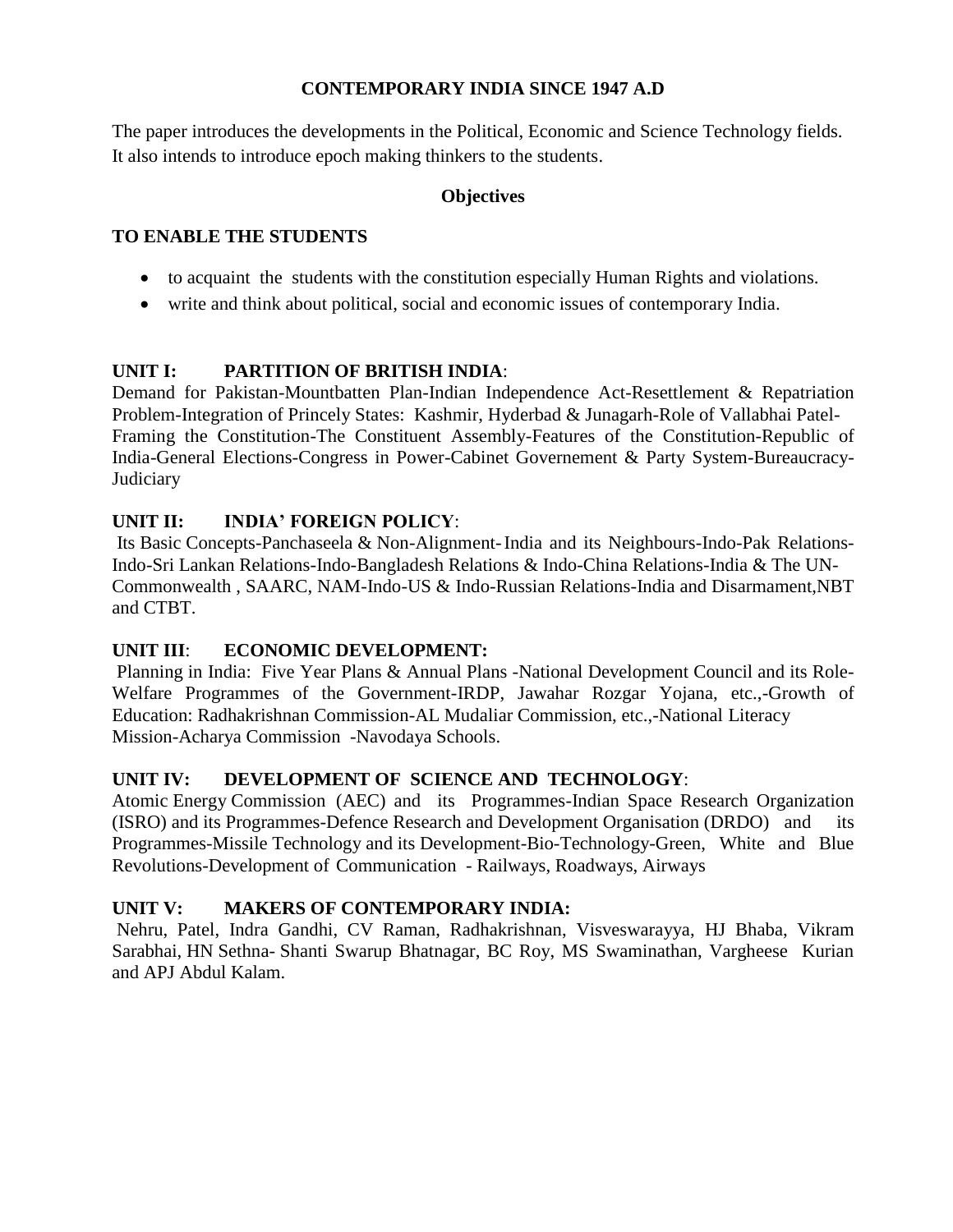## CONTEMPORARY INDIA SINCE 1947 A.D

The paper introduces the developments in the Political, Economic and Science Technology fields. It also intends to introduce epoch making thinkers to the students.

### Objectives

**TO ENABLE THE STUDENTS**

- to acquaint the students with the constitution especially Human Rights and violations.
- write and think about political, social and economic issues of contemporary India.

**UNIT I: PARTITION OF BRITISH INDIA**:

Demand for Pakistan-Mountbatten Plan-Indian Independence Act-Resettlement & Repatriation Problem-Integration of Princely States: Kashmir, Hyderbad & Junagarh-Role of Vallabhai Patel-Framing the Constitution-The Constituent Assembly-Features of the Constitution-Republic of India-General Elections-Congress in Power-Cabinet Governement & Party System-Bureaucracy-Judiciary

**UNIT II: INDIA' FOREIGN POLICY**:

Its Basic Concepts-Panchaseela & Non-Alignment-India and its Neighbours-Indo-Pak Relations-Indo-Sri Lankan Relations-Indo-Bangladesh Relations & Indo-China Relations-India & The UN-Commonwealth , SAARC, NAM-Indo-US & Indo-Russian Relations-India and Disarmament,NBT and CTBT.

**UNIT III**: **ECONOMIC DEVELOPMENT:**

Planning in India: Five Year Plans & Annual Plans -National Development Council and its Role-Welfare Programmes of the Government-IRDP, Jawahar Rozgar Yojana, etc.,-Growth of Education: Radhakrishnan Commission-AL Mudaliar Commission, etc.,-National Literacy Mission-Acharya Commission -Navodaya Schools.

**UNIT IV: DEVELOPMENT OF SCIENCE AND TECHNOLOGY**:

Atomic Energy Commission (AEC) and its Programmes-Indian Space Research Organization (ISRO) and its Programmes-Defence Research and Development Organisation (DRDO) and its Programmes-Missile Technology and its Development-Bio-Technology-Green, White and Blue Revolutions-Development of Communication - Railways, Roadways, Airways

**UNIT V: MAKERS OF CONTEMPORARY INDIA:**

Nehru, Patel, Indra Gandhi, CV Raman, Radhakrishnan, Visveswarayya, HJ Bhaba, Vikram Sarabhai, HN Sethna- Shanti Swarup Bhatnagar, BC Roy, MS Swaminathan, Vargheese Kurian and APJ Abdul Kalam.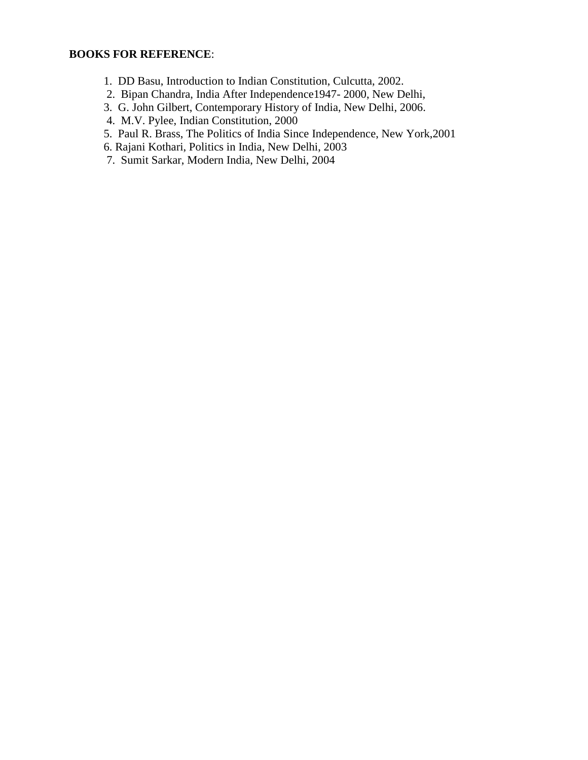**BOOKS FOR REFERENCE**:

1. DD Basu, Introduction to Indian Constitution, Culcutta, 2002.
2. Bipan Chandra, India After Independence1947- 2000, New Delhi,
3. G. John Gilbert, Contemporary History of India, New Delhi, 2006.
4. M.V. Pylee, Indian Constitution, 2000
5. Paul R. Brass, The Politics of India Since Independence, New York,2001
6. Rajani Kothari, Politics in India, New Delhi, 2003
7. Sumit Sarkar, Modern India, New Delhi, 2004